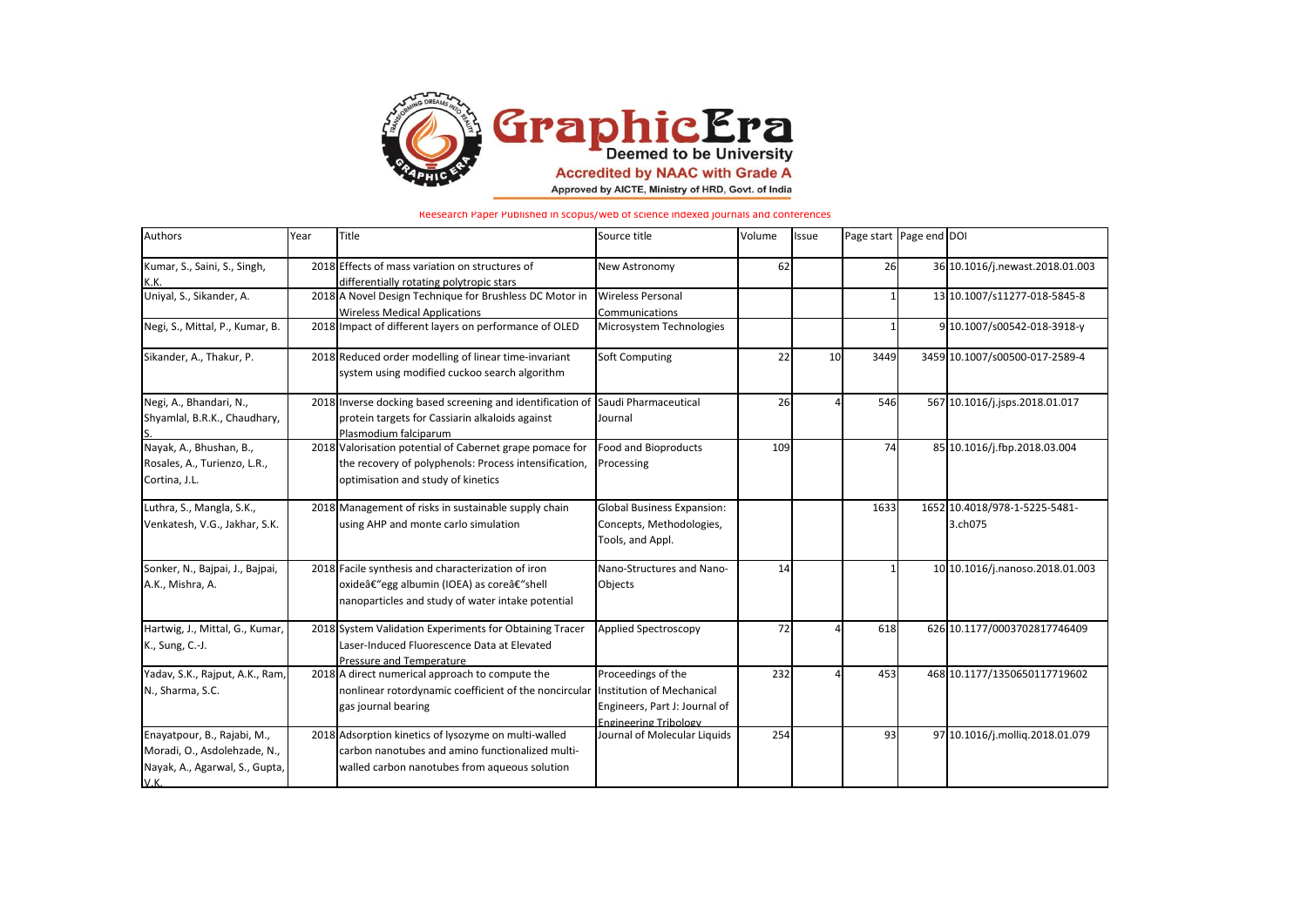# GraphicEra

**Deemed to be University**

**Accredited by NAAC with Grade A**

Approved by AICTE, Ministry of HRD, Govt. of India

Reesearch Paper Published in scopus/web of science indexed journals and conferences

| Authors | Year | Title | Source title | Volume | Issue | Page start | Page end | DOI |
|---|---|---|---|---|---|---|---|---|
| Kumar, S., Saini, S., Singh, K.K. | 2018 | Effects of mass variation on structures of differentially rotating polytropic stars | New Astronomy | 62 | | 26 | 36 | 10.1016/j.newast.2018.01.003 |
| Uniyal, S., Sikander, A. | 2018 | A Novel Design Technique for Brushless DC Motor in Wireless Medical Applications | Wireless Personal Communications | | | 1 | 13 | 10.1007/s11277-018-5845-8 |
| Negi, S., Mittal, P., Kumar, B. | 2018 | Impact of different layers on performance of OLED | Microsystem Technologies | | | 1 | 9 | 10.1007/s00542-018-3918-y |
| Sikander, A., Thakur, P. | 2018 | Reduced order modelling of linear time-invariant system using modified cuckoo search algorithm | Soft Computing | 22 | 10 | 3449 | 3459 | 10.1007/s00500-017-2589-4 |
| Negi, A., Bhandari, N., Shyamlal, B.R.K., Chaudhary, S. | 2018 | Inverse docking based screening and identification of protein targets for Cassiarin alkaloids against Plasmodium falciparum | Saudi Pharmaceutical Journal | 26 | 4 | 546 | 567 | 10.1016/j.jsps.2018.01.017 |
| Nayak, A., Bhushan, B., Rosales, A., Turienzo, L.R., Cortina, J.L. | 2018 | Valorisation potential of Cabernet grape pomace for the recovery of polyphenols: Process intensification, optimisation and study of kinetics | Food and Bioproducts Processing | 109 | | 74 | 85 | 10.1016/j.fbp.2018.03.004 |
| Luthra, S., Mangla, S.K., Venkatesh, V.G., Jakhar, S.K. | 2018 | Management of risks in sustainable supply chain using AHP and monte carlo simulation | Global Business Expansion: Concepts, Methodologies, Tools, and Appl. | | | 1633 | 1652 | 10.4018/978-1-5225-5481-3.ch075 |
| Sonker, N., Bajpai, J., Bajpai, A.K., Mishra, A. | 2018 | Facile synthesis and characterization of iron oxideâ€"egg albumin (IOEA) as coreâ€"shell nanoparticles and study of water intake potential | Nano-Structures and Nano-Objects | 14 | | 1 | 10 | 10.1016/j.nanoso.2018.01.003 |
| Hartwig, J., Mittal, G., Kumar, K., Sung, C.-J. | 2018 | System Validation Experiments for Obtaining Tracer Laser-Induced Fluorescence Data at Elevated Pressure and Temperature | Applied Spectroscopy | 72 | 4 | 618 | 626 | 10.1177/0003702817746409 |
| Yadav, S.K., Rajput, A.K., Ram, N., Sharma, S.C. | 2018 | A direct numerical approach to compute the nonlinear rotordynamic coefficient of the noncircular gas journal bearing | Proceedings of the Institution of Mechanical Engineers, Part J: Journal of Engineering Tribology | 232 | 4 | 453 | 468 | 10.1177/1350650117719602 |
| Enayatpour, B., Rajabi, M., Moradi, O., Asdolehzade, N., Nayak, A., Agarwal, S., Gupta, V.K. | 2018 | Adsorption kinetics of lysozyme on multi-walled carbon nanotubes and amino functionalized multi-walled carbon nanotubes from aqueous solution | Journal of Molecular Liquids | 254 | | 93 | 97 | 10.1016/j.molliq.2018.01.079 |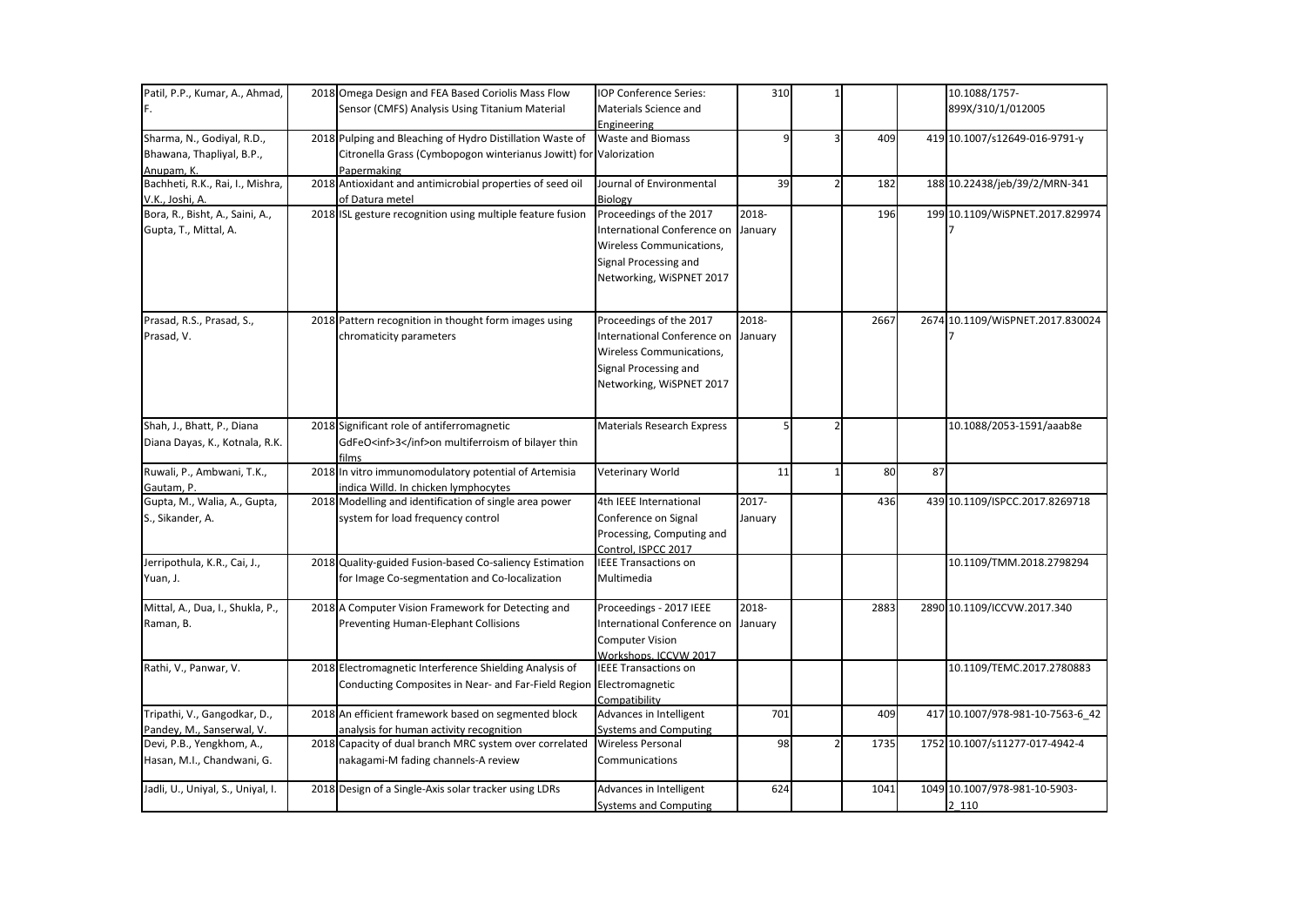| | | | | | | | | |
|---|---|---|---|---|---|---|---|---|
| Patil, P.P., Kumar, A., Ahmad, F. | 2018 | Omega Design and FEA Based Coriolis Mass Flow Sensor (CMFS) Analysis Using Titanium Material | IOP Conference Series: Materials Science and Engineering | 310 | 1 | | | 10.1088/1757-899X/310/1/012005 |
| Sharma, N., Godiyal, R.D., Bhawana, Thapliyal, B.P., Anupam, K. | 2018 | Pulping and Bleaching of Hydro Distillation Waste of Citronella Grass (Cymbopogon winterianus Jowitt) for Papermaking | Waste and Biomass Valorization | 9 | 3 | 409 | 419 | 10.1007/s12649-016-9791-y |
| Bachheti, R.K., Rai, I., Mishra, V.K., Joshi, A. | 2018 | Antioxidant and antimicrobial properties of seed oil of Datura metel | Journal of Environmental Biology | 39 | 2 | 182 | 188 | 10.22438/jeb/39/2/MRN-341 |
| Bora, R., Bisht, A., Saini, A., Gupta, T., Mittal, A. | 2018 | ISL gesture recognition using multiple feature fusion | Proceedings of the 2017 International Conference on Wireless Communications, Signal Processing and Networking, WiSPNET 2017 | 2018-January | | 196 | 199 | 10.1109/WiSPNET.2017.8299747 |
| Prasad, R.S., Prasad, S., Prasad, V. | 2018 | Pattern recognition in thought form images using chromaticity parameters | Proceedings of the 2017 International Conference on Wireless Communications, Signal Processing and Networking, WiSPNET 2017 | 2018-January | | 2667 | 2674 | 10.1109/WiSPNET.2017.8300247 |
| Shah, J., Bhatt, P., Diana Diana Dayas, K., Kotnala, R.K. | 2018 | Significant role of antiferromagnetic GdFeO<inf>3</inf>on multiferroism of bilayer thin films | Materials Research Express | 5 | 2 | | | 10.1088/2053-1591/aaab8e |
| Ruwali, P., Ambwani, T.K., Gautam, P. | 2018 | In vitro immunomodulatory potential of Artemisia indica Willd. In chicken lymphocytes | Veterinary World | 11 | 1 | 80 | 87 | |
| Gupta, M., Walia, A., Gupta, S., Sikander, A. | 2018 | Modelling and identification of single area power system for load frequency control | 4th IEEE International Conference on Signal Processing, Computing and Control, ISPCC 2017 | 2017-January | | 436 | 439 | 10.1109/ISPCC.2017.8269718 |
| Jerripothula, K.R., Cai, J., Yuan, J. | 2018 | Quality-guided Fusion-based Co-saliency Estimation for Image Co-segmentation and Co-localization | IEEE Transactions on Multimedia | | | | | 10.1109/TMM.2018.2798294 |
| Mittal, A., Dua, I., Shukla, P., Raman, B. | 2018 | A Computer Vision Framework for Detecting and Preventing Human-Elephant Collisions | Proceedings - 2017 IEEE International Conference on Computer Vision Workshops, ICCVW 2017 | 2018-January | | 2883 | 2890 | 10.1109/ICCVW.2017.340 |
| Rathi, V., Panwar, V. | 2018 | Electromagnetic Interference Shielding Analysis of Conducting Composites in Near- and Far-Field Region | IEEE Transactions on Electromagnetic Compatibility | | | | | 10.1109/TEMC.2017.2780883 |
| Tripathi, V., Gangodkar, D., Pandey, M., Sanserwal, V. | 2018 | An efficient framework based on segmented block analysis for human activity recognition | Advances in Intelligent Systems and Computing | 701 | | 409 | 417 | 10.1007/978-981-10-7563-6_42 |
| Devi, P.B., Yengkhom, A., Hasan, M.I., Chandwani, G. | 2018 | Capacity of dual branch MRC system over correlated nakagami-M fading channels-A review | Wireless Personal Communications | 98 | 2 | 1735 | 1752 | 10.1007/s11277-017-4942-4 |
| Jadli, U., Uniyal, S., Uniyal, I. | 2018 | Design of a Single-Axis solar tracker using LDRs | Advances in Intelligent Systems and Computing | 624 | | 1041 | 1049 | 10.1007/978-981-10-5903-2_110 |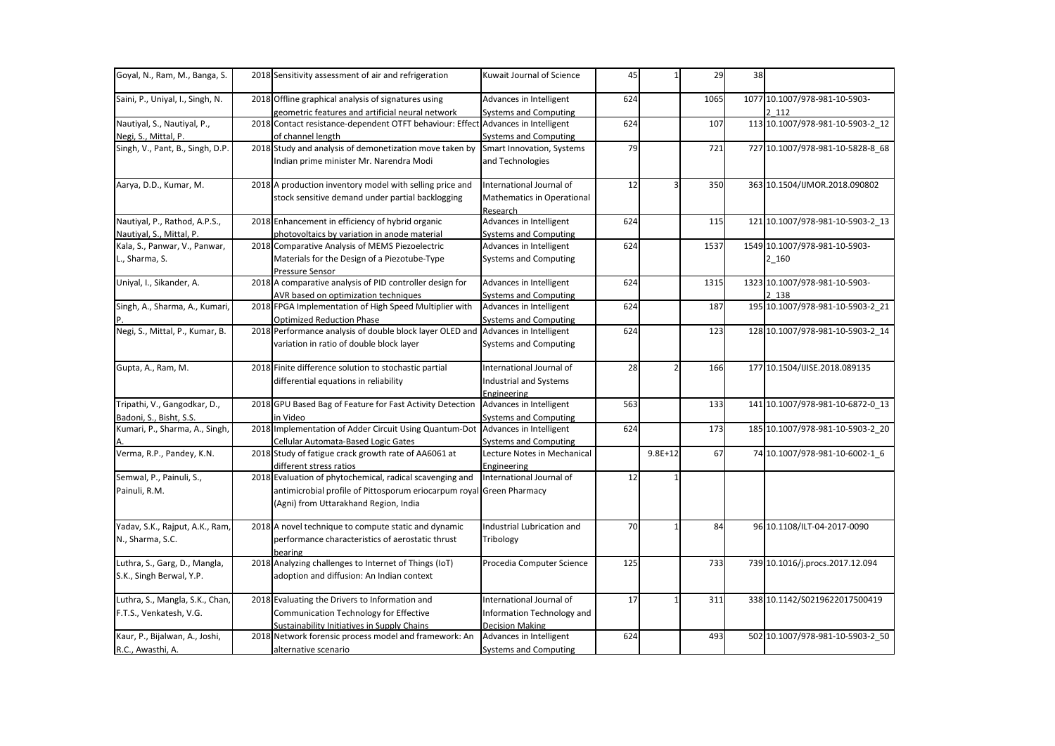| | | | | | | | | |
|---|---|---|---|---|---|---|---|---|
| Goyal, N., Ram, M., Banga, S. | 2018 | Sensitivity assessment of air and refrigeration | Kuwait Journal of Science | 45 | 1 | 29 | 38 | |
| Saini, P., Uniyal, I., Singh, N. | 2018 | Offline graphical analysis of signatures using geometric features and artificial neural network | Advances in Intelligent Systems and Computing | 624 | | 1065 | 1077 | 10.1007/978-981-10-5903-2_112 |
| Nautiyal, S., Nautiyal, P., Negi, S., Mittal, P. | 2018 | Contact resistance-dependent OTFT behaviour: Effect of channel length | Advances in Intelligent Systems and Computing | 624 | | 107 | 113 | 10.1007/978-981-10-5903-2_12 |
| Singh, V., Pant, B., Singh, D.P. | 2018 | Study and analysis of demonetization move taken by Indian prime minister Mr. Narendra Modi | Smart Innovation, Systems and Technologies | 79 | | 721 | 727 | 10.1007/978-981-10-5828-8_68 |
| Aarya, D.D., Kumar, M. | 2018 | A production inventory model with selling price and stock sensitive demand under partial backlogging | International Journal of Mathematics in Operational Research | 12 | 3 | 350 | 363 | 10.1504/IJMOR.2018.090802 |
| Nautiyal, P., Rathod, A.P.S., Nautiyal, S., Mittal, P. | 2018 | Enhancement in efficiency of hybrid organic photovoltaics by variation in anode material | Advances in Intelligent Systems and Computing | 624 | | 115 | 121 | 10.1007/978-981-10-5903-2_13 |
| Kala, S., Panwar, V., Panwar, L., Sharma, S. | 2018 | Comparative Analysis of MEMS Piezoelectric Materials for the Design of a Piezotube-Type Pressure Sensor | Advances in Intelligent Systems and Computing | 624 | | 1537 | 1549 | 10.1007/978-981-10-5903-2_160 |
| Uniyal, I., Sikander, A. | 2018 | A comparative analysis of PID controller design for AVR based on optimization techniques | Advances in Intelligent Systems and Computing | 624 | | 1315 | 1323 | 10.1007/978-981-10-5903-2_138 |
| Singh, A., Sharma, A., Kumari, P. | 2018 | FPGA Implementation of High Speed Multiplier with Optimized Reduction Phase | Advances in Intelligent Systems and Computing | 624 | | 187 | 195 | 10.1007/978-981-10-5903-2_21 |
| Negi, S., Mittal, P., Kumar, B. | 2018 | Performance analysis of double block layer OLED and variation in ratio of double block layer | Advances in Intelligent Systems and Computing | 624 | | 123 | 128 | 10.1007/978-981-10-5903-2_14 |
| Gupta, A., Ram, M. | 2018 | Finite difference solution to stochastic partial differential equations in reliability | International Journal of Industrial and Systems Engineering | 28 | 2 | 166 | 177 | 10.1504/IJISE.2018.089135 |
| Tripathi, V., Gangodkar, D., Badoni, S., Bisht, S.S. | 2018 | GPU Based Bag of Feature for Fast Activity Detection in Video | Advances in Intelligent Systems and Computing | 563 | | 133 | 141 | 10.1007/978-981-10-6872-0_13 |
| Kumari, P., Sharma, A., Singh, A. | 2018 | Implementation of Adder Circuit Using Quantum-Dot Cellular Automata-Based Logic Gates | Advances in Intelligent Systems and Computing | 624 | | 173 | 185 | 10.1007/978-981-10-5903-2_20 |
| Verma, R.P., Pandey, K.N. | 2018 | Study of fatigue crack growth rate of AA6061 at different stress ratios | Lecture Notes in Mechanical Engineering | | 9.8E+12 | 67 | 74 | 10.1007/978-981-10-6002-1_6 |
| Semwal, P., Painuli, S., Painuli, R.M. | 2018 | Evaluation of phytochemical, radical scavenging and antimicrobial profile of Pittosporum eriocarpum royal (Agni) from Uttarakhand Region, India | International Journal of Green Pharmacy | 12 | 1 | | | |
| Yadav, S.K., Rajput, A.K., Ram, N., Sharma, S.C. | 2018 | A novel technique to compute static and dynamic performance characteristics of aerostatic thrust bearing | Industrial Lubrication and Tribology | 70 | 1 | 84 | 96 | 10.1108/ILT-04-2017-0090 |
| Luthra, S., Garg, D., Mangla, S.K., Singh Berwal, Y.P. | 2018 | Analyzing challenges to Internet of Things (IoT) adoption and diffusion: An Indian context | Procedia Computer Science | 125 | | 733 | 739 | 10.1016/j.procs.2017.12.094 |
| Luthra, S., Mangla, S.K., Chan, F.T.S., Venkatesh, V.G. | 2018 | Evaluating the Drivers to Information and Communication Technology for Effective Sustainability Initiatives in Supply Chains | International Journal of Information Technology and Decision Making | 17 | 1 | 311 | 338 | 10.1142/S0219622017500419 |
| Kaur, P., Bijalwan, A., Joshi, R.C., Awasthi, A. | 2018 | Network forensic process model and framework: An alternative scenario | Advances in Intelligent Systems and Computing | 624 | | 493 | 502 | 10.1007/978-981-10-5903-2_50 |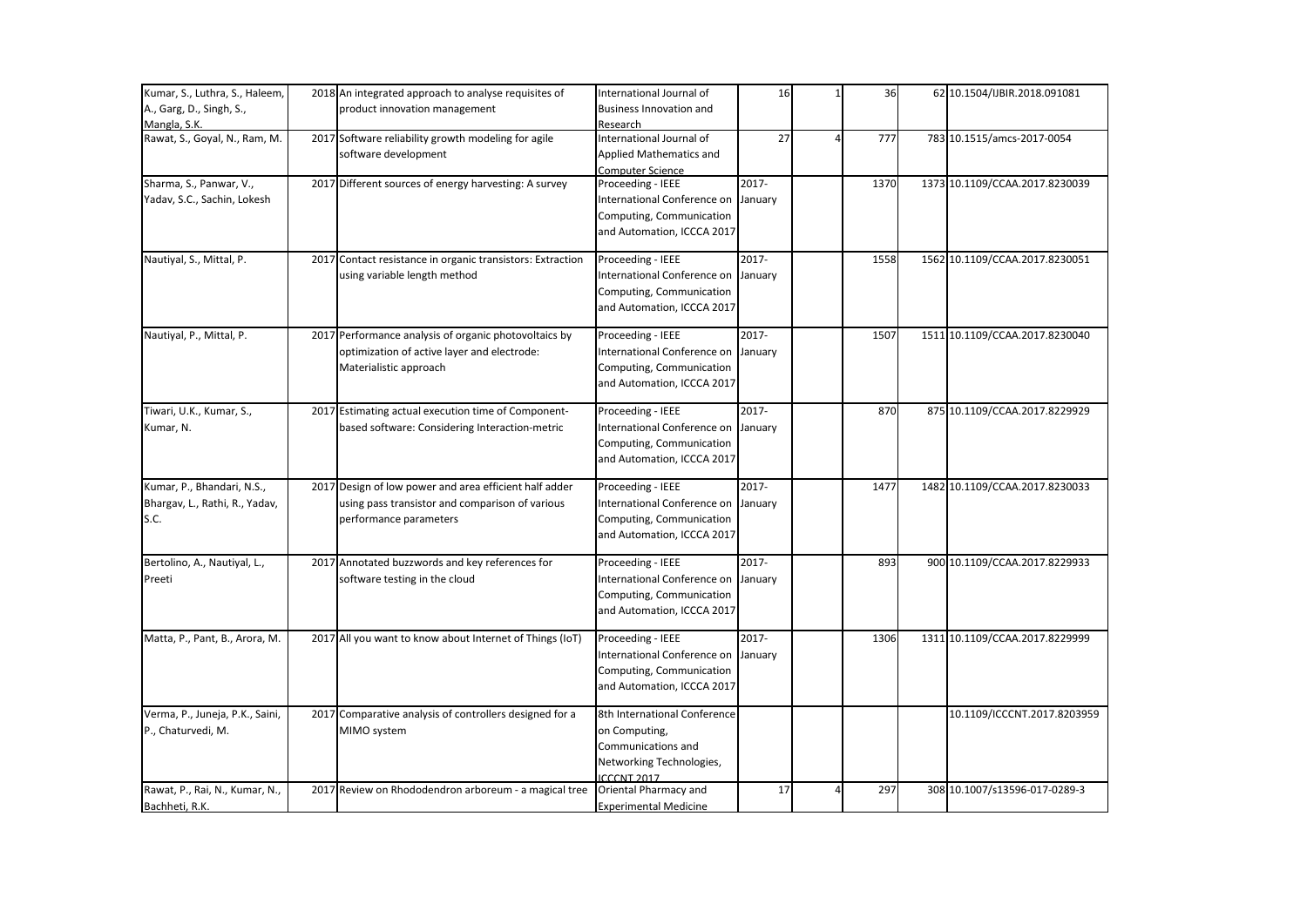| | | | | | | | | |
|---|---|---|---|---|---|---|---|---|
| Kumar, S., Luthra, S., Haleem, A., Garg, D., Singh, S., Mangla, S.K. | 2018 | An integrated approach to analyse requisites of product innovation management | International Journal of Business Innovation and Research | 16 | 1 | 36 | 62 | 10.1504/IJBIR.2018.091081 |
| Rawat, S., Goyal, N., Ram, M. | 2017 | Software reliability growth modeling for agile software development | International Journal of Applied Mathematics and Computer Science | 27 | 4 | 777 | 783 | 10.1515/amcs-2017-0054 |
| Sharma, S., Panwar, V., Yadav, S.C., Sachin, Lokesh | 2017 | Different sources of energy harvesting: A survey | Proceeding - IEEE International Conference on Computing, Communication and Automation, ICCCA 2017 | 2017-January | | 1370 | 1373 | 10.1109/CCAA.2017.8230039 |
| Nautiyal, S., Mittal, P. | 2017 | Contact resistance in organic transistors: Extraction using variable length method | Proceeding - IEEE International Conference on Computing, Communication and Automation, ICCCA 2017 | 2017-January | | 1558 | 1562 | 10.1109/CCAA.2017.8230051 |
| Nautiyal, P., Mittal, P. | 2017 | Performance analysis of organic photovoltaics by optimization of active layer and electrode: Materialistic approach | Proceeding - IEEE International Conference on Computing, Communication and Automation, ICCCA 2017 | 2017-January | | 1507 | 1511 | 10.1109/CCAA.2017.8230040 |
| Tiwari, U.K., Kumar, S., Kumar, N. | 2017 | Estimating actual execution time of Component-based software: Considering Interaction-metric | Proceeding - IEEE International Conference on Computing, Communication and Automation, ICCCA 2017 | 2017-January | | 870 | 875 | 10.1109/CCAA.2017.8229929 |
| Kumar, P., Bhandari, N.S., Bhargav, L., Rathi, R., Yadav, S.C. | 2017 | Design of low power and area efficient half adder using pass transistor and comparison of various performance parameters | Proceeding - IEEE International Conference on Computing, Communication and Automation, ICCCA 2017 | 2017-January | | 1477 | 1482 | 10.1109/CCAA.2017.8230033 |
| Bertolino, A., Nautiyal, L., Preeti | 2017 | Annotated buzzwords and key references for software testing in the cloud | Proceeding - IEEE International Conference on Computing, Communication and Automation, ICCCA 2017 | 2017-January | | 893 | 900 | 10.1109/CCAA.2017.8229933 |
| Matta, P., Pant, B., Arora, M. | 2017 | All you want to know about Internet of Things (IoT) | Proceeding - IEEE International Conference on Computing, Communication and Automation, ICCCA 2017 | 2017-January | | 1306 | 1311 | 10.1109/CCAA.2017.8229999 |
| Verma, P., Juneja, P.K., Saini, P., Chaturvedi, M. | 2017 | Comparative analysis of controllers designed for a MIMO system | 8th International Conference on Computing, Communications and Networking Technologies, ICCCNT 2017 | | | | | 10.1109/ICCCNT.2017.8203959 |
| Rawat, P., Rai, N., Kumar, N., Bachheti, R.K. | 2017 | Review on Rhododendron arboreum - a magical tree | Oriental Pharmacy and Experimental Medicine | 17 | 4 | 297 | 308 | 10.1007/s13596-017-0289-3 |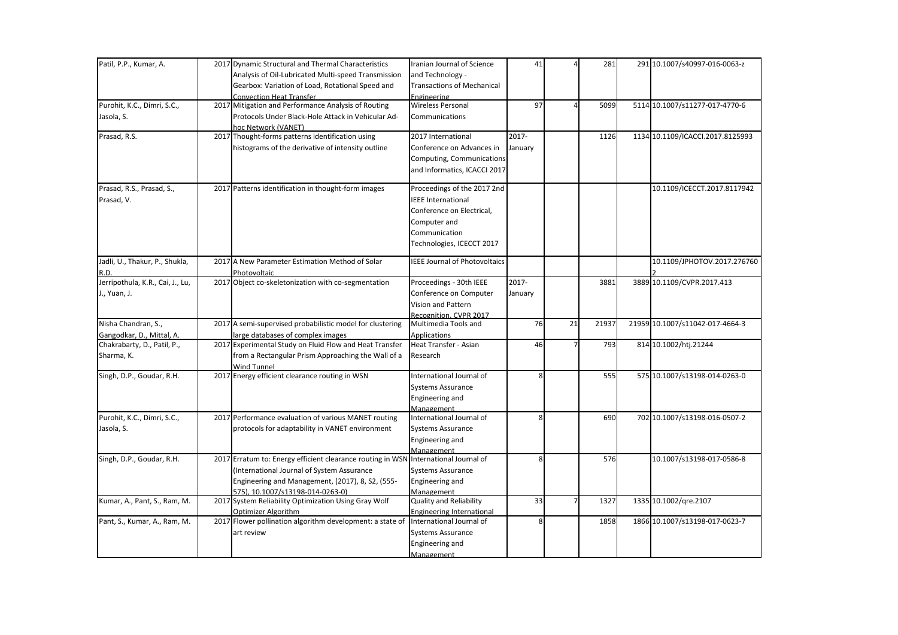| | | | | | | | | |
|---|---|---|---|---|---|---|---|---|
| Patil, P.P., Kumar, A. | 2017 | Dynamic Structural and Thermal Characteristics Analysis of Oil-Lubricated Multi-speed Transmission Gearbox: Variation of Load, Rotational Speed and Convection Heat Transfer | Iranian Journal of Science and Technology - Transactions of Mechanical Engineering | 41 | 4 | 281 | 291 | 10.1007/s40997-016-0063-z |
| Purohit, K.C., Dimri, S.C., Jasola, S. | 2017 | Mitigation and Performance Analysis of Routing Protocols Under Black-Hole Attack in Vehicular Ad-hoc Network (VANET) | Wireless Personal Communications | 97 | 4 | 5099 | 5114 | 10.1007/s11277-017-4770-6 |
| Prasad, R.S. | 2017 | Thought-forms patterns identification using histograms of the derivative of intensity outline | 2017 International Conference on Advances in Computing, Communications and Informatics, ICACCI 2017 | 2017-January | | 1126 | 1134 | 10.1109/ICACCI.2017.8125993 |
| Prasad, R.S., Prasad, S., Prasad, V. | 2017 | Patterns identification in thought-form images | Proceedings of the 2017 2nd IEEE International Conference on Electrical, Computer and Communication Technologies, ICECCT 2017 | | | | | 10.1109/ICECCT.2017.8117942 |
| Jadli, U., Thakur, P., Shukla, R.D. | 2017 | A New Parameter Estimation Method of Solar Photovoltaic | IEEE Journal of Photovoltaics | | | | | 10.1109/JPHOTOV.2017.2767602 |
| Jerripothula, K.R., Cai, J., Lu, J., Yuan, J. | 2017 | Object co-skeletonization with co-segmentation | Proceedings - 30th IEEE Conference on Computer Vision and Pattern Recognition, CVPR 2017 | 2017-January | | 3881 | 3889 | 10.1109/CVPR.2017.413 |
| Nisha Chandran, S., Gangodkar, D., Mittal, A. | 2017 | A semi-supervised probabilistic model for clustering large databases of complex images | Multimedia Tools and Applications | 76 | 21 | 21937 | 21959 | 10.1007/s11042-017-4664-3 |
| Chakrabarty, D., Patil, P., Sharma, K. | 2017 | Experimental Study on Fluid Flow and Heat Transfer from a Rectangular Prism Approaching the Wall of a Wind Tunnel | Heat Transfer - Asian Research | 46 | 7 | 793 | 814 | 10.1002/htj.21244 |
| Singh, D.P., Goudar, R.H. | 2017 | Energy efficient clearance routing in WSN | International Journal of Systems Assurance Engineering and Management | 8 | | 555 | 575 | 10.1007/s13198-014-0263-0 |
| Purohit, K.C., Dimri, S.C., Jasola, S. | 2017 | Performance evaluation of various MANET routing protocols for adaptability in VANET environment | International Journal of Systems Assurance Engineering and Management | 8 | | 690 | 702 | 10.1007/s13198-016-0507-2 |
| Singh, D.P., Goudar, R.H. | 2017 | Erratum to: Energy efficient clearance routing in WSN (International Journal of System Assurance Engineering and Management, (2017), 8, S2, (555-575), 10.1007/s13198-014-0263-0) | International Journal of Systems Assurance Engineering and Management | 8 | | 576 | | 10.1007/s13198-017-0586-8 |
| Kumar, A., Pant, S., Ram, M. | 2017 | System Reliability Optimization Using Gray Wolf Optimizer Algorithm | Quality and Reliability Engineering International | 33 | 7 | 1327 | 1335 | 10.1002/qre.2107 |
| Pant, S., Kumar, A., Ram, M. | 2017 | Flower pollination algorithm development: a state of art review | International Journal of Systems Assurance Engineering and Management | 8 | | 1858 | 1866 | 10.1007/s13198-017-0623-7 |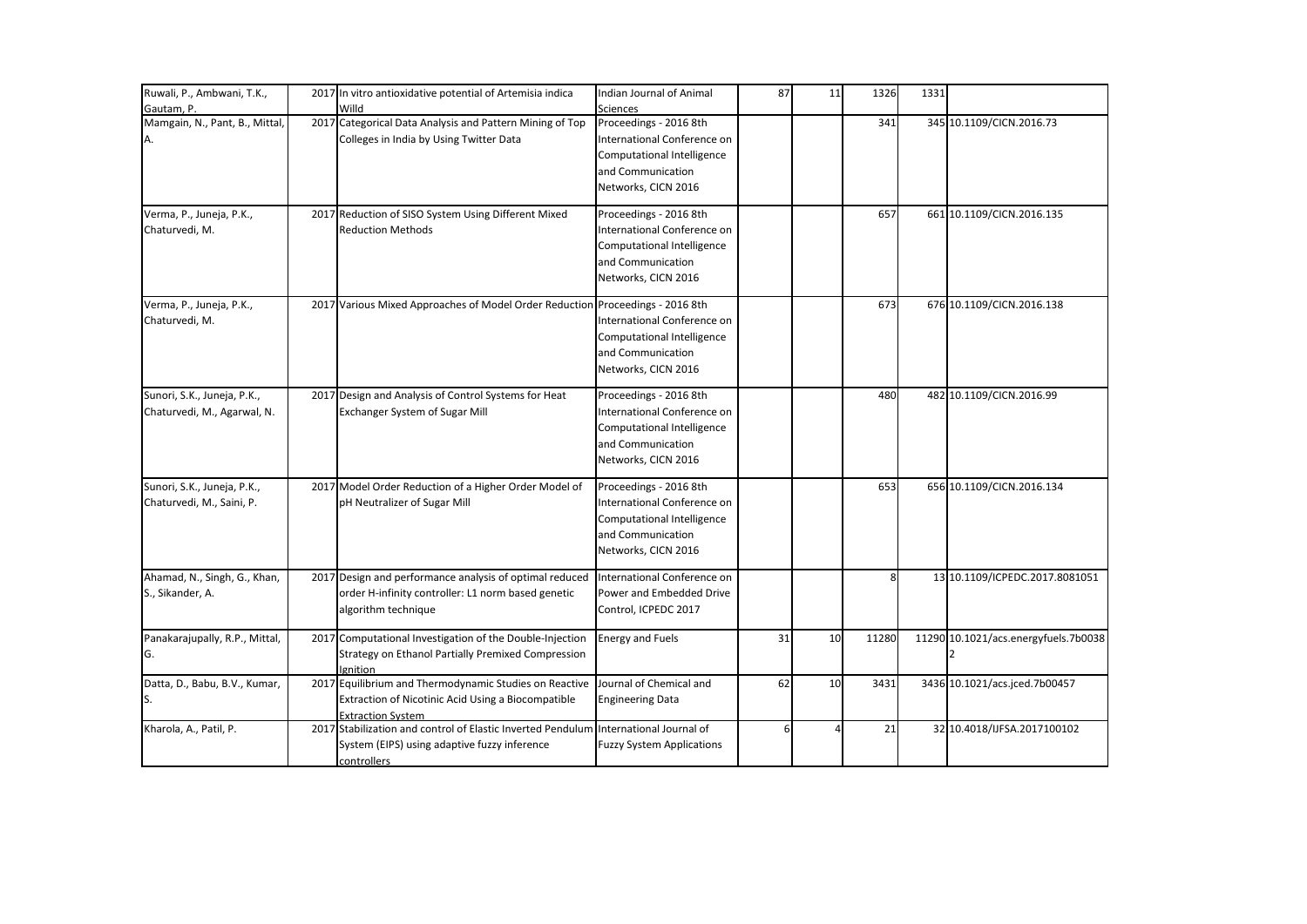| | | | | | | | | |
|---|---|---|---|---|---|---|---|---|
| Ruwali, P., Ambwani, T.K., Gautam, P. | 2017 | In vitro antioxidative potential of Artemisia indica Willd | Indian Journal of Animal Sciences | 87 | 11 | 1326 | 1331 | |
| Mamgain, N., Pant, B., Mittal, A. | 2017 | Categorical Data Analysis and Pattern Mining of Top Colleges in India by Using Twitter Data | Proceedings - 2016 8th International Conference on Computational Intelligence and Communication Networks, CICN 2016 | | | 341 | 345 | 10.1109/CICN.2016.73 |
| Verma, P., Juneja, P.K., Chaturvedi, M. | 2017 | Reduction of SISO System Using Different Mixed Reduction Methods | Proceedings - 2016 8th International Conference on Computational Intelligence and Communication Networks, CICN 2016 | | | 657 | 661 | 10.1109/CICN.2016.135 |
| Verma, P., Juneja, P.K., Chaturvedi, M. | 2017 | Various Mixed Approaches of Model Order Reduction | Proceedings - 2016 8th International Conference on Computational Intelligence and Communication Networks, CICN 2016 | | | 673 | 676 | 10.1109/CICN.2016.138 |
| Sunori, S.K., Juneja, P.K., Chaturvedi, M., Agarwal, N. | 2017 | Design and Analysis of Control Systems for Heat Exchanger System of Sugar Mill | Proceedings - 2016 8th International Conference on Computational Intelligence and Communication Networks, CICN 2016 | | | 480 | 482 | 10.1109/CICN.2016.99 |
| Sunori, S.K., Juneja, P.K., Chaturvedi, M., Saini, P. | 2017 | Model Order Reduction of a Higher Order Model of pH Neutralizer of Sugar Mill | Proceedings - 2016 8th International Conference on Computational Intelligence and Communication Networks, CICN 2016 | | | 653 | 656 | 10.1109/CICN.2016.134 |
| Ahamad, N., Singh, G., Khan, S., Sikander, A. | 2017 | Design and performance analysis of optimal reduced order H-infinity controller: L1 norm based genetic algorithm technique | International Conference on Power and Embedded Drive Control, ICPEDC 2017 | | | 8 | 13 | 10.1109/ICPEDC.2017.8081051 |
| Panakarajupally, R.P., Mittal, G. | 2017 | Computational Investigation of the Double-Injection Strategy on Ethanol Partially Premixed Compression Ignition | Energy and Fuels | 31 | 10 | 11280 | 11290 | 10.1021/acs.energyfuels.7b00382 |
| Datta, D., Babu, B.V., Kumar, S. | 2017 | Equilibrium and Thermodynamic Studies on Reactive Extraction of Nicotinic Acid Using a Biocompatible Extraction System | Journal of Chemical and Engineering Data | 62 | 10 | 3431 | 3436 | 10.1021/acs.jced.7b00457 |
| Kharola, A., Patil, P. | 2017 | Stabilization and control of Elastic Inverted Pendulum System (EIPS) using adaptive fuzzy inference controllers | International Journal of Fuzzy System Applications | 6 | 4 | 21 | 32 | 10.4018/IJFSA.2017100102 |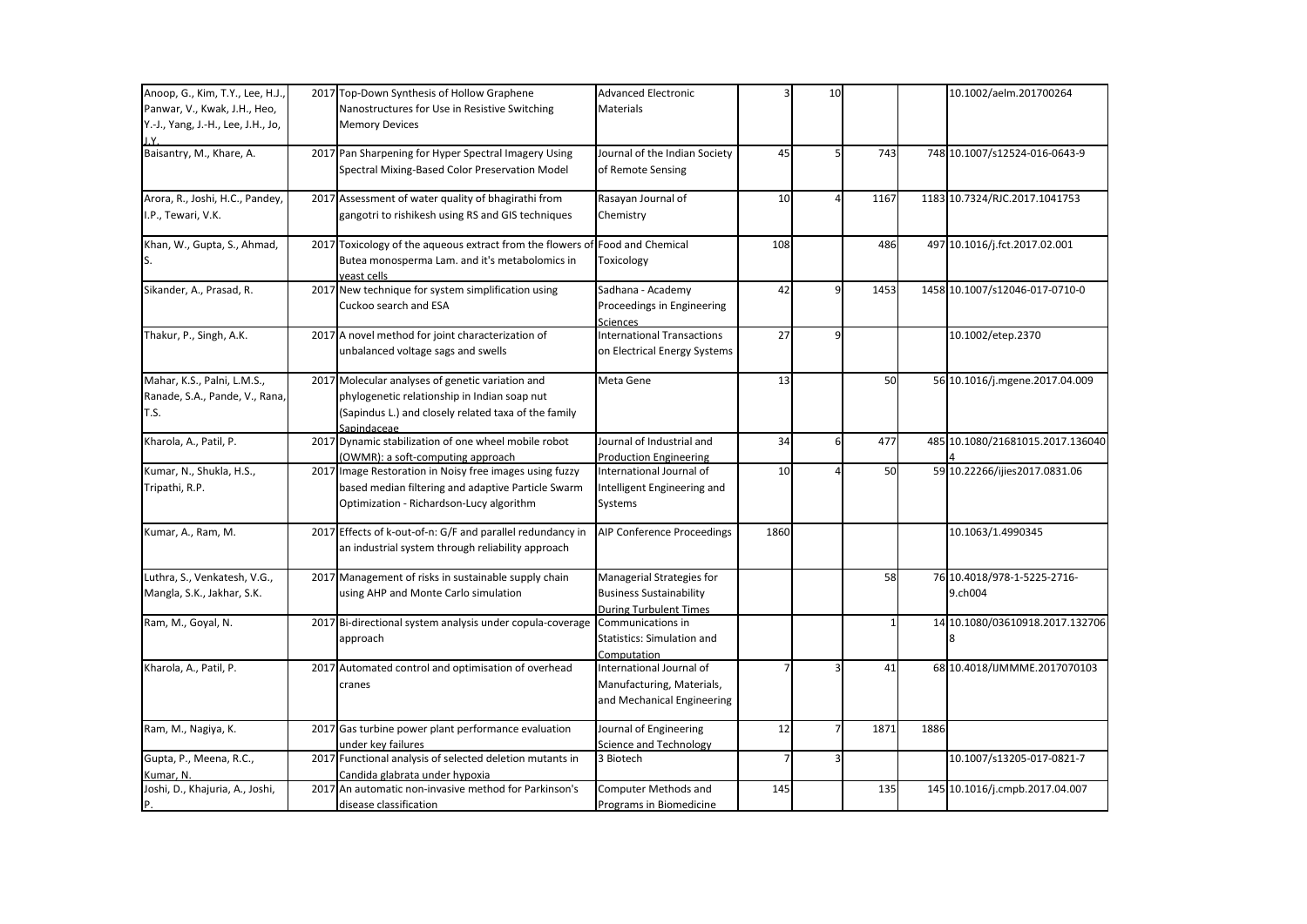| | | | | | | | | |
|---|---|---|---|---|---|---|---|---|
| Anoop, G., Kim, T.Y., Lee, H.J., Panwar, V., Kwak, J.H., Heo, Y.-J., Yang, J.-H., Lee, J.H., Jo, J.Y. | 2017 | Top-Down Synthesis of Hollow Graphene Nanostructures for Use in Resistive Switching Memory Devices | Advanced Electronic Materials | 3 | 10 | | | 10.1002/aelm.201700264 |
| Baisantry, M., Khare, A. | 2017 | Pan Sharpening for Hyper Spectral Imagery Using Spectral Mixing-Based Color Preservation Model | Journal of the Indian Society of Remote Sensing | 45 | 5 | 743 | 748 | 10.1007/s12524-016-0643-9 |
| Arora, R., Joshi, H.C., Pandey, I.P., Tewari, V.K. | 2017 | Assessment of water quality of bhagirathi from gangotri to rishikesh using RS and GIS techniques | Rasayan Journal of Chemistry | 10 | 4 | 1167 | 1183 | 10.7324/RJC.2017.1041753 |
| Khan, W., Gupta, S., Ahmad, S. | 2017 | Toxicology of the aqueous extract from the flowers of Butea monosperma Lam. and it's metabolomics in yeast cells | Food and Chemical Toxicology | 108 | | 486 | 497 | 10.1016/j.fct.2017.02.001 |
| Sikander, A., Prasad, R. | 2017 | New technique for system simplification using Cuckoo search and ESA | Sadhana - Academy Proceedings in Engineering Sciences | 42 | 9 | 1453 | 1458 | 10.1007/s12046-017-0710-0 |
| Thakur, P., Singh, A.K. | 2017 | A novel method for joint characterization of unbalanced voltage sags and swells | International Transactions on Electrical Energy Systems | 27 | 9 | | | 10.1002/etep.2370 |
| Mahar, K.S., Palni, L.M.S., Ranade, S.A., Pande, V., Rana, T.S. | 2017 | Molecular analyses of genetic variation and phylogenetic relationship in Indian soap nut (Sapindus L.) and closely related taxa of the family Sapindaceae | Meta Gene | 13 | | 50 | 56 | 10.1016/j.mgene.2017.04.009 |
| Kharola, A., Patil, P. | 2017 | Dynamic stabilization of one wheel mobile robot (OWMR): a soft-computing approach | Journal of Industrial and Production Engineering | 34 | 6 | 477 | 485 | 10.1080/21681015.2017.1360404 |
| Kumar, N., Shukla, H.S., Tripathi, R.P. | 2017 | Image Restoration in Noisy free images using fuzzy based median filtering and adaptive Particle Swarm Optimization - Richardson-Lucy algorithm | International Journal of Intelligent Engineering and Systems | 10 | 4 | 50 | 59 | 10.22266/ijies2017.0831.06 |
| Kumar, A., Ram, M. | 2017 | Effects of k-out-of-n: G/F and parallel redundancy in an industrial system through reliability approach | AIP Conference Proceedings | 1860 | | | | 10.1063/1.4990345 |
| Luthra, S., Venkatesh, V.G., Mangla, S.K., Jakhar, S.K. | 2017 | Management of risks in sustainable supply chain using AHP and Monte Carlo simulation | Managerial Strategies for Business Sustainability During Turbulent Times | | | 58 | 76 | 10.4018/978-1-5225-2716-9.ch004 |
| Ram, M., Goyal, N. | 2017 | Bi-directional system analysis under copula-coverage approach | Communications in Statistics: Simulation and Computation | | | 1 | 14 | 10.1080/03610918.2017.1327068 |
| Kharola, A., Patil, P. | 2017 | Automated control and optimisation of overhead cranes | International Journal of Manufacturing, Materials, and Mechanical Engineering | 7 | 3 | 41 | 68 | 10.4018/IJMMME.2017070103 |
| Ram, M., Nagiya, K. | 2017 | Gas turbine power plant performance evaluation under key failures | Journal of Engineering Science and Technology | 12 | 7 | 1871 | 1886 | |
| Gupta, P., Meena, R.C., Kumar, N. | 2017 | Functional analysis of selected deletion mutants in Candida glabrata under hypoxia | 3 Biotech | 7 | 3 | | | 10.1007/s13205-017-0821-7 |
| Joshi, D., Khajuria, A., Joshi, P. | 2017 | An automatic non-invasive method for Parkinson's disease classification | Computer Methods and Programs in Biomedicine | 145 | | 135 | 145 | 10.1016/j.cmpb.2017.04.007 |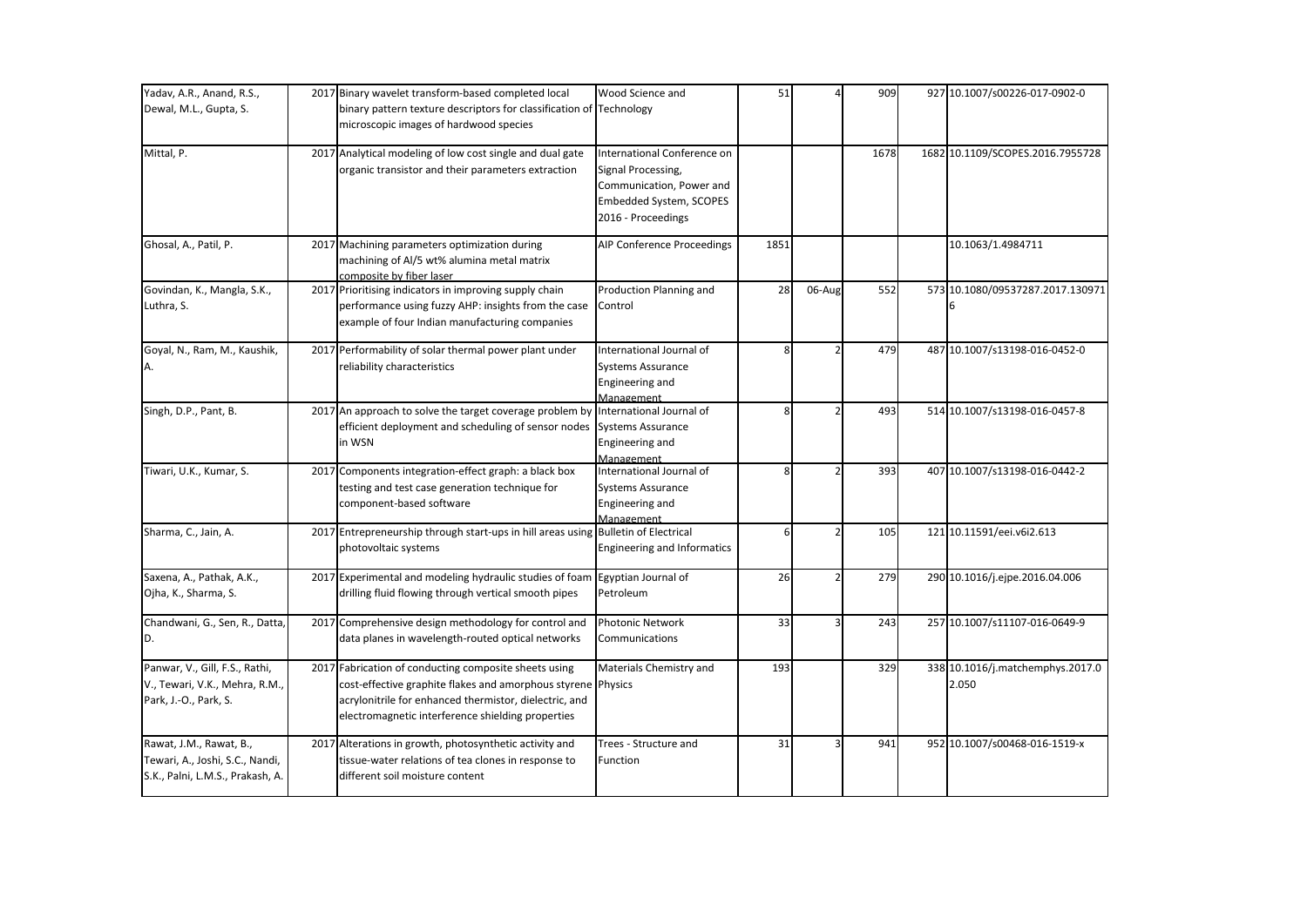| | | | | | | | | |
|---|---|---|---|---|---|---|---|---|
| Yadav, A.R., Anand, R.S., Dewal, M.L., Gupta, S. | 2017 | Binary wavelet transform-based completed local binary pattern texture descriptors for classification of microscopic images of hardwood species | Wood Science and Technology | 51 | 4 | 909 | 927 | 10.1007/s00226-017-0902-0 |
| Mittal, P. | 2017 | Analytical modeling of low cost single and dual gate organic transistor and their parameters extraction | International Conference on Signal Processing, Communication, Power and Embedded System, SCOPES 2016 - Proceedings | | | 1678 | 1682 | 10.1109/SCOPES.2016.7955728 |
| Ghosal, A., Patil, P. | 2017 | Machining parameters optimization during machining of Al/5 wt% alumina metal matrix composite by fiber laser | AIP Conference Proceedings | 1851 | | | | 10.1063/1.4984711 |
| Govindan, K., Mangla, S.K., Luthra, S. | 2017 | Prioritising indicators in improving supply chain performance using fuzzy AHP: insights from the case example of four Indian manufacturing companies | Production Planning and Control | 28 | 06-Aug | 552 | 573 | 10.1080/09537287.2017.1309716 |
| Goyal, N., Ram, M., Kaushik, A. | 2017 | Performability of solar thermal power plant under reliability characteristics | International Journal of Systems Assurance Engineering and Management | 8 | 2 | 479 | 487 | 10.1007/s13198-016-0452-0 |
| Singh, D.P., Pant, B. | 2017 | An approach to solve the target coverage problem by efficient deployment and scheduling of sensor nodes in WSN | International Journal of Systems Assurance Engineering and Management | 8 | 2 | 493 | 514 | 10.1007/s13198-016-0457-8 |
| Tiwari, U.K., Kumar, S. | 2017 | Components integration-effect graph: a black box testing and test case generation technique for component-based software | International Journal of Systems Assurance Engineering and Management | 8 | 2 | 393 | 407 | 10.1007/s13198-016-0442-2 |
| Sharma, C., Jain, A. | 2017 | Entrepreneurship through start-ups in hill areas using photovoltaic systems | Bulletin of Electrical Engineering and Informatics | 6 | 2 | 105 | 121 | 10.11591/eei.v6i2.613 |
| Saxena, A., Pathak, A.K., Ojha, K., Sharma, S. | 2017 | Experimental and modeling hydraulic studies of foam drilling fluid flowing through vertical smooth pipes | Egyptian Journal of Petroleum | 26 | 2 | 279 | 290 | 10.1016/j.ejpe.2016.04.006 |
| Chandwani, G., Sen, R., Datta, D. | 2017 | Comprehensive design methodology for control and data planes in wavelength-routed optical networks | Photonic Network Communications | 33 | 3 | 243 | 257 | 10.1007/s11107-016-0649-9 |
| Panwar, V., Gill, F.S., Rathi, V., Tewari, V.K., Mehra, R.M., Park, J.-O., Park, S. | 2017 | Fabrication of conducting composite sheets using cost-effective graphite flakes and amorphous styrene acrylonitrile for enhanced thermistor, dielectric, and electromagnetic interference shielding properties | Materials Chemistry and Physics | 193 | | 329 | 338 | 10.1016/j.matchemphys.2017.02.050 |
| Rawat, J.M., Rawat, B., Tewari, A., Joshi, S.C., Nandi, S.K., Palni, L.M.S., Prakash, A. | 2017 | Alterations in growth, photosynthetic activity and tissue-water relations of tea clones in response to different soil moisture content | Trees - Structure and Function | 31 | 3 | 941 | 952 | 10.1007/s00468-016-1519-x |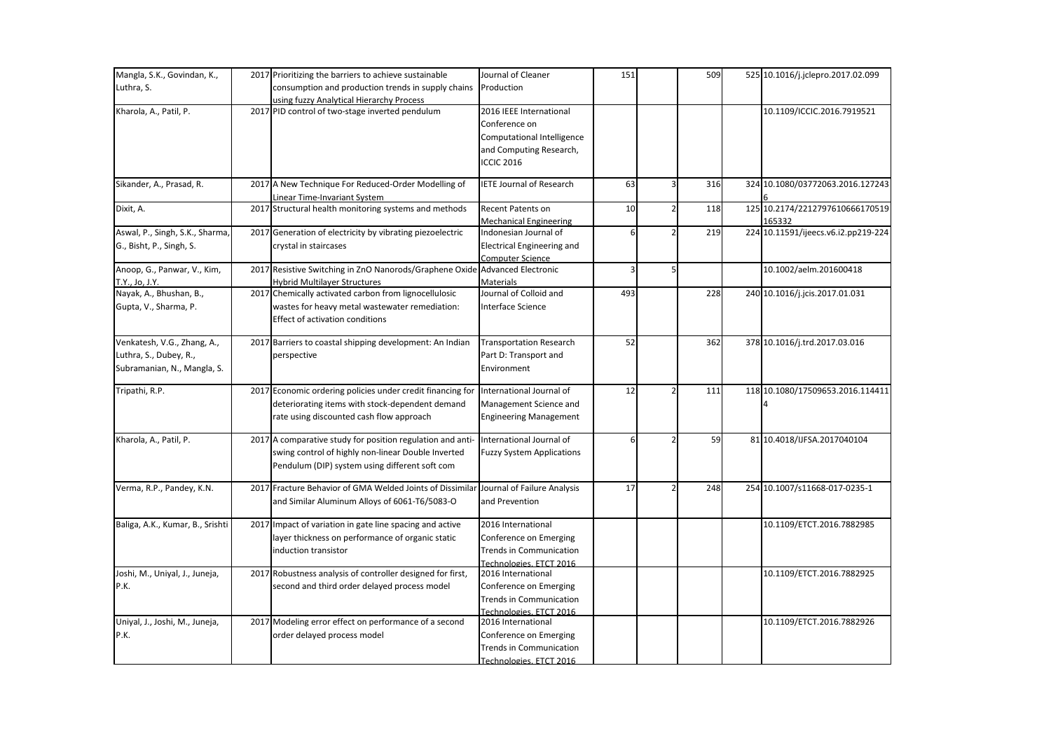| Mangla, S.K., Govindan, K., Luthra, S. | 2017 | Prioritizing the barriers to achieve sustainable consumption and production trends in supply chains using fuzzy Analytical Hierarchy Process | Journal of Cleaner Production | 151 | | 509 | 525 | 10.1016/j.jclepro.2017.02.099 |
|---|---|---|---|---|---|---|---|---|
| Kharola, A., Patil, P. | 2017 | PID control of two-stage inverted pendulum | 2016 IEEE International Conference on Computational Intelligence and Computing Research, ICCIC 2016 | | | | | 10.1109/ICCIC.2016.7919521 |
| Sikander, A., Prasad, R. | 2017 | A New Technique For Reduced-Order Modelling of Linear Time-Invariant System | IETE Journal of Research | 63 | 3 | 316 | 324 | 10.1080/03772063.2016.1272436 |
| Dixit, A. | 2017 | Structural health monitoring systems and methods | Recent Patents on Mechanical Engineering | 10 | 2 | 118 | 125 | 10.2174/2212797610666170519165332 |
| Aswal, P., Singh, S.K., Sharma, G., Bisht, P., Singh, S. | 2017 | Generation of electricity by vibrating piezoelectric crystal in staircases | Indonesian Journal of Electrical Engineering and Computer Science | 6 | 2 | 219 | 224 | 10.11591/ijeecs.v6.i2.pp219-224 |
| Anoop, G., Panwar, V., Kim, T.Y., Jo, J.Y. | 2017 | Resistive Switching in ZnO Nanorods/Graphene Oxide Hybrid Multilayer Structures | Advanced Electronic Materials | 3 | 5 | | | 10.1002/aelm.201600418 |
| Nayak, A., Bhushan, B., Gupta, V., Sharma, P. | 2017 | Chemically activated carbon from lignocellulosic wastes for heavy metal wastewater remediation: Effect of activation conditions | Journal of Colloid and Interface Science | 493 | | 228 | 240 | 10.1016/j.jcis.2017.01.031 |
| Venkatesh, V.G., Zhang, A., Luthra, S., Dubey, R., Subramanian, N., Mangla, S. | 2017 | Barriers to coastal shipping development: An Indian perspective | Transportation Research Part D: Transport and Environment | 52 | | 362 | 378 | 10.1016/j.trd.2017.03.016 |
| Tripathi, R.P. | 2017 | Economic ordering policies under credit financing for deteriorating items with stock-dependent demand rate using discounted cash flow approach | International Journal of Management Science and Engineering Management | 12 | 2 | 111 | 118 | 10.1080/17509653.2016.1144114 |
| Kharola, A., Patil, P. | 2017 | A comparative study for position regulation and anti-swing control of highly non-linear Double Inverted Pendulum (DIP) system using different soft com | International Journal of Fuzzy System Applications | 6 | 2 | 59 | 81 | 10.4018/IJFSA.2017040104 |
| Verma, R.P., Pandey, K.N. | 2017 | Fracture Behavior of GMA Welded Joints of Dissimilar and Similar Aluminum Alloys of 6061-T6/5083-O | Journal of Failure Analysis and Prevention | 17 | 2 | 248 | 254 | 10.1007/s11668-017-0235-1 |
| Baliga, A.K., Kumar, B., Srishti | 2017 | Impact of variation in gate line spacing and active layer thickness on performance of organic static induction transistor | 2016 International Conference on Emerging Trends in Communication Technologies, ETCT 2016 | | | | | 10.1109/ETCT.2016.7882985 |
| Joshi, M., Uniyal, J., Juneja, P.K. | 2017 | Robustness analysis of controller designed for first, second and third order delayed process model | 2016 International Conference on Emerging Trends in Communication Technologies, ETCT 2016 | | | | | 10.1109/ETCT.2016.7882925 |
| Uniyal, J., Joshi, M., Juneja, P.K. | 2017 | Modeling error effect on performance of a second order delayed process model | 2016 International Conference on Emerging Trends in Communication Technologies, ETCT 2016 | | | | | 10.1109/ETCT.2016.7882926 |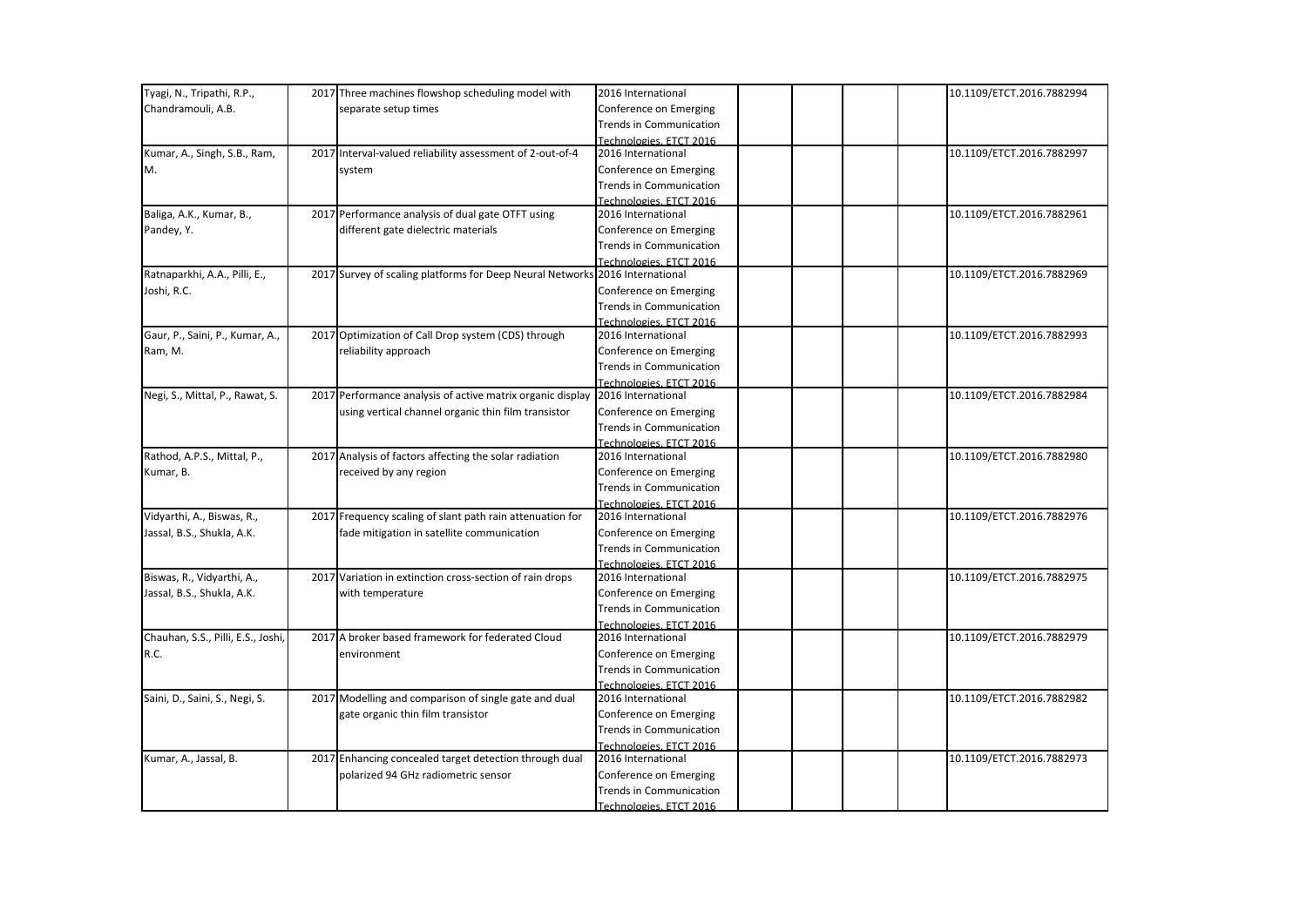| | | | | | | | | |
|---|---|---|---|---|---|---|---|---|
| Tyagi, N., Tripathi, R.P., Chandramouli, A.B. | 2017 | Three machines flowshop scheduling model with separate setup times | 2016 International Conference on Emerging Trends in Communication Technologies, ETCT 2016 | | | | | 10.1109/ETCT.2016.7882994 |
| Kumar, A., Singh, S.B., Ram, M. | 2017 | Interval-valued reliability assessment of 2-out-of-4 system | 2016 International Conference on Emerging Trends in Communication Technologies, ETCT 2016 | | | | | 10.1109/ETCT.2016.7882997 |
| Baliga, A.K., Kumar, B., Pandey, Y. | 2017 | Performance analysis of dual gate OTFT using different gate dielectric materials | 2016 International Conference on Emerging Trends in Communication Technologies, ETCT 2016 | | | | | 10.1109/ETCT.2016.7882961 |
| Ratnaparkhi, A.A., Pilli, E., Joshi, R.C. | 2017 | Survey of scaling platforms for Deep Neural Networks | 2016 International Conference on Emerging Trends in Communication Technologies, ETCT 2016 | | | | | 10.1109/ETCT.2016.7882969 |
| Gaur, P., Saini, P., Kumar, A., Ram, M. | 2017 | Optimization of Call Drop system (CDS) through reliability approach | 2016 International Conference on Emerging Trends in Communication Technologies, ETCT 2016 | | | | | 10.1109/ETCT.2016.7882993 |
| Negi, S., Mittal, P., Rawat, S. | 2017 | Performance analysis of active matrix organic display using vertical channel organic thin film transistor | 2016 International Conference on Emerging Trends in Communication Technologies, ETCT 2016 | | | | | 10.1109/ETCT.2016.7882984 |
| Rathod, A.P.S., Mittal, P., Kumar, B. | 2017 | Analysis of factors affecting the solar radiation received by any region | 2016 International Conference on Emerging Trends in Communication Technologies, ETCT 2016 | | | | | 10.1109/ETCT.2016.7882980 |
| Vidyarthi, A., Biswas, R., Jassal, B.S., Shukla, A.K. | 2017 | Frequency scaling of slant path rain attenuation for fade mitigation in satellite communication | 2016 International Conference on Emerging Trends in Communication Technologies, ETCT 2016 | | | | | 10.1109/ETCT.2016.7882976 |
| Biswas, R., Vidyarthi, A., Jassal, B.S., Shukla, A.K. | 2017 | Variation in extinction cross-section of rain drops with temperature | 2016 International Conference on Emerging Trends in Communication Technologies, ETCT 2016 | | | | | 10.1109/ETCT.2016.7882975 |
| Chauhan, S.S., Pilli, E.S., Joshi, R.C. | 2017 | A broker based framework for federated Cloud environment | 2016 International Conference on Emerging Trends in Communication Technologies, ETCT 2016 | | | | | 10.1109/ETCT.2016.7882979 |
| Saini, D., Saini, S., Negi, S. | 2017 | Modelling and comparison of single gate and dual gate organic thin film transistor | 2016 International Conference on Emerging Trends in Communication Technologies, ETCT 2016 | | | | | 10.1109/ETCT.2016.7882982 |
| Kumar, A., Jassal, B. | 2017 | Enhancing concealed target detection through dual polarized 94 GHz radiometric sensor | 2016 International Conference on Emerging Trends in Communication Technologies, ETCT 2016 | | | | | 10.1109/ETCT.2016.7882973 |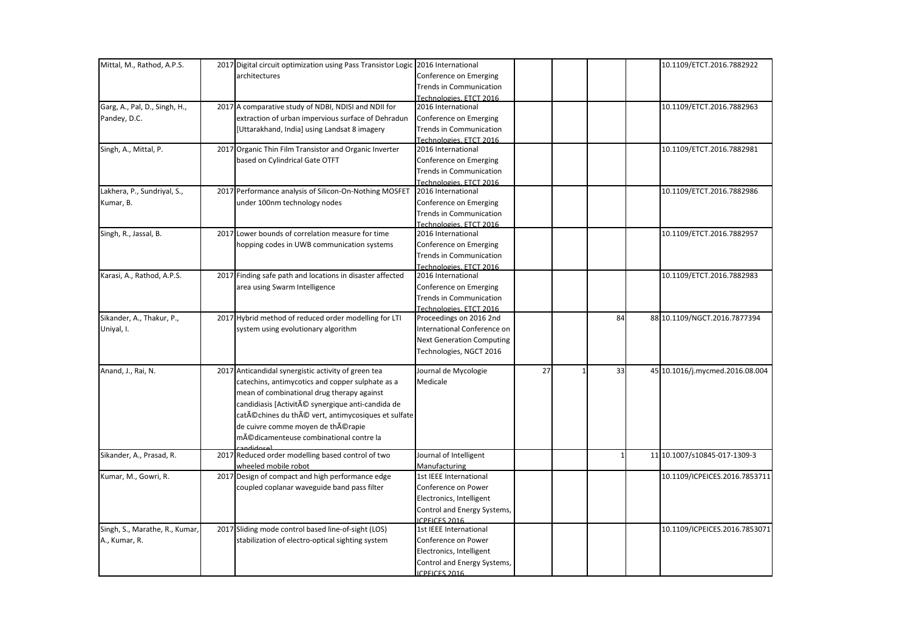| | | | | | | | | |
|---|---|---|---|---|---|---|---|---|
| Mittal, M., Rathod, A.P.S. | 2017 | Digital circuit optimization using Pass Transistor Logic architectures | 2016 International Conference on Emerging Trends in Communication Technologies, ETCT 2016 | | | | | 10.1109/ETCT.2016.7882922 |
| Garg, A., Pal, D., Singh, H., Pandey, D.C. | 2017 | A comparative study of NDBI, NDISI and NDII for extraction of urban impervious surface of Dehradun [Uttarakhand, India] using Landsat 8 imagery | 2016 International Conference on Emerging Trends in Communication Technologies, ETCT 2016 | | | | | 10.1109/ETCT.2016.7882963 |
| Singh, A., Mittal, P. | 2017 | Organic Thin Film Transistor and Organic Inverter based on Cylindrical Gate OTFT | 2016 International Conference on Emerging Trends in Communication Technologies, ETCT 2016 | | | | | 10.1109/ETCT.2016.7882981 |
| Lakhera, P., Sundriyal, S., Kumar, B. | 2017 | Performance analysis of Silicon-On-Nothing MOSFET under 100nm technology nodes | 2016 International Conference on Emerging Trends in Communication Technologies, ETCT 2016 | | | | | 10.1109/ETCT.2016.7882986 |
| Singh, R., Jassal, B. | 2017 | Lower bounds of correlation measure for time hopping codes in UWB communication systems | 2016 International Conference on Emerging Trends in Communication Technologies, ETCT 2016 | | | | | 10.1109/ETCT.2016.7882957 |
| Karasi, A., Rathod, A.P.S. | 2017 | Finding safe path and locations in disaster affected area using Swarm Intelligence | 2016 International Conference on Emerging Trends in Communication Technologies, ETCT 2016 | | | | | 10.1109/ETCT.2016.7882983 |
| Sikander, A., Thakur, P., Uniyal, I. | 2017 | Hybrid method of reduced order modelling for LTI system using evolutionary algorithm | Proceedings on 2016 2nd International Conference on Next Generation Computing Technologies, NGCT 2016 | | | 84 | 88 | 10.1109/NGCT.2016.7877394 |
| Anand, J., Rai, N. | 2017 | Anticandidal synergistic activity of green tea catechins, antimycotics and copper sulphate as a mean of combinational drug therapy against candidiasis [ActivitÃ© synergique anti-candida de catÃ©chines du thÃ© vert, antimycosiques et sulfate de cuivre comme moyen de thÃ©rapie mÃ©dicamenteuse combinational contre la candidose] | Journal de Mycologie Medicale | 27 | 1 | 33 | 45 | 10.1016/j.mycmed.2016.08.004 |
| Sikander, A., Prasad, R. | 2017 | Reduced order modelling based control of two wheeled mobile robot | Journal of Intelligent Manufacturing | | | 1 | 11 | 10.1007/s10845-017-1309-3 |
| Kumar, M., Gowri, R. | 2017 | Design of compact and high performance edge coupled coplanar waveguide band pass filter | 1st IEEE International Conference on Power Electronics, Intelligent Control and Energy Systems, ICPEICES 2016 | | | | | 10.1109/ICPEICES.2016.7853711 |
| Singh, S., Marathe, R., Kumar, A., Kumar, R. | 2017 | Sliding mode control based line-of-sight (LOS) stabilization of electro-optical sighting system | 1st IEEE International Conference on Power Electronics, Intelligent Control and Energy Systems, ICPEICES 2016 | | | | | 10.1109/ICPEICES.2016.7853071 |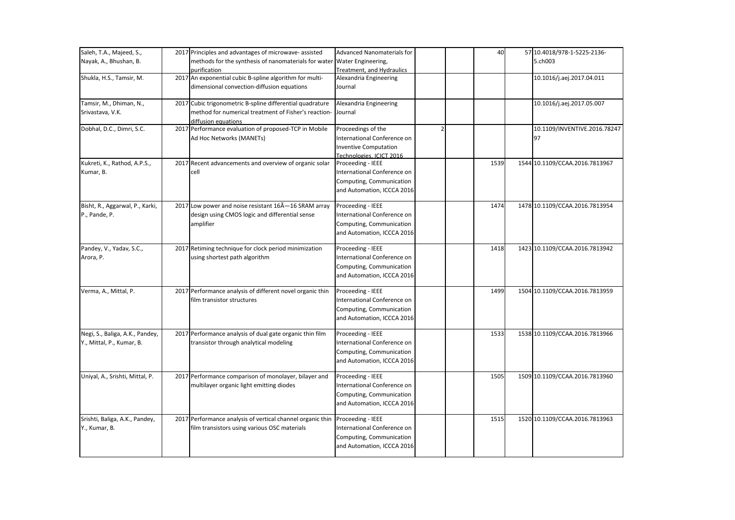| | | | | | | | | |
|---|---|---|---|---|---|---|---|---|
| Saleh, T.A., Majeed, S., Nayak, A., Bhushan, B. | 2017 | Principles and advantages of microwave- assisted methods for the synthesis of nanomaterials for water purification | Advanced Nanomaterials for Water Engineering, Treatment, and Hydraulics | | | 40 | 57 | 10.4018/978-1-5225-2136-5.ch003 |
| Shukla, H.S., Tamsir, M. | 2017 | An exponential cubic B-spline algorithm for multi-dimensional convection-diffusion equations | Alexandria Engineering Journal | | | | | 10.1016/j.aej.2017.04.011 |
| Tamsir, M., Dhiman, N., Srivastava, V.K. | 2017 | Cubic trigonometric B-spline differential quadrature method for numerical treatment of Fisher's reaction-diffusion equations | Alexandria Engineering Journal | | | | | 10.1016/j.aej.2017.05.007 |
| Dobhal, D.C., Dimri, S.C. | 2017 | Performance evaluation of proposed-TCP in Mobile Ad Hoc Networks (MANETs) | Proceedings of the International Conference on Inventive Computation Technologies, ICICT 2016 | 2 | | | | 10.1109/INVENTIVE.2016.7824797 |
| Kukreti, K., Rathod, A.P.S., Kumar, B. | 2017 | Recent advancements and overview of organic solar cell | Proceeding - IEEE International Conference on Computing, Communication and Automation, ICCCA 2016 | | | 1539 | 1544 | 10.1109/CCAA.2016.7813967 |
| Bisht, R., Aggarwal, P., Karki, P., Pande, P. | 2017 | Low power and noise resistant 16Ã—16 SRAM array design using CMOS logic and differential sense amplifier | Proceeding - IEEE International Conference on Computing, Communication and Automation, ICCCA 2016 | | | 1474 | 1478 | 10.1109/CCAA.2016.7813954 |
| Pandey, V., Yadav, S.C., Arora, P. | 2017 | Retiming technique for clock period minimization using shortest path algorithm | Proceeding - IEEE International Conference on Computing, Communication and Automation, ICCCA 2016 | | | 1418 | 1423 | 10.1109/CCAA.2016.7813942 |
| Verma, A., Mittal, P. | 2017 | Performance analysis of different novel organic thin film transistor structures | Proceeding - IEEE International Conference on Computing, Communication and Automation, ICCCA 2016 | | | 1499 | 1504 | 10.1109/CCAA.2016.7813959 |
| Negi, S., Baliga, A.K., Pandey, Y., Mittal, P., Kumar, B. | 2017 | Performance analysis of dual gate organic thin film transistor through analytical modeling | Proceeding - IEEE International Conference on Computing, Communication and Automation, ICCCA 2016 | | | 1533 | 1538 | 10.1109/CCAA.2016.7813966 |
| Uniyal, A., Srishti, Mittal, P. | 2017 | Performance comparison of monolayer, bilayer and multilayer organic light emitting diodes | Proceeding - IEEE International Conference on Computing, Communication and Automation, ICCCA 2016 | | | 1505 | 1509 | 10.1109/CCAA.2016.7813960 |
| Srishti, Baliga, A.K., Pandey, Y., Kumar, B. | 2017 | Performance analysis of vertical channel organic thin film transistors using various OSC materials | Proceeding - IEEE International Conference on Computing, Communication and Automation, ICCCA 2016 | | | 1515 | 1520 | 10.1109/CCAA.2016.7813963 |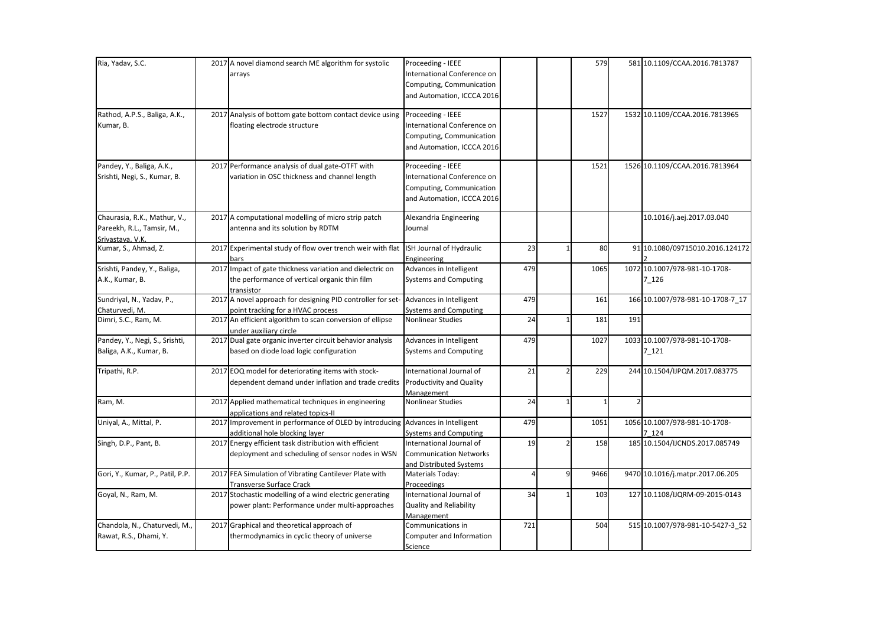| | | | | | | | | |
|---|---|---|---|---|---|---|---|---|
| Ria, Yadav, S.C. | 2017 | A novel diamond search ME algorithm for systolic arrays | Proceeding - IEEE International Conference on Computing, Communication and Automation, ICCCA 2016 | | | 579 | 581 | 10.1109/CCAA.2016.7813787 |
| Rathod, A.P.S., Baliga, A.K., Kumar, B. | 2017 | Analysis of bottom gate bottom contact device using floating electrode structure | Proceeding - IEEE International Conference on Computing, Communication and Automation, ICCCA 2016 | | | 1527 | 1532 | 10.1109/CCAA.2016.7813965 |
| Pandey, Y., Baliga, A.K., Srishti, Negi, S., Kumar, B. | 2017 | Performance analysis of dual gate-OTFT with variation in OSC thickness and channel length | Proceeding - IEEE International Conference on Computing, Communication and Automation, ICCCA 2016 | | | 1521 | 1526 | 10.1109/CCAA.2016.7813964 |
| Chaurasia, R.K., Mathur, V., Pareekh, R.L., Tamsir, M., Srivastava, V.K. | 2017 | A computational modelling of micro strip patch antenna and its solution by RDTM | Alexandria Engineering Journal | | | | | 10.1016/j.aej.2017.03.040 |
| Kumar, S., Ahmad, Z. | 2017 | Experimental study of flow over trench weir with flat bars | ISH Journal of Hydraulic Engineering | 23 | 1 | 80 | 91 | 10.1080/09715010.2016.1241722 |
| Srishti, Pandey, Y., Baliga, A.K., Kumar, B. | 2017 | Impact of gate thickness variation and dielectric on the performance of vertical organic thin film transistor | Advances in Intelligent Systems and Computing | 479 | | 1065 | 1072 | 10.1007/978-981-10-1708-7_126 |
| Sundriyal, N., Yadav, P., Chaturvedi, M. | 2017 | A novel approach for designing PID controller for set-point tracking for a HVAC process | Advances in Intelligent Systems and Computing | 479 | | 161 | 166 | 10.1007/978-981-10-1708-7_17 |
| Dimri, S.C., Ram, M. | 2017 | An efficient algorithm to scan conversion of ellipse under auxiliary circle | Nonlinear Studies | 24 | 1 | 181 | 191 | |
| Pandey, Y., Negi, S., Srishti, Baliga, A.K., Kumar, B. | 2017 | Dual gate organic inverter circuit behavior analysis based on diode load logic configuration | Advances in Intelligent Systems and Computing | 479 | | 1027 | 1033 | 10.1007/978-981-10-1708-7_121 |
| Tripathi, R.P. | 2017 | EOQ model for deteriorating items with stock-dependent demand under inflation and trade credits | International Journal of Productivity and Quality Management | 21 | 2 | 229 | 244 | 10.1504/IJPQM.2017.083775 |
| Ram, M. | 2017 | Applied mathematical techniques in engineering applications and related topics-II | Nonlinear Studies | 24 | 1 | 1 | 2 | |
| Uniyal, A., Mittal, P. | 2017 | Improvement in performance of OLED by introducing additional hole blocking layer | Advances in Intelligent Systems and Computing | 479 | | 1051 | 1056 | 10.1007/978-981-10-1708-7_124 |
| Singh, D.P., Pant, B. | 2017 | Energy efficient task distribution with efficient deployment and scheduling of sensor nodes in WSN | International Journal of Communication Networks and Distributed Systems | 19 | 2 | 158 | 185 | 10.1504/IJCNDS.2017.085749 |
| Gori, Y., Kumar, P., Patil, P.P. | 2017 | FEA Simulation of Vibrating Cantilever Plate with Transverse Surface Crack | Materials Today: Proceedings | 4 | 9 | 9466 | 9470 | 10.1016/j.matpr.2017.06.205 |
| Goyal, N., Ram, M. | 2017 | Stochastic modelling of a wind electric generating power plant: Performance under multi-approaches | International Journal of Quality and Reliability Management | 34 | 1 | 103 | 127 | 10.1108/IJQRM-09-2015-0143 |
| Chandola, N., Chaturvedi, M., Rawat, R.S., Dhami, Y. | 2017 | Graphical and theoretical approach of thermodynamics in cyclic theory of universe | Communications in Computer and Information Science | 721 | | 504 | 515 | 10.1007/978-981-10-5427-3_52 |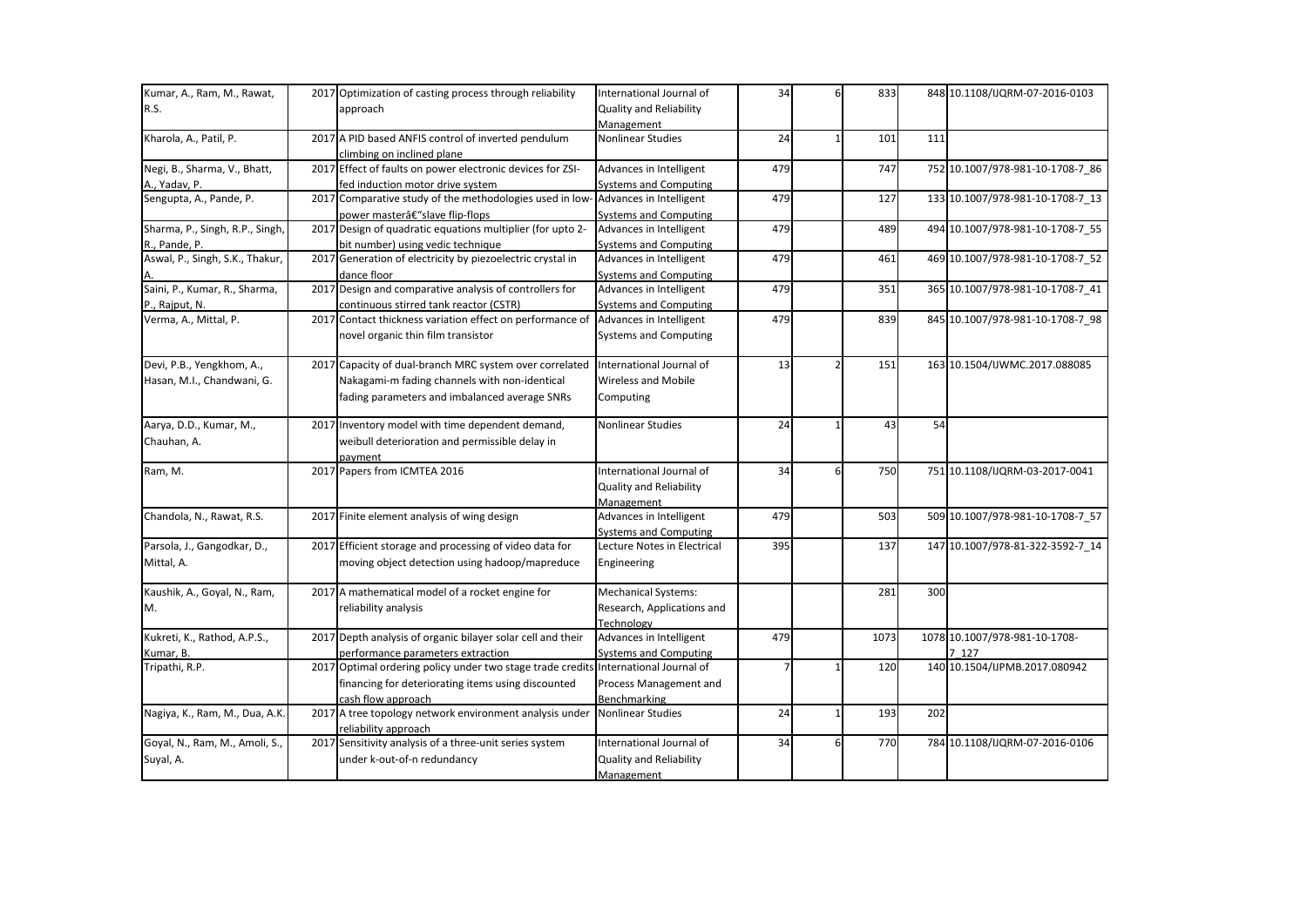| | | | | | | | | |
|---|---|---|---|---|---|---|---|---|
| Kumar, A., Ram, M., Rawat, R.S. | 2017 | Optimization of casting process through reliability approach | International Journal of Quality and Reliability Management | 34 | 6 | 833 | 848 | 10.1108/IJQRM-07-2016-0103 |
| Kharola, A., Patil, P. | 2017 | A PID based ANFIS control of inverted pendulum climbing on inclined plane | Nonlinear Studies | 24 | 1 | 101 | 111 | |
| Negi, B., Sharma, V., Bhatt, A., Yadav, P. | 2017 | Effect of faults on power electronic devices for ZSI-fed induction motor drive system | Advances in Intelligent Systems and Computing | 479 | | 747 | 752 | 10.1007/978-981-10-1708-7_86 |
| Sengupta, A., Pande, P. | 2017 | Comparative study of the methodologies used in low-power masterâ€"slave flip-flops | Advances in Intelligent Systems and Computing | 479 | | 127 | 133 | 10.1007/978-981-10-1708-7_13 |
| Sharma, P., Singh, R.P., Singh, R., Pande, P. | 2017 | Design of quadratic equations multiplier (for upto 2-bit number) using vedic technique | Advances in Intelligent Systems and Computing | 479 | | 489 | 494 | 10.1007/978-981-10-1708-7_55 |
| Aswal, P., Singh, S.K., Thakur, A. | 2017 | Generation of electricity by piezoelectric crystal in dance floor | Advances in Intelligent Systems and Computing | 479 | | 461 | 469 | 10.1007/978-981-10-1708-7_52 |
| Saini, P., Kumar, R., Sharma, P., Rajput, N. | 2017 | Design and comparative analysis of controllers for continuous stirred tank reactor (CSTR) | Advances in Intelligent Systems and Computing | 479 | | 351 | 365 | 10.1007/978-981-10-1708-7_41 |
| Verma, A., Mittal, P. | 2017 | Contact thickness variation effect on performance of novel organic thin film transistor | Advances in Intelligent Systems and Computing | 479 | | 839 | 845 | 10.1007/978-981-10-1708-7_98 |
| Devi, P.B., Yengkhom, A., Hasan, M.I., Chandwani, G. | 2017 | Capacity of dual-branch MRC system over correlated Nakagami-m fading channels with non-identical fading parameters and imbalanced average SNRs | International Journal of Wireless and Mobile Computing | 13 | 2 | 151 | 163 | 10.1504/IJWMC.2017.088085 |
| Aarya, D.D., Kumar, M., Chauhan, A. | 2017 | Inventory model with time dependent demand, weibull deterioration and permissible delay in payment | Nonlinear Studies | 24 | 1 | 43 | 54 | |
| Ram, M. | 2017 | Papers from ICMTEA 2016 | International Journal of Quality and Reliability Management | 34 | 6 | 750 | 751 | 10.1108/IJQRM-03-2017-0041 |
| Chandola, N., Rawat, R.S. | 2017 | Finite element analysis of wing design | Advances in Intelligent Systems and Computing | 479 | | 503 | 509 | 10.1007/978-981-10-1708-7_57 |
| Parsola, J., Gangodkar, D., Mittal, A. | 2017 | Efficient storage and processing of video data for moving object detection using hadoop/mapreduce | Lecture Notes in Electrical Engineering | 395 | | 137 | 147 | 10.1007/978-81-322-3592-7_14 |
| Kaushik, A., Goyal, N., Ram, M. | 2017 | A mathematical model of a rocket engine for reliability analysis | Mechanical Systems: Research, Applications and Technology | | | 281 | 300 | |
| Kukreti, K., Rathod, A.P.S., Kumar, B. | 2017 | Depth analysis of organic bilayer solar cell and their performance parameters extraction | Advances in Intelligent Systems and Computing | 479 | | 1073 | 1078 | 10.1007/978-981-10-1708-7_127 |
| Tripathi, R.P. | 2017 | Optimal ordering policy under two stage trade credits financing for deteriorating items using discounted cash flow approach | International Journal of Process Management and Benchmarking | 7 | 1 | 120 | 140 | 10.1504/IJPMB.2017.080942 |
| Nagiya, K., Ram, M., Dua, A.K. | 2017 | A tree topology network environment analysis under reliability approach | Nonlinear Studies | 24 | 1 | 193 | 202 | |
| Goyal, N., Ram, M., Amoli, S., Suyal, A. | 2017 | Sensitivity analysis of a three-unit series system under k-out-of-n redundancy | International Journal of Quality and Reliability Management | 34 | 6 | 770 | 784 | 10.1108/IJQRM-07-2016-0106 |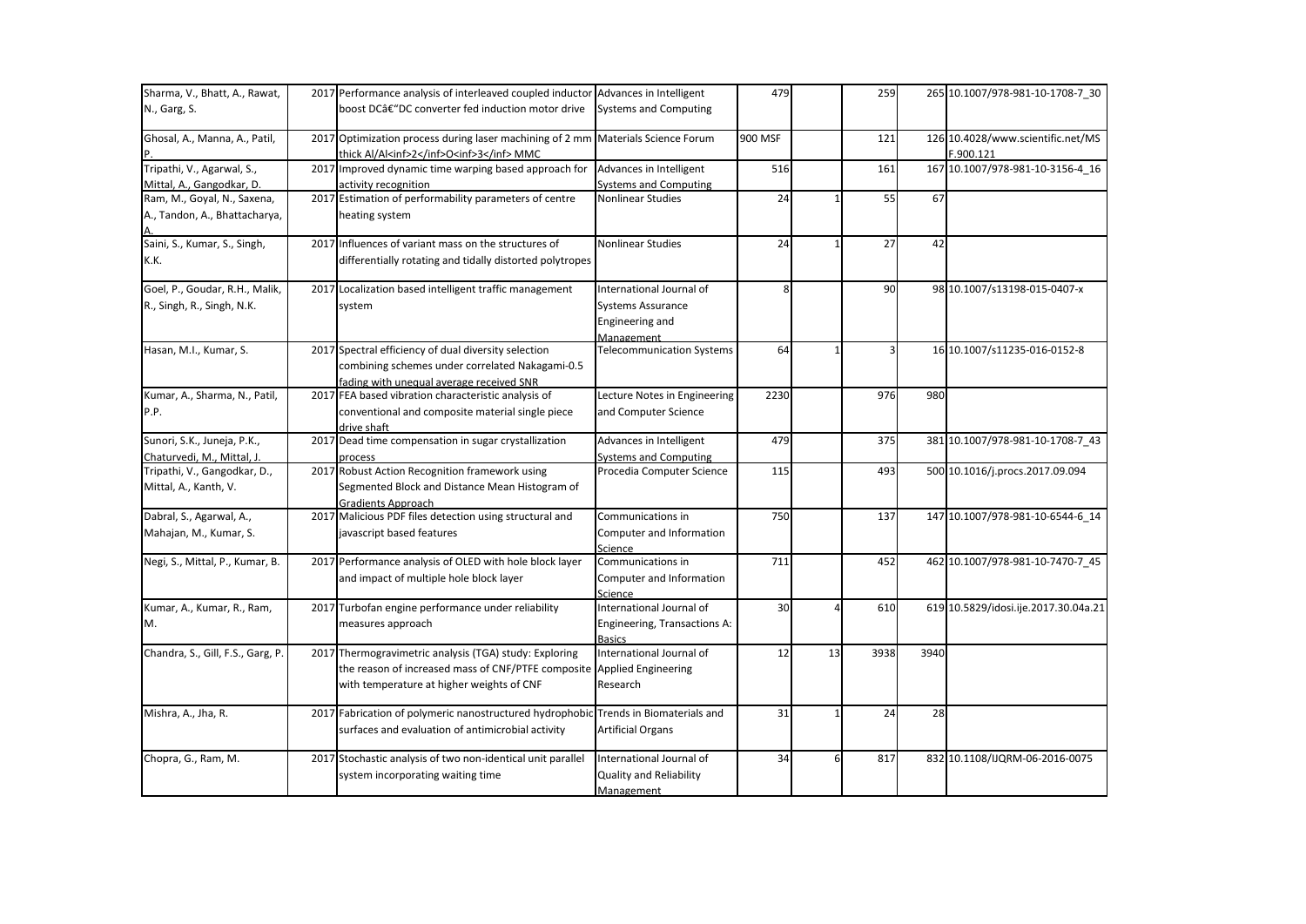| Sharma, V., Bhatt, A., Rawat, N., Garg, S. | 2017 | Performance analysis of interleaved coupled inductor boost DCâ€"DC converter fed induction motor drive | Advances in Intelligent Systems and Computing | 479 | | 259 | 265 | 10.1007/978-981-10-1708-7_30 |
|---|---|---|---|---|---|---|---|---|
| Ghosal, A., Manna, A., Patil, P. | 2017 | Optimization process during laser machining of 2 mm thick Al/Al<inf>2</inf>O<inf>3</inf> MMC | Materials Science Forum | 900 MSF | | 121 | 126 | 10.4028/www.scientific.net/MSF.900.121 |
| Tripathi, V., Agarwal, S., Mittal, A., Gangodkar, D. | 2017 | Improved dynamic time warping based approach for activity recognition | Advances in Intelligent Systems and Computing | 516 | | 161 | 167 | 10.1007/978-981-10-3156-4_16 |
| Ram, M., Goyal, N., Saxena, A., Tandon, A., Bhattacharya, A. | 2017 | Estimation of performability parameters of centre heating system | Nonlinear Studies | 24 | 1 | 55 | 67 | |
| Saini, S., Kumar, S., Singh, K.K. | 2017 | Influences of variant mass on the structures of differentially rotating and tidally distorted polytropes | Nonlinear Studies | 24 | 1 | 27 | 42 | |
| Goel, P., Goudar, R.H., Malik, R., Singh, R., Singh, N.K. | 2017 | Localization based intelligent traffic management system | International Journal of Systems Assurance Engineering and Management | 8 | | 90 | 98 | 10.1007/s13198-015-0407-x |
| Hasan, M.I., Kumar, S. | 2017 | Spectral efficiency of dual diversity selection combining schemes under correlated Nakagami-0.5 fading with unequal average received SNR | Telecommunication Systems | 64 | 1 | 3 | 16 | 10.1007/s11235-016-0152-8 |
| Kumar, A., Sharma, N., Patil, P.P. | 2017 | FEA based vibration characteristic analysis of conventional and composite material single piece drive shaft | Lecture Notes in Engineering and Computer Science | 2230 | | 976 | 980 | |
| Sunori, S.K., Juneja, P.K., Chaturvedi, M., Mittal, J. | 2017 | Dead time compensation in sugar crystallization process | Advances in Intelligent Systems and Computing | 479 | | 375 | 381 | 10.1007/978-981-10-1708-7_43 |
| Tripathi, V., Gangodkar, D., Mittal, A., Kanth, V. | 2017 | Robust Action Recognition framework using Segmented Block and Distance Mean Histogram of Gradients Approach | Procedia Computer Science | 115 | | 493 | 500 | 10.1016/j.procs.2017.09.094 |
| Dabral, S., Agarwal, A., Mahajan, M., Kumar, S. | 2017 | Malicious PDF files detection using structural and javascript based features | Communications in Computer and Information Science | 750 | | 137 | 147 | 10.1007/978-981-10-6544-6_14 |
| Negi, S., Mittal, P., Kumar, B. | 2017 | Performance analysis of OLED with hole block layer and impact of multiple hole block layer | Communications in Computer and Information Science | 711 | | 452 | 462 | 10.1007/978-981-10-7470-7_45 |
| Kumar, A., Kumar, R., Ram, M. | 2017 | Turbofan engine performance under reliability measures approach | International Journal of Engineering, Transactions A: Basics | 30 | 4 | 610 | 619 | 10.5829/idosi.ije.2017.30.04a.21 |
| Chandra, S., Gill, F.S., Garg, P. | 2017 | Thermogravimetric analysis (TGA) study: Exploring the reason of increased mass of CNF/PTFE composite with temperature at higher weights of CNF | International Journal of Applied Engineering Research | 12 | 13 | 3938 | 3940 | |
| Mishra, A., Jha, R. | 2017 | Fabrication of polymeric nanostructured hydrophobic surfaces and evaluation of antimicrobial activity | Trends in Biomaterials and Artificial Organs | 31 | 1 | 24 | 28 | |
| Chopra, G., Ram, M. | 2017 | Stochastic analysis of two non-identical unit parallel system incorporating waiting time | International Journal of Quality and Reliability Management | 34 | 6 | 817 | 832 | 10.1108/IJQRM-06-2016-0075 |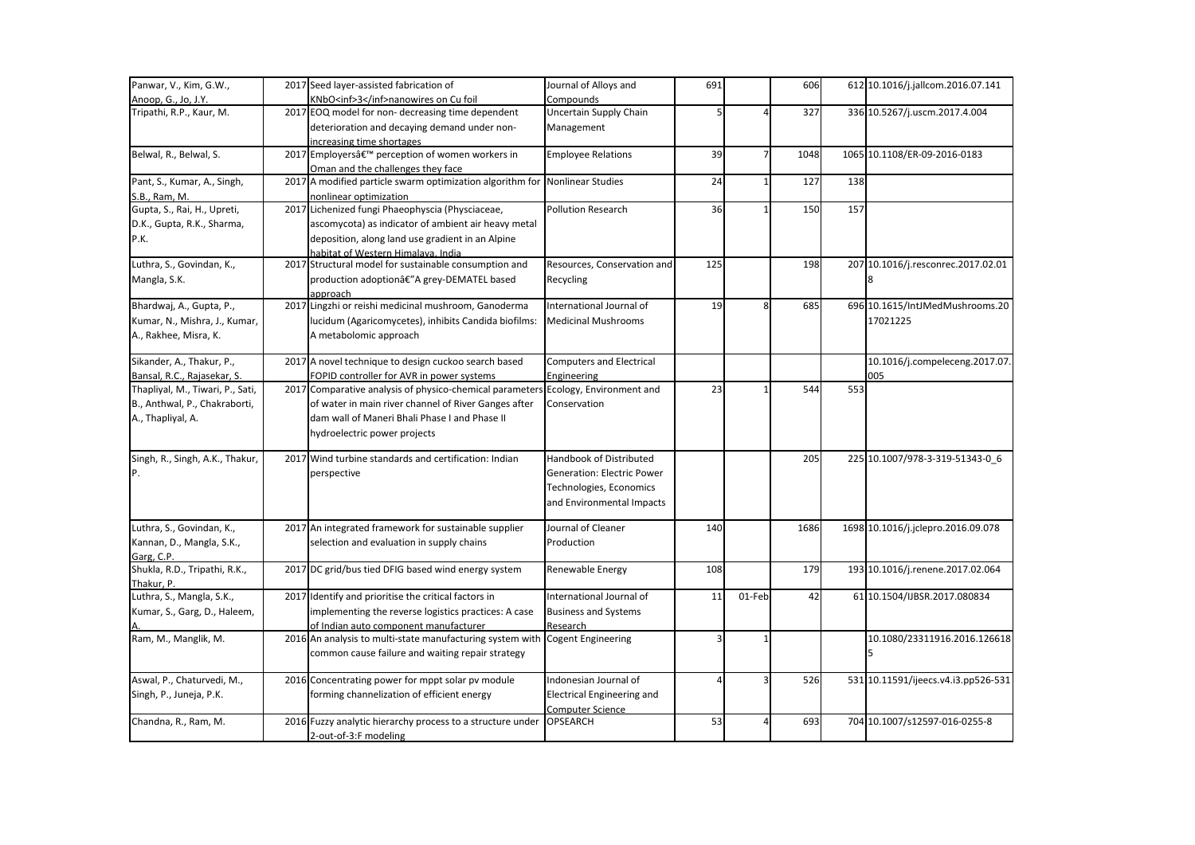| Panwar, V., Kim, G.W., Anoop, G., Jo, J.Y. | 2017 | Seed layer-assisted fabrication of KNbO<inf>3</inf>nanowires on Cu foil | Journal of Alloys and Compounds | 691 | | 606 | 612 | 10.1016/j.jallcom.2016.07.141 |
|---|---|---|---|---|---|---|---|---|
| Tripathi, R.P., Kaur, M. | 2017 | EOQ model for non- decreasing time dependent deterioration and decaying demand under non-increasing time shortages | Uncertain Supply Chain Management | 5 | 4 | 327 | 336 | 10.5267/j.uscm.2017.4.004 |
| Belwal, R., Belwal, S. | 2017 | Employersâ€™ perception of women workers in Oman and the challenges they face | Employee Relations | 39 | 7 | 1048 | 1065 | 10.1108/ER-09-2016-0183 |
| Pant, S., Kumar, A., Singh, S.B., Ram, M. | 2017 | A modified particle swarm optimization algorithm for nonlinear optimization | Nonlinear Studies | 24 | 1 | 127 | 138 | |
| Gupta, S., Rai, H., Upreti, D.K., Gupta, R.K., Sharma, P.K. | 2017 | Lichenized fungi Phaeophyscia (Physciaceae, ascomycota) as indicator of ambient air heavy metal deposition, along land use gradient in an Alpine habitat of Western Himalaya, India | Pollution Research | 36 | 1 | 150 | 157 | |
| Luthra, S., Govindan, K., Mangla, S.K. | 2017 | Structural model for sustainable consumption and production adoptionâ€"A grey-DEMATEL based approach | Resources, Conservation and Recycling | 125 | | 198 | 207 | 10.1016/j.resconrec.2017.02.018 |
| Bhardwaj, A., Gupta, P., Kumar, N., Mishra, J., Kumar, A., Rakhee, Misra, K. | 2017 | Lingzhi or reishi medicinal mushroom, Ganoderma lucidum (Agaricomycetes), inhibits Candida biofilms: A metabolomic approach | International Journal of Medicinal Mushrooms | 19 | 8 | 685 | 696 | 10.1615/IntJMedMushrooms.2017021225 |
| Sikander, A., Thakur, P., Bansal, R.C., Rajasekar, S. | 2017 | A novel technique to design cuckoo search based FOPID controller for AVR in power systems | Computers and Electrical Engineering | | | | | 10.1016/j.compeleceng.2017.07.005 |
| Thapliyal, M., Tiwari, P., Sati, B., Anthwal, P., Chakraborti, A., Thapliyal, A. | 2017 | Comparative analysis of physico-chemical parameters of water in main river channel of River Ganges after dam wall of Maneri Bhali Phase I and Phase II hydroelectric power projects | Ecology, Environment and Conservation | 23 | 1 | 544 | 553 | |
| Singh, R., Singh, A.K., Thakur, P. | 2017 | Wind turbine standards and certification: Indian perspective | Handbook of Distributed Generation: Electric Power Technologies, Economics and Environmental Impacts | | | 205 | 225 | 10.1007/978-3-319-51343-0_6 |
| Luthra, S., Govindan, K., Kannan, D., Mangla, S.K., Garg, C.P. | 2017 | An integrated framework for sustainable supplier selection and evaluation in supply chains | Journal of Cleaner Production | 140 | | 1686 | 1698 | 10.1016/j.jclepro.2016.09.078 |
| Shukla, R.D., Tripathi, R.K., Thakur, P. | 2017 | DC grid/bus tied DFIG based wind energy system | Renewable Energy | 108 | | 179 | 193 | 10.1016/j.renene.2017.02.064 |
| Luthra, S., Mangla, S.K., Kumar, S., Garg, D., Haleem, A. | 2017 | Identify and prioritise the critical factors in implementing the reverse logistics practices: A case of Indian auto component manufacturer | International Journal of Business and Systems Research | 11 | 01-Feb | 42 | 61 | 10.1504/IJBSR.2017.080834 |
| Ram, M., Manglik, M. | 2016 | An analysis to multi-state manufacturing system with common cause failure and waiting repair strategy | Cogent Engineering | 3 | 1 | | | 10.1080/23311916.2016.1266185 |
| Aswal, P., Chaturvedi, M., Singh, P., Juneja, P.K. | 2016 | Concentrating power for mppt solar pv module forming channelization of efficient energy | Indonesian Journal of Electrical Engineering and Computer Science | 4 | 3 | 526 | 531 | 10.11591/ijeecs.v4.i3.pp526-531 |
| Chandna, R., Ram, M. | 2016 | Fuzzy analytic hierarchy process to a structure under 2-out-of-3:F modeling | OPSEARCH | 53 | 4 | 693 | 704 | 10.1007/s12597-016-0255-8 |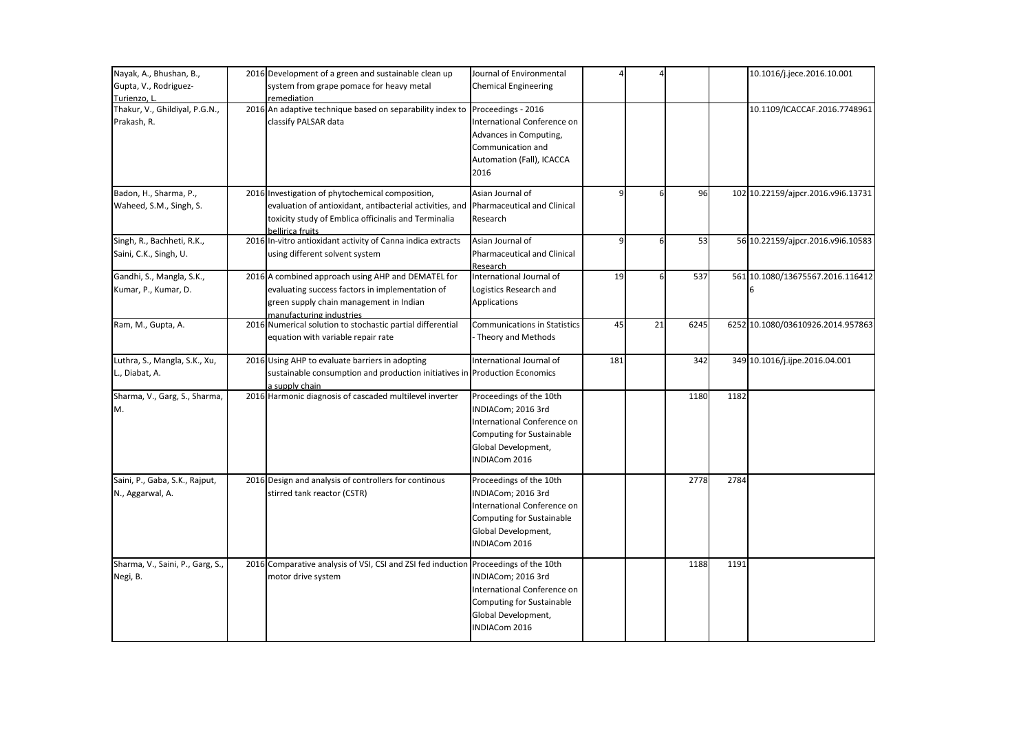| Nayak, A., Bhushan, B., Gupta, V., Rodriguez-Turienzo, L. | 2016 | Development of a green and sustainable clean up system from grape pomace for heavy metal remediation | Journal of Environmental Chemical Engineering | 4 | 4 | | | 10.1016/j.jece.2016.10.001 |
|---|---|---|---|---|---|---|---|---|
| Thakur, V., Ghildiyal, P.G.N., Prakash, R. | 2016 | An adaptive technique based on separability index to classify PALSAR data | Proceedings - 2016 International Conference on Advances in Computing, Communication and Automation (Fall), ICACCA 2016 | | | | | 10.1109/ICACCAF.2016.7748961 |
| Badon, H., Sharma, P., Waheed, S.M., Singh, S. | 2016 | Investigation of phytochemical composition, evaluation of antioxidant, antibacterial activities, and toxicity study of Emblica officinalis and Terminalia bellirica fruits | Asian Journal of Pharmaceutical and Clinical Research | 9 | 6 | 96 | 102 | 10.22159/ajpcr.2016.v9i6.13731 |
| Singh, R., Bachheti, R.K., Saini, C.K., Singh, U. | 2016 | In-vitro antioxidant activity of Canna indica extracts using different solvent system | Asian Journal of Pharmaceutical and Clinical Research | 9 | 6 | 53 | 56 | 10.22159/ajpcr.2016.v9i6.10583 |
| Gandhi, S., Mangla, S.K., Kumar, P., Kumar, D. | 2016 | A combined approach using AHP and DEMATEL for evaluating success factors in implementation of green supply chain management in Indian manufacturing industries | International Journal of Logistics Research and Applications | 19 | 6 | 537 | 561 | 10.1080/13675567.2016.1164126 |
| Ram, M., Gupta, A. | 2016 | Numerical solution to stochastic partial differential equation with variable repair rate | Communications in Statistics - Theory and Methods | 45 | 21 | 6245 | 6252 | 10.1080/03610926.2014.957863 |
| Luthra, S., Mangla, S.K., Xu, L., Diabat, A. | 2016 | Using AHP to evaluate barriers in adopting sustainable consumption and production initiatives in a supply chain | International Journal of Production Economics | 181 | | 342 | 349 | 10.1016/j.ijpe.2016.04.001 |
| Sharma, V., Garg, S., Sharma, M. | 2016 | Harmonic diagnosis of cascaded multilevel inverter | Proceedings of the 10th INDIACom; 2016 3rd International Conference on Computing for Sustainable Global Development, INDIACom 2016 | | | 1180 | 1182 | |
| Saini, P., Gaba, S.K., Rajput, N., Aggarwal, A. | 2016 | Design and analysis of controllers for continous stirred tank reactor (CSTR) | Proceedings of the 10th INDIACom; 2016 3rd International Conference on Computing for Sustainable Global Development, INDIACom 2016 | | | 2778 | 2784 | |
| Sharma, V., Saini, P., Garg, S., Negi, B. | 2016 | Comparative analysis of VSI, CSI and ZSI fed induction motor drive system | Proceedings of the 10th INDIACom; 2016 3rd International Conference on Computing for Sustainable Global Development, INDIACom 2016 | | | 1188 | 1191 | |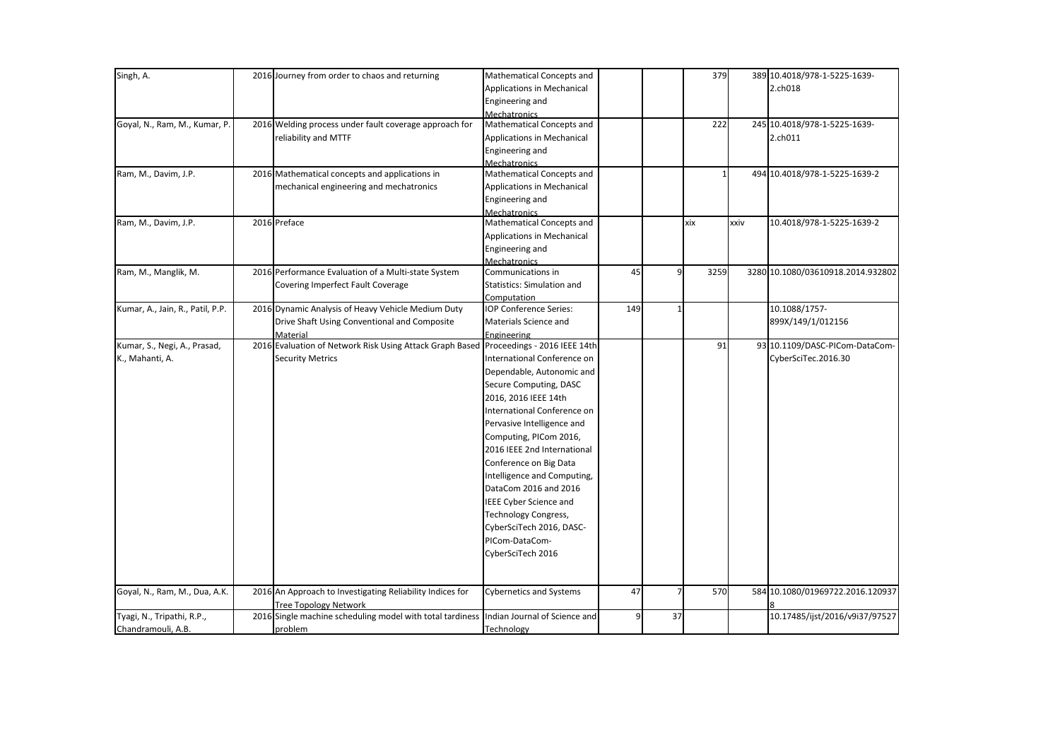| | | | | | | | | |
|---|---|---|---|---|---|---|---|---|
| Singh, A. | 2016 | Journey from order to chaos and returning | Mathematical Concepts and Applications in Mechanical Engineering and Mechatronics | | | 379 | 389 | 10.4018/978-1-5225-1639-2.ch018 |
| Goyal, N., Ram, M., Kumar, P. | 2016 | Welding process under fault coverage approach for reliability and MTTF | Mathematical Concepts and Applications in Mechanical Engineering and Mechatronics | | | 222 | 245 | 10.4018/978-1-5225-1639-2.ch011 |
| Ram, M., Davim, J.P. | 2016 | Mathematical concepts and applications in mechanical engineering and mechatronics | Mathematical Concepts and Applications in Mechanical Engineering and Mechatronics | | | 1 | 494 | 10.4018/978-1-5225-1639-2 |
| Ram, M., Davim, J.P. | 2016 | Preface | Mathematical Concepts and Applications in Mechanical Engineering and Mechatronics | | | xix | xxiv | 10.4018/978-1-5225-1639-2 |
| Ram, M., Manglik, M. | 2016 | Performance Evaluation of a Multi-state System Covering Imperfect Fault Coverage | Communications in Statistics: Simulation and Computation | 45 | 9 | 3259 | 3280 | 10.1080/03610918.2014.932802 |
| Kumar, A., Jain, R., Patil, P.P. | 2016 | Dynamic Analysis of Heavy Vehicle Medium Duty Drive Shaft Using Conventional and Composite Material | IOP Conference Series: Materials Science and Engineering | 149 | 1 | | | 10.1088/1757-899X/149/1/012156 |
| Kumar, S., Negi, A., Prasad, K., Mahanti, A. | 2016 | Evaluation of Network Risk Using Attack Graph Based Security Metrics | Proceedings - 2016 IEEE 14th International Conference on Dependable, Autonomic and Secure Computing, DASC 2016, 2016 IEEE 14th International Conference on Pervasive Intelligence and Computing, PICom 2016, 2016 IEEE 2nd International Conference on Big Data Intelligence and Computing, DataCom 2016 and 2016 IEEE Cyber Science and Technology Congress, CyberSciTech 2016, DASC-PICom-DataCom-CyberSciTech 2016 | | | 91 | 93 | 10.1109/DASC-PICom-DataCom-CyberSciTec.2016.30 |
| Goyal, N., Ram, M., Dua, A.K. | 2016 | An Approach to Investigating Reliability Indices for Tree Topology Network | Cybernetics and Systems | 47 | 7 | 570 | 584 | 10.1080/01969722.2016.1209378 |
| Tyagi, N., Tripathi, R.P., Chandramouli, A.B. | 2016 | Single machine scheduling model with total tardiness problem | Indian Journal of Science and Technology | 9 | 37 | | | 10.17485/ijst/2016/v9i37/97527 |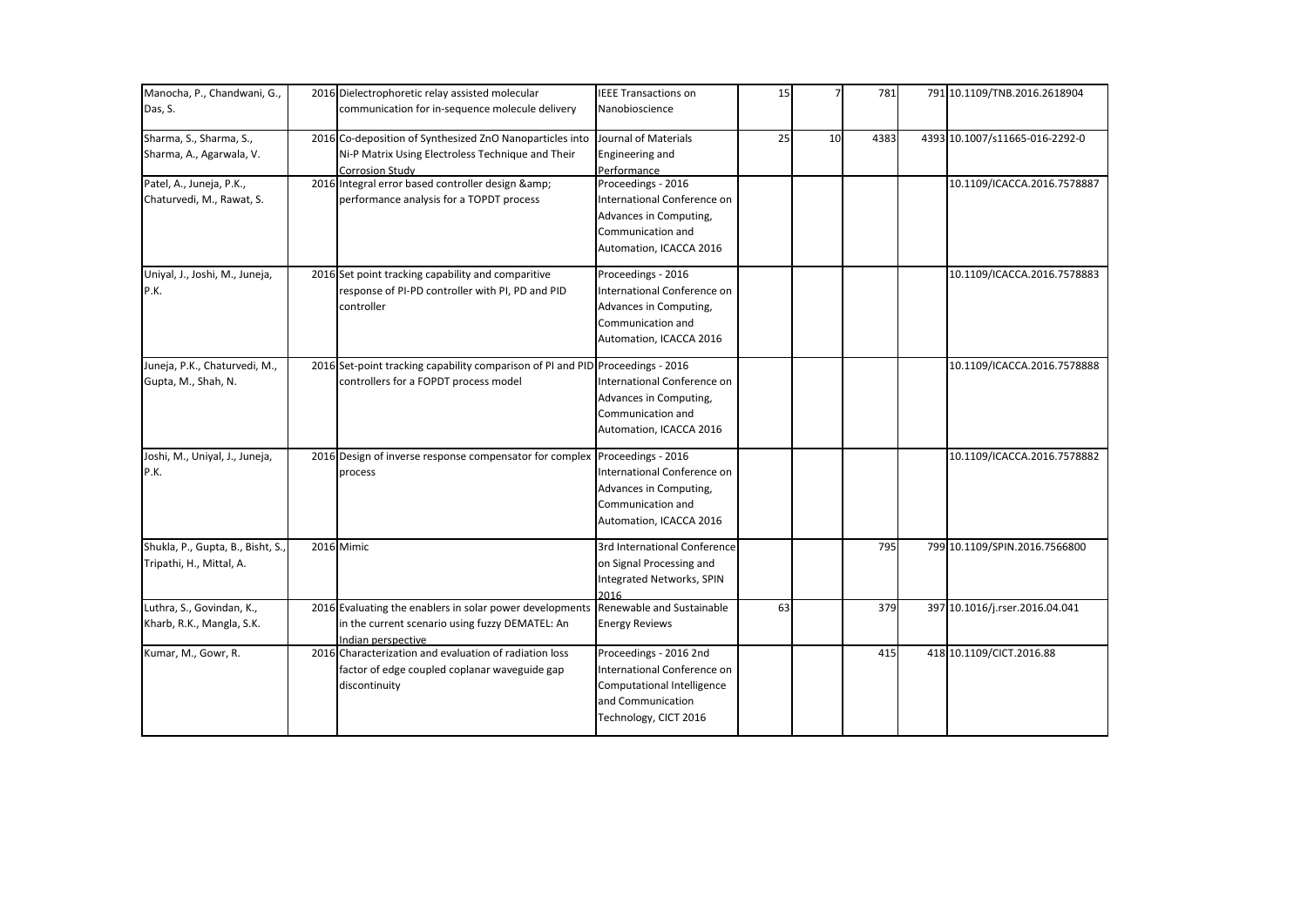| | | | | | | | | |
|---|---|---|---|---|---|---|---|---|
| Manocha, P., Chandwani, G., Das, S. | 2016 | Dielectrophoretic relay assisted molecular communication for in-sequence molecule delivery | IEEE Transactions on Nanobioscience | 15 | 7 | 781 | 791 | 10.1109/TNB.2016.2618904 |
| Sharma, S., Sharma, S., Sharma, A., Agarwala, V. | 2016 | Co-deposition of Synthesized ZnO Nanoparticles into Ni-P Matrix Using Electroless Technique and Their Corrosion Study | Journal of Materials Engineering and Performance | 25 | 10 | 4383 | 4393 | 10.1007/s11665-016-2292-0 |
| Patel, A., Juneja, P.K., Chaturvedi, M., Rawat, S. | 2016 | Integral error based controller design &amp; performance analysis for a TOPDT process | Proceedings - 2016 International Conference on Advances in Computing, Communication and Automation, ICACCA 2016 | | | | | 10.1109/ICACCA.2016.7578887 |
| Uniyal, J., Joshi, M., Juneja, P.K. | 2016 | Set point tracking capability and comparitive response of PI-PD controller with PI, PD and PID controller | Proceedings - 2016 International Conference on Advances in Computing, Communication and Automation, ICACCA 2016 | | | | | 10.1109/ICACCA.2016.7578883 |
| Juneja, P.K., Chaturvedi, M., Gupta, M., Shah, N. | 2016 | Set-point tracking capability comparison of PI and PID controllers for a FOPDT process model | Proceedings - 2016 International Conference on Advances in Computing, Communication and Automation, ICACCA 2016 | | | | | 10.1109/ICACCA.2016.7578888 |
| Joshi, M., Uniyal, J., Juneja, P.K. | 2016 | Design of inverse response compensator for complex process | Proceedings - 2016 International Conference on Advances in Computing, Communication and Automation, ICACCA 2016 | | | | | 10.1109/ICACCA.2016.7578882 |
| Shukla, P., Gupta, B., Bisht, S., Tripathi, H., Mittal, A. | 2016 | Mimic | 3rd International Conference on Signal Processing and Integrated Networks, SPIN 2016 | | | 795 | 799 | 10.1109/SPIN.2016.7566800 |
| Luthra, S., Govindan, K., Kharb, R.K., Mangla, S.K. | 2016 | Evaluating the enablers in solar power developments in the current scenario using fuzzy DEMATEL: An Indian perspective | Renewable and Sustainable Energy Reviews | 63 | | 379 | 397 | 10.1016/j.rser.2016.04.041 |
| Kumar, M., Gowr, R. | 2016 | Characterization and evaluation of radiation loss factor of edge coupled coplanar waveguide gap discontinuity | Proceedings - 2016 2nd International Conference on Computational Intelligence and Communication Technology, CICT 2016 | | | 415 | 418 | 10.1109/CICT.2016.88 |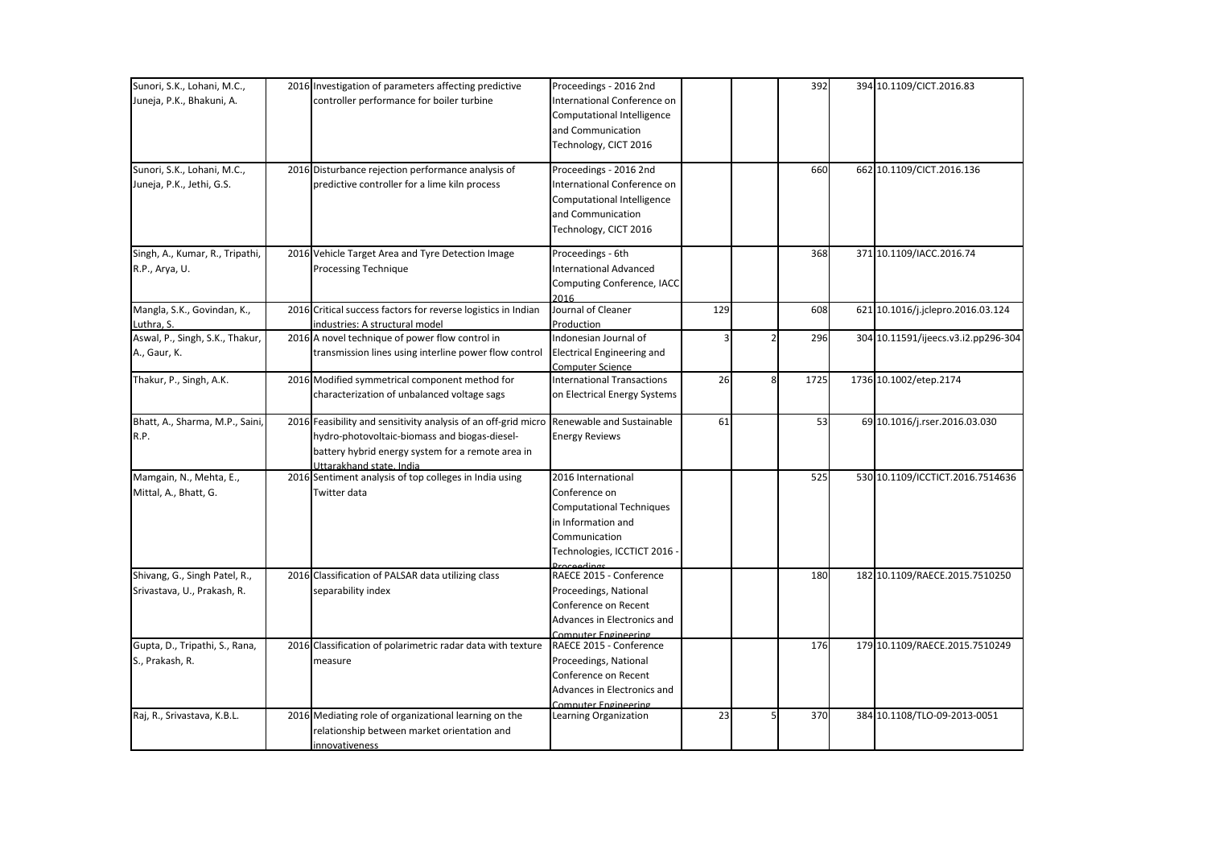| | | | | | | | | |
|---|---|---|---|---|---|---|---|---|
| Sunori, S.K., Lohani, M.C., Juneja, P.K., Bhakuni, A. | 2016 | Investigation of parameters affecting predictive controller performance for boiler turbine | Proceedings - 2016 2nd International Conference on Computational Intelligence and Communication Technology, CICT 2016 | | | 392 | 394 | 10.1109/CICT.2016.83 |
| Sunori, S.K., Lohani, M.C., Juneja, P.K., Jethi, G.S. | 2016 | Disturbance rejection performance analysis of predictive controller for a lime kiln process | Proceedings - 2016 2nd International Conference on Computational Intelligence and Communication Technology, CICT 2016 | | | 660 | 662 | 10.1109/CICT.2016.136 |
| Singh, A., Kumar, R., Tripathi, R.P., Arya, U. | 2016 | Vehicle Target Area and Tyre Detection Image Processing Technique | Proceedings - 6th International Advanced Computing Conference, IACC 2016 | | | 368 | 371 | 10.1109/IACC.2016.74 |
| Mangla, S.K., Govindan, K., Luthra, S. | 2016 | Critical success factors for reverse logistics in Indian industries: A structural model | Journal of Cleaner Production | 129 | | 608 | 621 | 10.1016/j.jclepro.2016.03.124 |
| Aswal, P., Singh, S.K., Thakur, A., Gaur, K. | 2016 | A novel technique of power flow control in transmission lines using interline power flow control | Indonesian Journal of Electrical Engineering and Computer Science | 3 | 2 | 296 | 304 | 10.11591/ijeecs.v3.i2.pp296-304 |
| Thakur, P., Singh, A.K. | 2016 | Modified symmetrical component method for characterization of unbalanced voltage sags | International Transactions on Electrical Energy Systems | 26 | 8 | 1725 | 1736 | 10.1002/etep.2174 |
| Bhatt, A., Sharma, M.P., Saini, R.P. | 2016 | Feasibility and sensitivity analysis of an off-grid micro hydro-photovoltaic-biomass and biogas-diesel-battery hybrid energy system for a remote area in Uttarakhand state, India | Renewable and Sustainable Energy Reviews | 61 | | 53 | 69 | 10.1016/j.rser.2016.03.030 |
| Mamgain, N., Mehta, E., Mittal, A., Bhatt, G. | 2016 | Sentiment analysis of top colleges in India using Twitter data | 2016 International Conference on Computational Techniques in Information and Communication Technologies, ICCTICT 2016 - Proceedings | | | 525 | 530 | 10.1109/ICCTICT.2016.7514636 |
| Shivang, G., Singh Patel, R., Srivastava, U., Prakash, R. | 2016 | Classification of PALSAR data utilizing class separability index | RAECE 2015 - Conference Proceedings, National Conference on Recent Advances in Electronics and Computer Engineering | | | 180 | 182 | 10.1109/RAECE.2015.7510250 |
| Gupta, D., Tripathi, S., Rana, S., Prakash, R. | 2016 | Classification of polarimetric radar data with texture measure | RAECE 2015 - Conference Proceedings, National Conference on Recent Advances in Electronics and Computer Engineering | | | 176 | 179 | 10.1109/RAECE.2015.7510249 |
| Raj, R., Srivastava, K.B.L. | 2016 | Mediating role of organizational learning on the relationship between market orientation and innovativeness | Learning Organization | 23 | 5 | 370 | 384 | 10.1108/TLO-09-2013-0051 |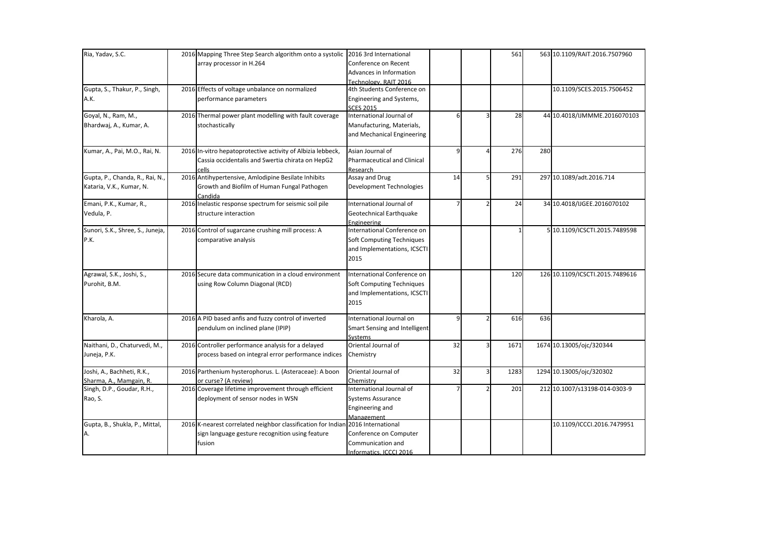| | | | | | | | | | |
|---|---|---|---|---|---|---|---|---|---|
| Ria, Yadav, S.C. | 2016 | Mapping Three Step Search algorithm onto a systolic array processor in H.264 | 2016 3rd International Conference on Recent Advances in Information Technology, RAIT 2016 | | | 561 | 563 | 10.1109/RAIT.2016.7507960 |
| Gupta, S., Thakur, P., Singh, A.K. | 2016 | Effects of voltage unbalance on normalized performance parameters | 4th Students Conference on Engineering and Systems, SCES 2015 | | | | | 10.1109/SCES.2015.7506452 |
| Goyal, N., Ram, M., Bhardwaj, A., Kumar, A. | 2016 | Thermal power plant modelling with fault coverage stochastically | International Journal of Manufacturing, Materials, and Mechanical Engineering | 6 | 3 | 28 | 44 | 10.4018/IJMMME.2016070103 |
| Kumar, A., Pai, M.O., Rai, N. | 2016 | In-vitro hepatoprotective activity of Albizia lebbeck, Cassia occidentalis and Swertia chirata on HepG2 cells | Asian Journal of Pharmaceutical and Clinical Research | 9 | 4 | 276 | 280 | |
| Gupta, P., Chanda, R., Rai, N., Kataria, V.K., Kumar, N. | 2016 | Antihypertensive, Amlodipine Besilate Inhibits Growth and Biofilm of Human Fungal Pathogen Candida | Assay and Drug Development Technologies | 14 | 5 | 291 | 297 | 10.1089/adt.2016.714 |
| Emani, P.K., Kumar, R., Vedula, P. | 2016 | Inelastic response spectrum for seismic soil pile structure interaction | International Journal of Geotechnical Earthquake Engineering | 7 | 2 | 24 | 34 | 10.4018/IJGEE.2016070102 |
| Sunori, S.K., Shree, S., Juneja, P.K. | 2016 | Control of sugarcane crushing mill process: A comparative analysis | International Conference on Soft Computing Techniques and Implementations, ICSCTI 2015 | | | 1 | 5 | 10.1109/ICSCTI.2015.7489598 |
| Agrawal, S.K., Joshi, S., Purohit, B.M. | 2016 | Secure data communication in a cloud environment using Row Column Diagonal (RCD) | International Conference on Soft Computing Techniques and Implementations, ICSCTI 2015 | | | 120 | 126 | 10.1109/ICSCTI.2015.7489616 |
| Kharola, A. | 2016 | A PID based anfis and fuzzy control of inverted pendulum on inclined plane (IPIP) | International Journal on Smart Sensing and Intelligent Systems | 9 | 2 | 616 | 636 | |
| Naithani, D., Chaturvedi, M., Juneja, P.K. | 2016 | Controller performance analysis for a delayed process based on integral error performance indices | Oriental Journal of Chemistry | 32 | 3 | 1671 | 1674 | 10.13005/ojc/320344 |
| Joshi, A., Bachheti, R.K., Sharma, A., Mamgain, R. | 2016 | Parthenium hysterophorus. L. (Asteraceae): A boon or curse? (A review) | Oriental Journal of Chemistry | 32 | 3 | 1283 | 1294 | 10.13005/ojc/320302 |
| Singh, D.P., Goudar, R.H., Rao, S. | 2016 | Coverage lifetime improvement through efficient deployment of sensor nodes in WSN | International Journal of Systems Assurance Engineering and Management | 7 | 2 | 201 | 212 | 10.1007/s13198-014-0303-9 |
| Gupta, B., Shukla, P., Mittal, A. | 2016 | K-nearest correlated neighbor classification for Indian sign language gesture recognition using feature fusion | 2016 International Conference on Computer Communication and Informatics, ICCCI 2016 | | | | | 10.1109/ICCCI.2016.7479951 |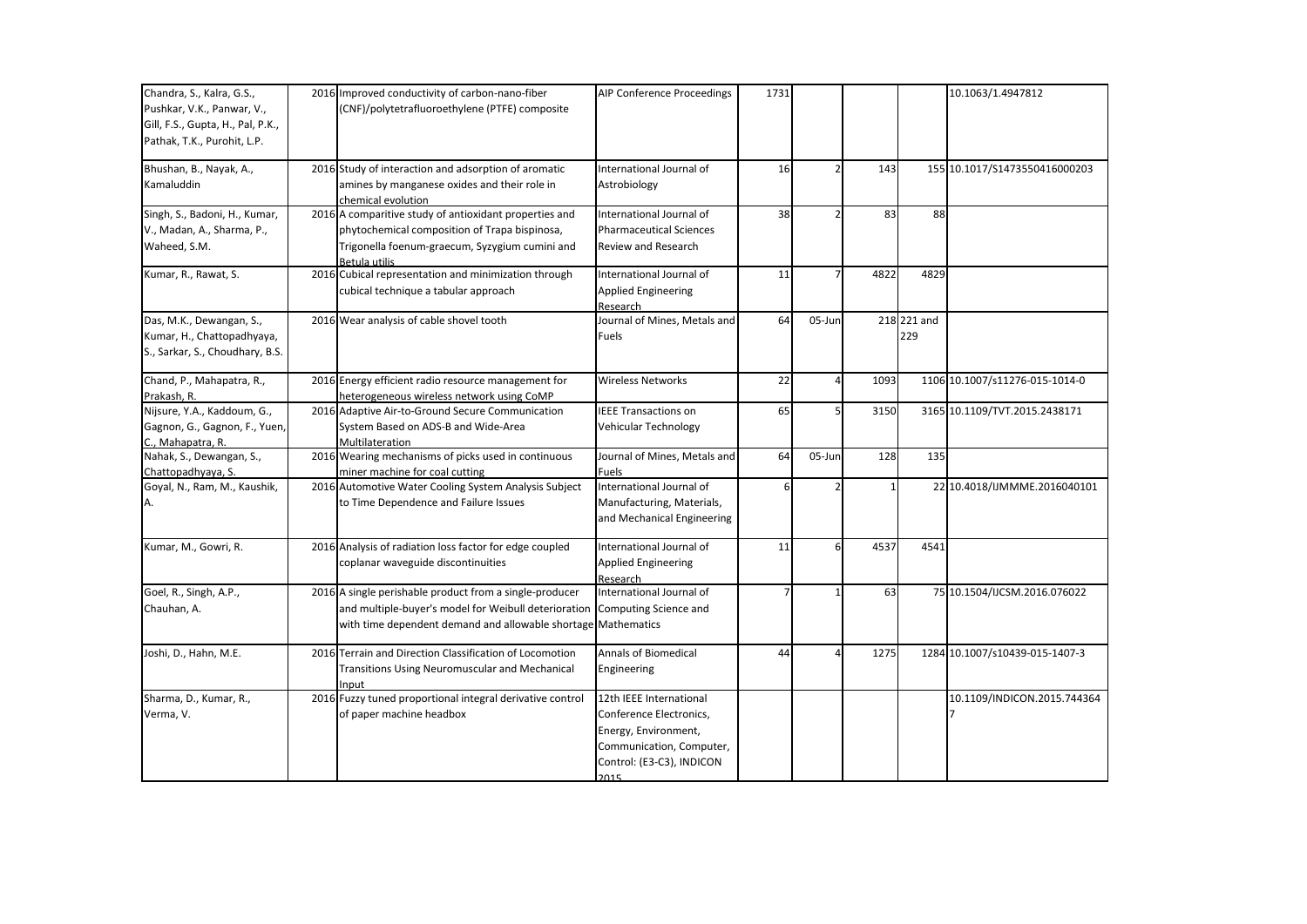| | | | | | | | | |
|---|---|---|---|---|---|---|---|---|
| Chandra, S., Kalra, G.S., Pushkar, V.K., Panwar, V., Gill, F.S., Gupta, H., Pal, P.K., Pathak, T.K., Purohit, L.P. | 2016 | Improved conductivity of carbon-nano-fiber (CNF)/polytetrafluoroethylene (PTFE) composite | AIP Conference Proceedings | 1731 | | | | 10.1063/1.4947812 |
| Bhushan, B., Nayak, A., Kamaluddin | 2016 | Study of interaction and adsorption of aromatic amines by manganese oxides and their role in chemical evolution | International Journal of Astrobiology | 16 | 2 | 143 | 155 | 10.1017/S1473550416000203 |
| Singh, S., Badoni, H., Kumar, V., Madan, A., Sharma, P., Waheed, S.M. | 2016 | A comparitive study of antioxidant properties and phytochemical composition of Trapa bispinosa, Trigonella foenum-graecum, Syzygium cumini and Betula utilis | International Journal of Pharmaceutical Sciences Review and Research | 38 | 2 | 83 | 88 | |
| Kumar, R., Rawat, S. | 2016 | Cubical representation and minimization through cubical technique a tabular approach | International Journal of Applied Engineering Research | 11 | 7 | 4822 | 4829 | |
| Das, M.K., Dewangan, S., Kumar, H., Chattopadhyaya, S., Sarkar, S., Choudhary, B.S. | 2016 | Wear analysis of cable shovel tooth | Journal of Mines, Metals and Fuels | 64 | 05-Jun | 218 | 221 and 229 | |
| Chand, P., Mahapatra, R., Prakash, R. | 2016 | Energy efficient radio resource management for heterogeneous wireless network using CoMP | Wireless Networks | 22 | 4 | 1093 | 1106 | 10.1007/s11276-015-1014-0 |
| Nijsure, Y.A., Kaddoum, G., Gagnon, G., Gagnon, F., Yuen, C., Mahapatra, R. | 2016 | Adaptive Air-to-Ground Secure Communication System Based on ADS-B and Wide-Area Multilateration | IEEE Transactions on Vehicular Technology | 65 | 5 | 3150 | 3165 | 10.1109/TVT.2015.2438171 |
| Nahak, S., Dewangan, S., Chattopadhyaya, S. | 2016 | Wearing mechanisms of picks used in continuous miner machine for coal cutting | Journal of Mines, Metals and Fuels | 64 | 05-Jun | 128 | 135 | |
| Goyal, N., Ram, M., Kaushik, A. | 2016 | Automotive Water Cooling System Analysis Subject to Time Dependence and Failure Issues | International Journal of Manufacturing, Materials, and Mechanical Engineering | 6 | 2 | 1 | 22 | 10.4018/IJMMME.2016040101 |
| Kumar, M., Gowri, R. | 2016 | Analysis of radiation loss factor for edge coupled coplanar waveguide discontinuities | International Journal of Applied Engineering Research | 11 | 6 | 4537 | 4541 | |
| Goel, R., Singh, A.P., Chauhan, A. | 2016 | A single perishable product from a single-producer and multiple-buyer's model for Weibull deterioration with time dependent demand and allowable shortage | International Journal of Computing Science and Mathematics | 7 | 1 | 63 | 75 | 10.1504/IJCSM.2016.076022 |
| Joshi, D., Hahn, M.E. | 2016 | Terrain and Direction Classification of Locomotion Transitions Using Neuromuscular and Mechanical Input | Annals of Biomedical Engineering | 44 | 4 | 1275 | 1284 | 10.1007/s10439-015-1407-3 |
| Sharma, D., Kumar, R., Verma, V. | 2016 | Fuzzy tuned proportional integral derivative control of paper machine headbox | 12th IEEE International Conference Electronics, Energy, Environment, Communication, Computer, Control: (E3-C3), INDICON 2015 | | | | | 10.1109/INDICON.2015.7443647 |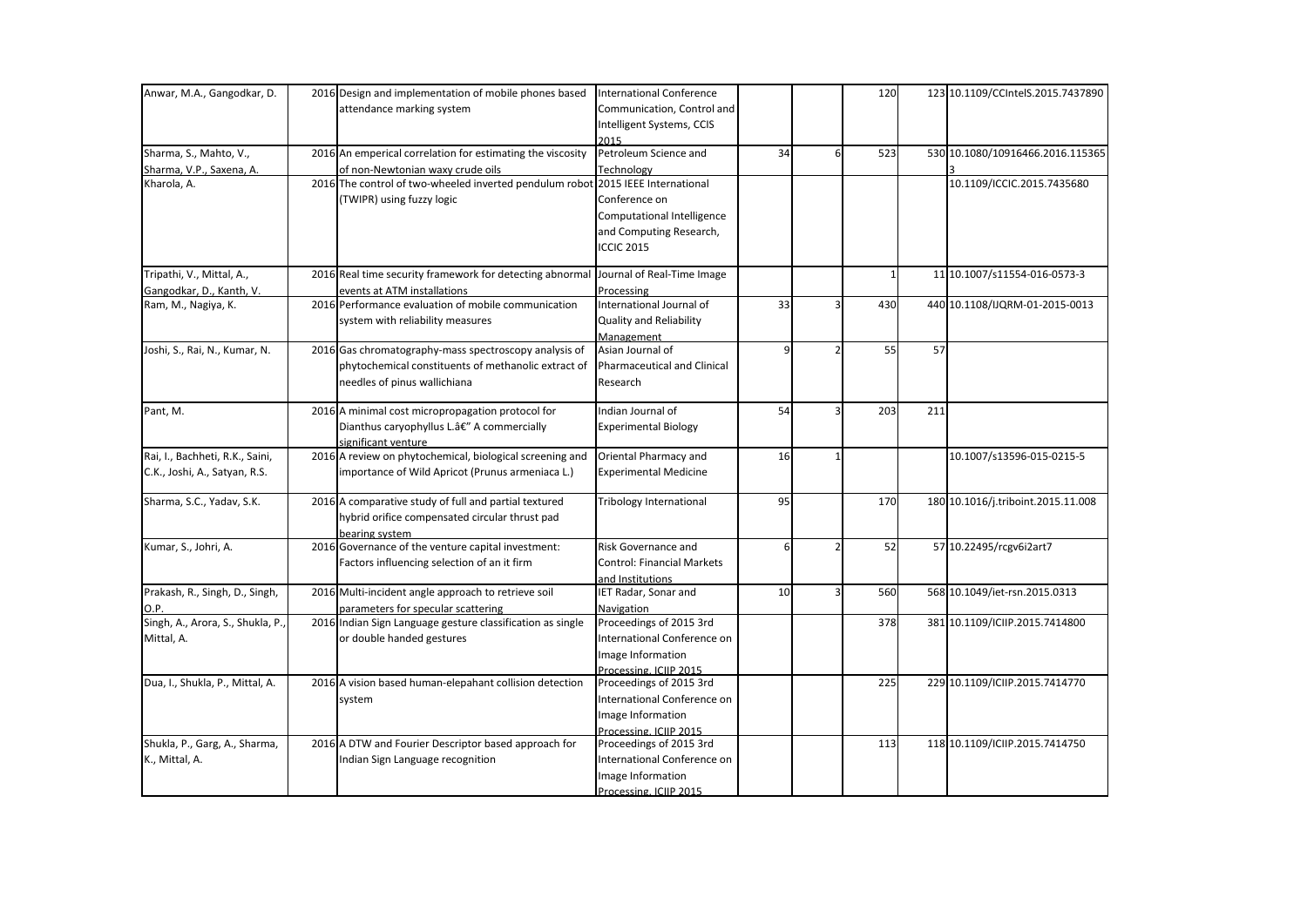| | | | | | | | | |
|---|---|---|---|---|---|---|---|---|
| Anwar, M.A., Gangodkar, D. | 2016 | Design and implementation of mobile phones based attendance marking system | International Conference Communication, Control and Intelligent Systems, CCIS 2015 | | | 120 | 123 | 10.1109/CCIntelS.2015.7437890 |
| Sharma, S., Mahto, V., Sharma, V.P., Saxena, A. | 2016 | An emperical correlation for estimating the viscosity of non-Newtonian waxy crude oils | Petroleum Science and Technology | 34 | 6 | 523 | 530 | 10.1080/10916466.2016.1153653 |
| Kharola, A. | 2016 | The control of two-wheeled inverted pendulum robot (TWIPR) using fuzzy logic | 2015 IEEE International Conference on Computational Intelligence and Computing Research, ICCIC 2015 | | | | | 10.1109/ICCIC.2015.7435680 |
| Tripathi, V., Mittal, A., Gangodkar, D., Kanth, V. | 2016 | Real time security framework for detecting abnormal events at ATM installations | Journal of Real-Time Image Processing | | | 1 | 11 | 10.1007/s11554-016-0573-3 |
| Ram, M., Nagiya, K. | 2016 | Performance evaluation of mobile communication system with reliability measures | International Journal of Quality and Reliability Management | 33 | 3 | 430 | 440 | 10.1108/IJQRM-01-2015-0013 |
| Joshi, S., Rai, N., Kumar, N. | 2016 | Gas chromatography-mass spectroscopy analysis of phytochemical constituents of methanolic extract of needles of pinus wallichiana | Asian Journal of Pharmaceutical and Clinical Research | 9 | 2 | 55 | 57 | |
| Pant, M. | 2016 | A minimal cost micropropagation protocol for Dianthus caryophyllus L.â€" A commercially significant venture | Indian Journal of Experimental Biology | 54 | 3 | 203 | 211 | |
| Rai, I., Bachheti, R.K., Saini, C.K., Joshi, A., Satyan, R.S. | 2016 | A review on phytochemical, biological screening and importance of Wild Apricot (Prunus armeniaca L.) | Oriental Pharmacy and Experimental Medicine | 16 | 1 | | | 10.1007/s13596-015-0215-5 |
| Sharma, S.C., Yadav, S.K. | 2016 | A comparative study of full and partial textured hybrid orifice compensated circular thrust pad bearing system | Tribology International | 95 | | 170 | 180 | 10.1016/j.triboint.2015.11.008 |
| Kumar, S., Johri, A. | 2016 | Governance of the venture capital investment: Factors influencing selection of an it firm | Risk Governance and Control: Financial Markets and Institutions | 6 | 2 | 52 | 57 | 10.22495/rcgv6i2art7 |
| Prakash, R., Singh, D., Singh, O.P. | 2016 | Multi-incident angle approach to retrieve soil parameters for specular scattering | IET Radar, Sonar and Navigation | 10 | 3 | 560 | 568 | 10.1049/iet-rsn.2015.0313 |
| Singh, A., Arora, S., Shukla, P., Mittal, A. | 2016 | Indian Sign Language gesture classification as single or double handed gestures | Proceedings of 2015 3rd International Conference on Image Information Processing, ICIIP 2015 | | | 378 | 381 | 10.1109/ICIIP.2015.7414800 |
| Dua, I., Shukla, P., Mittal, A. | 2016 | A vision based human-elepahant collision detection system | Proceedings of 2015 3rd International Conference on Image Information Processing, ICIIP 2015 | | | 225 | 229 | 10.1109/ICIIP.2015.7414770 |
| Shukla, P., Garg, A., Sharma, K., Mittal, A. | 2016 | A DTW and Fourier Descriptor based approach for Indian Sign Language recognition | Proceedings of 2015 3rd International Conference on Image Information Processing, ICIIP 2015 | | | 113 | 118 | 10.1109/ICIIP.2015.7414750 |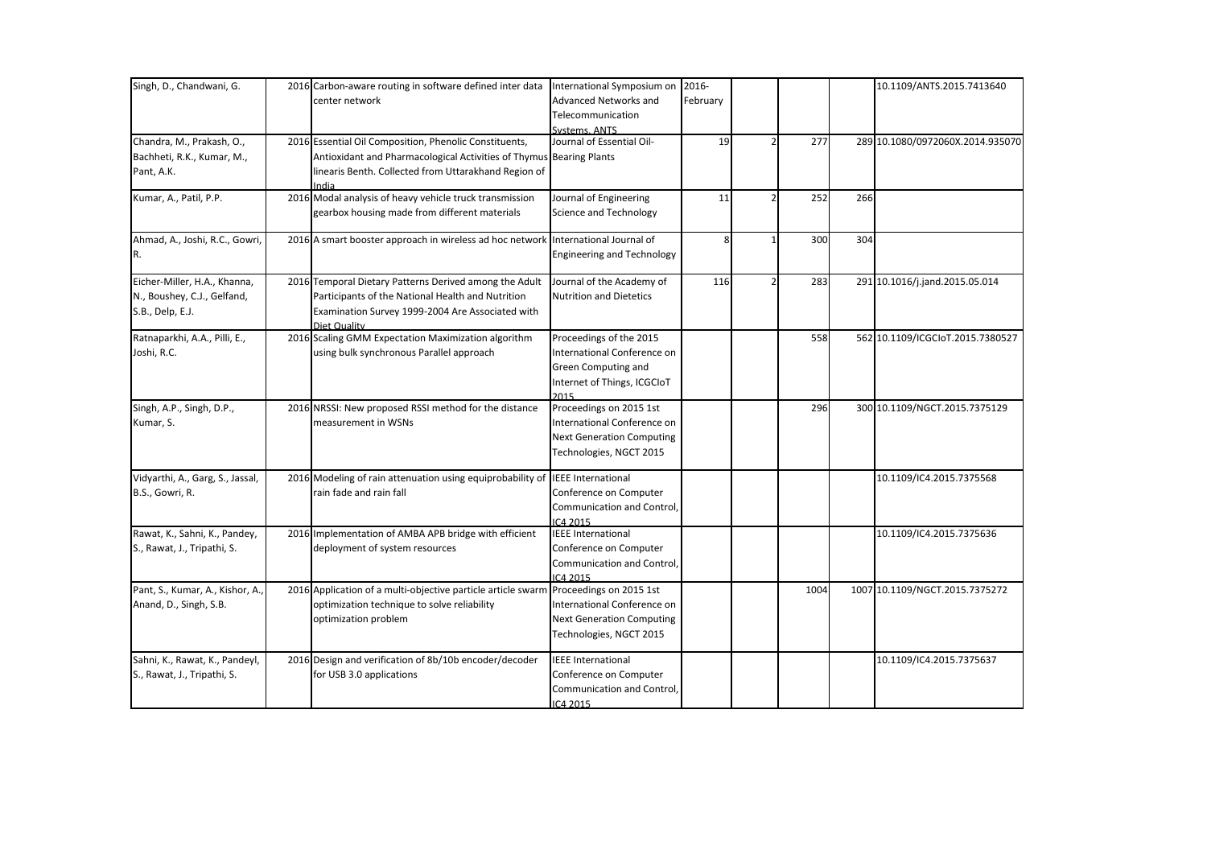| | | | | | | | | |
|---|---|---|---|---|---|---|---|---|
| Singh, D., Chandwani, G. | 2016 | Carbon-aware routing in software defined inter data center network | International Symposium on Advanced Networks and Telecommunication Systems, ANTS | 2016-February | | | | 10.1109/ANTS.2015.7413640 |
| Chandra, M., Prakash, O., Bachheti, R.K., Kumar, M., Pant, A.K. | 2016 | Essential Oil Composition, Phenolic Constituents, Antioxidant and Pharmacological Activities of Thymus linearis Benth. Collected from Uttarakhand Region of India | Journal of Essential Oil-Bearing Plants | 19 | 2 | 277 | 289 | 10.1080/0972060X.2014.935070 |
| Kumar, A., Patil, P.P. | 2016 | Modal analysis of heavy vehicle truck transmission gearbox housing made from different materials | Journal of Engineering Science and Technology | 11 | 2 | 252 | 266 | |
| Ahmad, A., Joshi, R.C., Gowri, R. | 2016 | A smart booster approach in wireless ad hoc network | International Journal of Engineering and Technology | 8 | 1 | 300 | 304 | |
| Eicher-Miller, H.A., Khanna, N., Boushey, C.J., Gelfand, S.B., Delp, E.J. | 2016 | Temporal Dietary Patterns Derived among the Adult Participants of the National Health and Nutrition Examination Survey 1999-2004 Are Associated with Diet Quality | Journal of the Academy of Nutrition and Dietetics | 116 | 2 | 283 | 291 | 10.1016/j.jand.2015.05.014 |
| Ratnaparkhi, A.A., Pilli, E., Joshi, R.C. | 2016 | Scaling GMM Expectation Maximization algorithm using bulk synchronous Parallel approach | Proceedings of the 2015 International Conference on Green Computing and Internet of Things, ICGCIoT 2015 | | | 558 | 562 | 10.1109/ICGCIoT.2015.7380527 |
| Singh, A.P., Singh, D.P., Kumar, S. | 2016 | NRSSI: New proposed RSSI method for the distance measurement in WSNs | Proceedings on 2015 1st International Conference on Next Generation Computing Technologies, NGCT 2015 | | | 296 | 300 | 10.1109/NGCT.2015.7375129 |
| Vidyarthi, A., Garg, S., Jassal, B.S., Gowri, R. | 2016 | Modeling of rain attenuation using equiprobability of rain fade and rain fall | IEEE International Conference on Computer Communication and Control, IC4 2015 | | | | | 10.1109/IC4.2015.7375568 |
| Rawat, K., Sahni, K., Pandey, S., Rawat, J., Tripathi, S. | 2016 | Implementation of AMBA APB bridge with efficient deployment of system resources | IEEE International Conference on Computer Communication and Control, IC4 2015 | | | | | 10.1109/IC4.2015.7375636 |
| Pant, S., Kumar, A., Kishor, A., Anand, D., Singh, S.B. | 2016 | Application of a multi-objective particle article swarm optimization technique to solve reliability optimization problem | Proceedings on 2015 1st International Conference on Next Generation Computing Technologies, NGCT 2015 | | | 1004 | 1007 | 10.1109/NGCT.2015.7375272 |
| Sahni, K., Rawat, K., Pandeyl, S., Rawat, J., Tripathi, S. | 2016 | Design and verification of 8b/10b encoder/decoder for USB 3.0 applications | IEEE International Conference on Computer Communication and Control, IC4 2015 | | | | | 10.1109/IC4.2015.7375637 |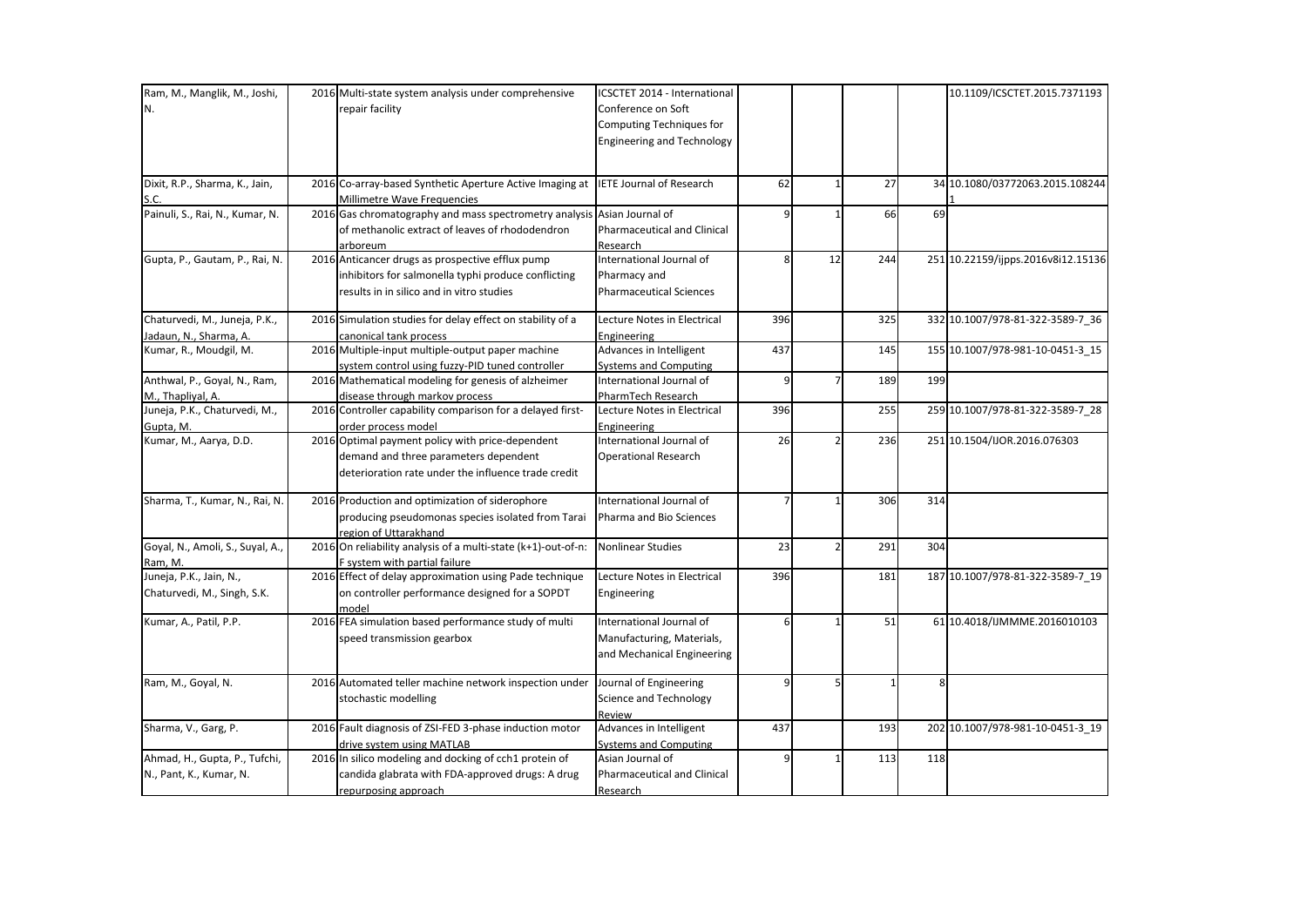| | | | | | | | | |
|---|---|---|---|---|---|---|---|---|
| Ram, M., Manglik, M., Joshi, N. | 2016 | Multi-state system analysis under comprehensive repair facility | ICSCTET 2014 - International Conference on Soft Computing Techniques for Engineering and Technology | | | | | 10.1109/ICSCTET.2015.7371193 |
| Dixit, R.P., Sharma, K., Jain, S.C. | 2016 | Co-array-based Synthetic Aperture Active Imaging at Millimetre Wave Frequencies | IETE Journal of Research | 62 | 1 | 27 | 34 | 10.1080/03772063.2015.1082441 |
| Painuli, S., Rai, N., Kumar, N. | 2016 | Gas chromatography and mass spectrometry analysis of methanolic extract of leaves of rhododendron arboreum | Asian Journal of Pharmaceutical and Clinical Research | 9 | 1 | 66 | 69 | |
| Gupta, P., Gautam, P., Rai, N. | 2016 | Anticancer drugs as prospective efflux pump inhibitors for salmonella typhi produce conflicting results in in silico and in vitro studies | International Journal of Pharmacy and Pharmaceutical Sciences | 8 | 12 | 244 | 251 | 10.22159/ijpps.2016v8i12.15136 |
| Chaturvedi, M., Juneja, P.K., Jadaun, N., Sharma, A. | 2016 | Simulation studies for delay effect on stability of a canonical tank process | Lecture Notes in Electrical Engineering | 396 | | 325 | 332 | 10.1007/978-81-322-3589-7_36 |
| Kumar, R., Moudgil, M. | 2016 | Multiple-input multiple-output paper machine system control using fuzzy-PID tuned controller | Advances in Intelligent Systems and Computing | 437 | | 145 | 155 | 10.1007/978-981-10-0451-3_15 |
| Anthwal, P., Goyal, N., Ram, M., Thapliyal, A. | 2016 | Mathematical modeling for genesis of alzheimer disease through markov process | International Journal of PharmTech Research | 9 | 7 | 189 | 199 | |
| Juneja, P.K., Chaturvedi, M., Gupta, M. | 2016 | Controller capability comparison for a delayed first-order process model | Lecture Notes in Electrical Engineering | 396 | | 255 | 259 | 10.1007/978-81-322-3589-7_28 |
| Kumar, M., Aarya, D.D. | 2016 | Optimal payment policy with price-dependent demand and three parameters dependent deterioration rate under the influence trade credit | International Journal of Operational Research | 26 | 2 | 236 | 251 | 10.1504/IJOR.2016.076303 |
| Sharma, T., Kumar, N., Rai, N. | 2016 | Production and optimization of siderophore producing pseudomonas species isolated from Tarai region of Uttarakhand | International Journal of Pharma and Bio Sciences | 7 | 1 | 306 | 314 | |
| Goyal, N., Amoli, S., Suyal, A., Ram, M. | 2016 | On reliability analysis of a multi-state (k+1)-out-of-n: F system with partial failure | Nonlinear Studies | 23 | 2 | 291 | 304 | |
| Juneja, P.K., Jain, N., Chaturvedi, M., Singh, S.K. | 2016 | Effect of delay approximation using Pade technique on controller performance designed for a SOPDT model | Lecture Notes in Electrical Engineering | 396 | | 181 | 187 | 10.1007/978-81-322-3589-7_19 |
| Kumar, A., Patil, P.P. | 2016 | FEA simulation based performance study of multi speed transmission gearbox | International Journal of Manufacturing, Materials, and Mechanical Engineering | 6 | 1 | 51 | 61 | 10.4018/IJMMME.2016010103 |
| Ram, M., Goyal, N. | 2016 | Automated teller machine network inspection under stochastic modelling | Journal of Engineering Science and Technology Review | 9 | 5 | 1 | 8 | |
| Sharma, V., Garg, P. | 2016 | Fault diagnosis of ZSI-FED 3-phase induction motor drive system using MATLAB | Advances in Intelligent Systems and Computing | 437 | | 193 | 202 | 10.1007/978-981-10-0451-3_19 |
| Ahmad, H., Gupta, P., Tufchi, N., Pant, K., Kumar, N. | 2016 | In silico modeling and docking of cch1 protein of candida glabrata with FDA-approved drugs: A drug repurposing approach | Asian Journal of Pharmaceutical and Clinical Research | 9 | 1 | 113 | 118 | |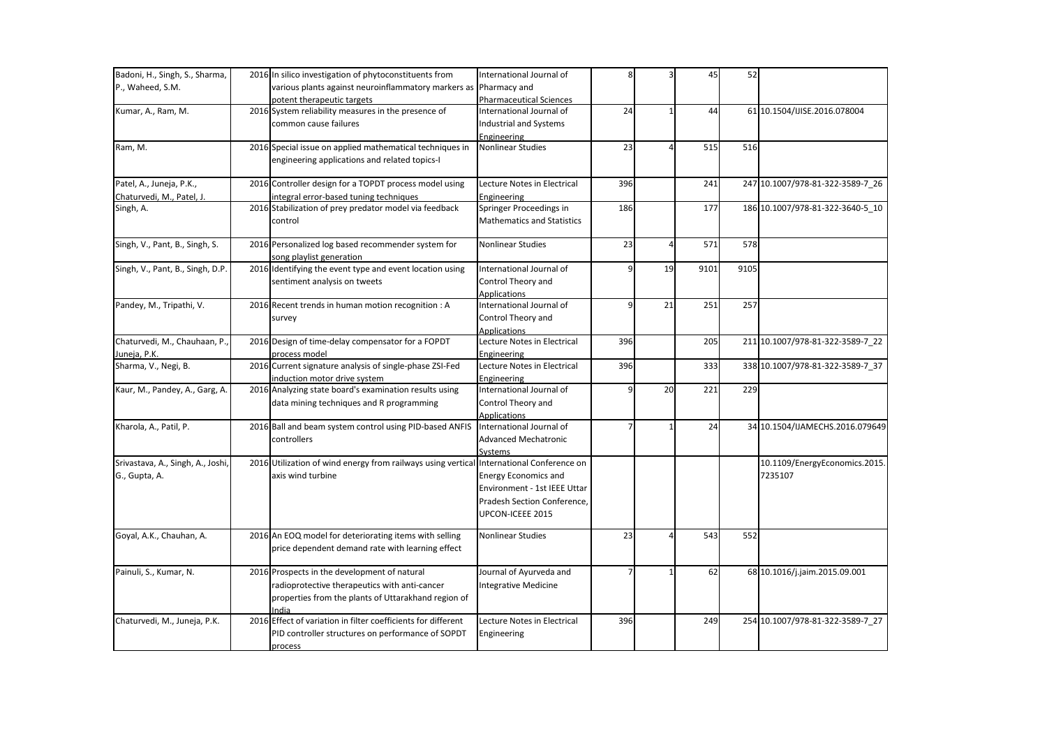| | | | | | | | | |
|---|---|---|---|---|---|---|---|---|
| Badoni, H., Singh, S., Sharma, P., Waheed, S.M. | 2016 | In silico investigation of phytoconstituents from various plants against neuroinflammatory markers as potent therapeutic targets | International Journal of Pharmacy and Pharmaceutical Sciences | 8 | 3 | 45 | 52 | |
| Kumar, A., Ram, M. | 2016 | System reliability measures in the presence of common cause failures | International Journal of Industrial and Systems Engineering | 24 | 1 | 44 | 61 | 10.1504/IJISE.2016.078004 |
| Ram, M. | 2016 | Special issue on applied mathematical techniques in engineering applications and related topics-I | Nonlinear Studies | 23 | 4 | 515 | 516 | |
| Patel, A., Juneja, P.K., Chaturvedi, M., Patel, J. | 2016 | Controller design for a TOPDT process model using integral error-based tuning techniques | Lecture Notes in Electrical Engineering | 396 | | 241 | 247 | 10.1007/978-81-322-3589-7_26 |
| Singh, A. | 2016 | Stabilization of prey predator model via feedback control | Springer Proceedings in Mathematics and Statistics | 186 | | 177 | 186 | 10.1007/978-81-322-3640-5_10 |
| Singh, V., Pant, B., Singh, S. | 2016 | Personalized log based recommender system for song playlist generation | Nonlinear Studies | 23 | 4 | 571 | 578 | |
| Singh, V., Pant, B., Singh, D.P. | 2016 | Identifying the event type and event location using sentiment analysis on tweets | International Journal of Control Theory and Applications | 9 | 19 | 9101 | 9105 | |
| Pandey, M., Tripathi, V. | 2016 | Recent trends in human motion recognition : A survey | International Journal of Control Theory and Applications | 9 | 21 | 251 | 257 | |
| Chaturvedi, M., Chauhaan, P., Juneja, P.K. | 2016 | Design of time-delay compensator for a FOPDT process model | Lecture Notes in Electrical Engineering | 396 | | 205 | 211 | 10.1007/978-81-322-3589-7_22 |
| Sharma, V., Negi, B. | 2016 | Current signature analysis of single-phase ZSI-Fed induction motor drive system | Lecture Notes in Electrical Engineering | 396 | | 333 | 338 | 10.1007/978-81-322-3589-7_37 |
| Kaur, M., Pandey, A., Garg, A. | 2016 | Analyzing state board's examination results using data mining techniques and R programming | International Journal of Control Theory and Applications | 9 | 20 | 221 | 229 | |
| Kharola, A., Patil, P. | 2016 | Ball and beam system control using PID-based ANFIS controllers | International Journal of Advanced Mechatronic Systems | 7 | 1 | 24 | 34 | 10.1504/IJAMECHS.2016.079649 |
| Srivastava, A., Singh, A., Joshi, G., Gupta, A. | 2016 | Utilization of wind energy from railways using vertical axis wind turbine | International Conference on Energy Economics and Environment - 1st IEEE Uttar Pradesh Section Conference, UPCON-ICEEE 2015 | | | | | 10.1109/EnergyEconomics.2015.7235107 |
| Goyal, A.K., Chauhan, A. | 2016 | An EOQ model for deteriorating items with selling price dependent demand rate with learning effect | Nonlinear Studies | 23 | 4 | 543 | 552 | |
| Painuli, S., Kumar, N. | 2016 | Prospects in the development of natural radioprotective therapeutics with anti-cancer properties from the plants of Uttarakhand region of India | Journal of Ayurveda and Integrative Medicine | 7 | 1 | 62 | 68 | 10.1016/j.jaim.2015.09.001 |
| Chaturvedi, M., Juneja, P.K. | 2016 | Effect of variation in filter coefficients for different PID controller structures on performance of SOPDT process | Lecture Notes in Electrical Engineering | 396 | | 249 | 254 | 10.1007/978-81-322-3589-7_27 |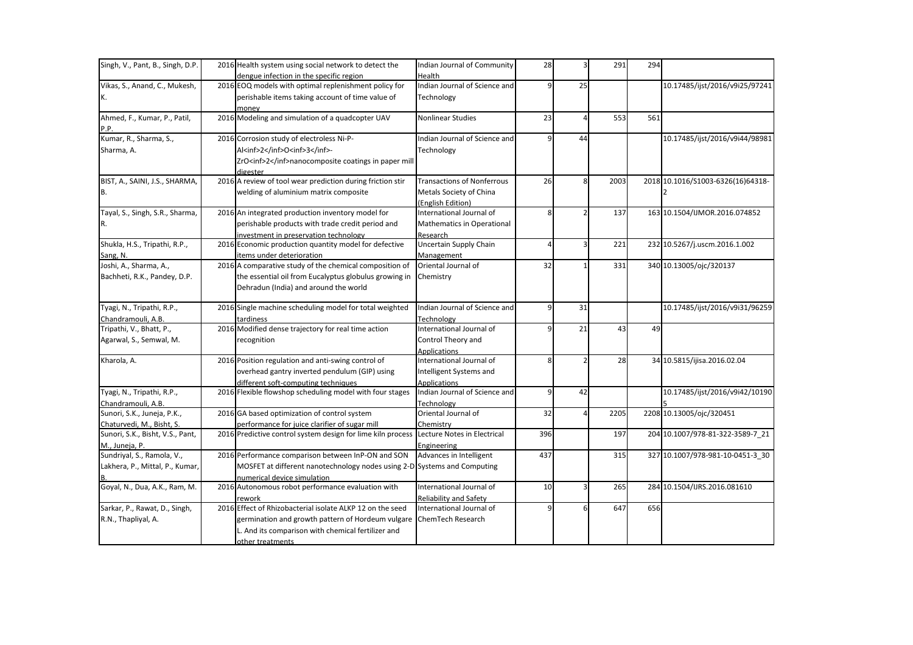| | | | | | | | | |
|---|---|---|---|---|---|---|---|---|
| Singh, V., Pant, B., Singh, D.P. | 2016 | Health system using social network to detect the dengue infection in the specific region | Indian Journal of Community Health | 28 | 3 | 291 | 294 | |
| Vikas, S., Anand, C., Mukesh, K. | 2016 | EOQ models with optimal replenishment policy for perishable items taking account of time value of money | Indian Journal of Science and Technology | 9 | 25 | | | 10.17485/ijst/2016/v9i25/97241 |
| Ahmed, F., Kumar, P., Patil, P.P. | 2016 | Modeling and simulation of a quadcopter UAV | Nonlinear Studies | 23 | 4 | 553 | 561 | |
| Kumar, R., Sharma, S., Sharma, A. | 2016 | Corrosion study of electroless Ni-P-Al<inf>2</inf>O<inf>3</inf>-ZrO<inf>2</inf>nanocomposite coatings in paper mill digester | Indian Journal of Science and Technology | 9 | 44 | | | 10.17485/ijst/2016/v9i44/98981 |
| BIST, A., SAINI, J.S., SHARMA, B. | 2016 | A review of tool wear prediction during friction stir welding of aluminium matrix composite | Transactions of Nonferrous Metals Society of China (English Edition) | 26 | 8 | 2003 | 2018 | 10.1016/S1003-6326(16)64318-2 |
| Tayal, S., Singh, S.R., Sharma, R. | 2016 | An integrated production inventory model for perishable products with trade credit period and investment in preservation technology | International Journal of Mathematics in Operational Research | 8 | 2 | 137 | 163 | 10.1504/IJMOR.2016.074852 |
| Shukla, H.S., Tripathi, R.P., Sang, N. | 2016 | Economic production quantity model for defective items under deterioration | Uncertain Supply Chain Management | 4 | 3 | 221 | 232 | 10.5267/j.uscm.2016.1.002 |
| Joshi, A., Sharma, A., Bachheti, R.K., Pandey, D.P. | 2016 | A comparative study of the chemical composition of the essential oil from Eucalyptus globulus growing in Dehradun (India) and around the world | Oriental Journal of Chemistry | 32 | 1 | 331 | 340 | 10.13005/ojc/320137 |
| Tyagi, N., Tripathi, R.P., Chandramouli, A.B. | 2016 | Single machine scheduling model for total weighted tardiness | Indian Journal of Science and Technology | 9 | 31 | | | 10.17485/ijst/2016/v9i31/96259 |
| Tripathi, V., Bhatt, P., Agarwal, S., Semwal, M. | 2016 | Modified dense trajectory for real time action recognition | International Journal of Control Theory and Applications | 9 | 21 | 43 | 49 | |
| Kharola, A. | 2016 | Position regulation and anti-swing control of overhead gantry inverted pendulum (GIP) using different soft-computing techniques | International Journal of Intelligent Systems and Applications | 8 | 2 | 28 | 34 | 10.5815/ijisa.2016.02.04 |
| Tyagi, N., Tripathi, R.P., Chandramouli, A.B. | 2016 | Flexible flowshop scheduling model with four stages | Indian Journal of Science and Technology | 9 | 42 | | | 10.17485/ijst/2016/v9i42/101905 |
| Sunori, S.K., Juneja, P.K., Chaturvedi, M., Bisht, S. | 2016 | GA based optimization of control system performance for juice clarifier of sugar mill | Oriental Journal of Chemistry | 32 | 4 | 2205 | 2208 | 10.13005/ojc/320451 |
| Sunori, S.K., Bisht, V.S., Pant, M., Juneja, P. | 2016 | Predictive control system design for lime kiln process | Lecture Notes in Electrical Engineering | 396 | | 197 | 204 | 10.1007/978-81-322-3589-7_21 |
| Sundriyal, S., Ramola, V., Lakhera, P., Mittal, P., Kumar, B. | 2016 | Performance comparison between InP-ON and SON MOSFET at different nanotechnology nodes using 2-D numerical device simulation | Advances in Intelligent Systems and Computing | 437 | | 315 | 327 | 10.1007/978-981-10-0451-3_30 |
| Goyal, N., Dua, A.K., Ram, M. | 2016 | Autonomous robot performance evaluation with rework | International Journal of Reliability and Safety | 10 | 3 | 265 | 284 | 10.1504/IJRS.2016.081610 |
| Sarkar, P., Rawat, D., Singh, R.N., Thapliyal, A. | 2016 | Effect of Rhizobacterial isolate ALKP 12 on the seed germination and growth pattern of Hordeum vulgare L. And its comparison with chemical fertilizer and other treatments | International Journal of ChemTech Research | 9 | 6 | 647 | 656 | |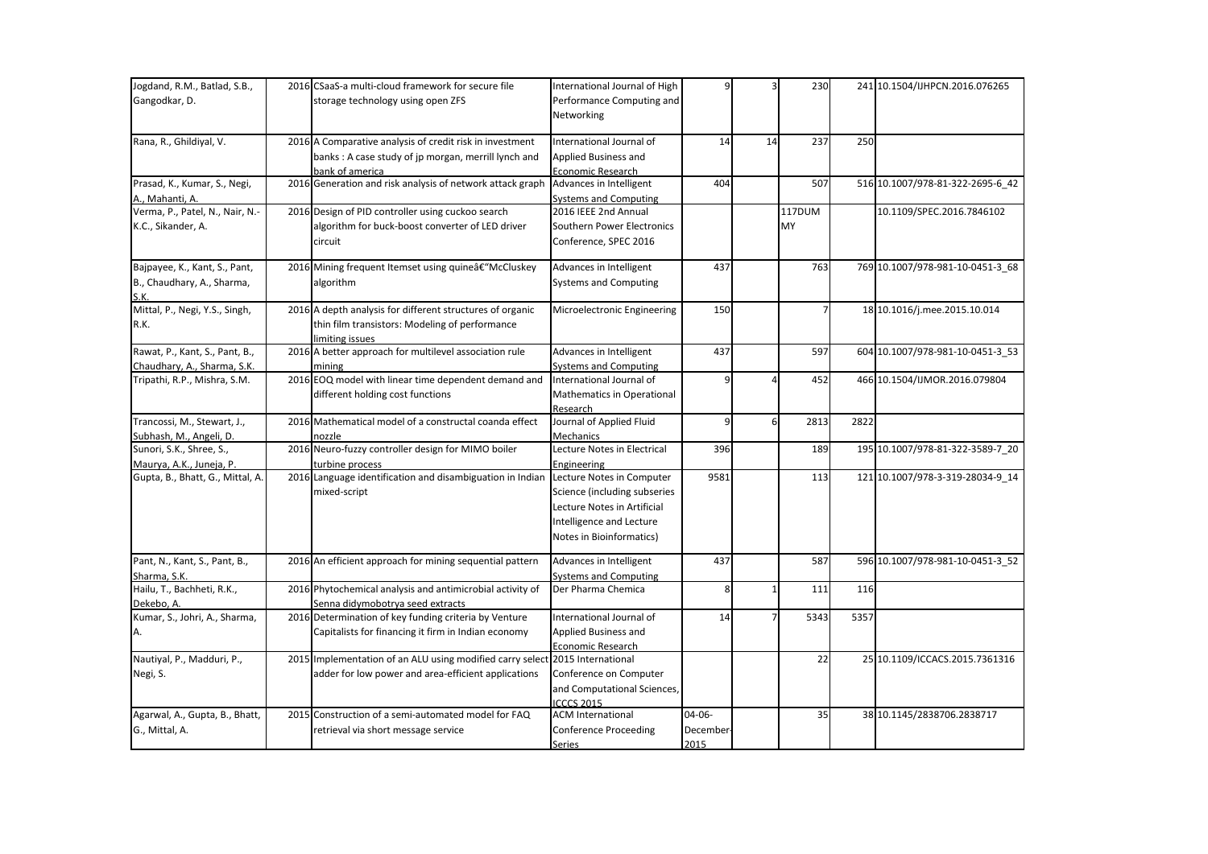| | | | | | | | | |
|---|---|---|---|---|---|---|---|---|
| Jogdand, R.M., Batlad, S.B., Gangodkar, D. | 2016 | CSaaS-a multi-cloud framework for secure file storage technology using open ZFS | International Journal of High Performance Computing and Networking | 9 | 3 | 230 | 241 | 10.1504/IJHPCN.2016.076265 |
| Rana, R., Ghildiyal, V. | 2016 | A Comparative analysis of credit risk in investment banks : A case study of jp morgan, merrill lynch and bank of america | International Journal of Applied Business and Economic Research | 14 | 14 | 237 | 250 | |
| Prasad, K., Kumar, S., Negi, A., Mahanti, A. | 2016 | Generation and risk analysis of network attack graph | Advances in Intelligent Systems and Computing | 404 | | 507 | 516 | 10.1007/978-81-322-2695-6_42 |
| Verma, P., Patel, N., Nair, N.-K.C., Sikander, A. | 2016 | Design of PID controller using cuckoo search algorithm for buck-boost converter of LED driver circuit | 2016 IEEE 2nd Annual Southern Power Electronics Conference, SPEC 2016 | | | 117DUMMY | | 10.1109/SPEC.2016.7846102 |
| Bajpayee, K., Kant, S., Pant, B., Chaudhary, A., Sharma, S.K. | 2016 | Mining frequent Itemset using quineâ€"McCluskey algorithm | Advances in Intelligent Systems and Computing | 437 | | 763 | 769 | 10.1007/978-981-10-0451-3_68 |
| Mittal, P., Negi, Y.S., Singh, R.K. | 2016 | A depth analysis for different structures of organic thin film transistors: Modeling of performance limiting issues | Microelectronic Engineering | 150 | | 7 | 18 | 10.1016/j.mee.2015.10.014 |
| Rawat, P., Kant, S., Pant, B., Chaudhary, A., Sharma, S.K. | 2016 | A better approach for multilevel association rule mining | Advances in Intelligent Systems and Computing | 437 | | 597 | 604 | 10.1007/978-981-10-0451-3_53 |
| Tripathi, R.P., Mishra, S.M. | 2016 | EOQ model with linear time dependent demand and different holding cost functions | International Journal of Mathematics in Operational Research | 9 | 4 | 452 | 466 | 10.1504/IJMOR.2016.079804 |
| Trancossi, M., Stewart, J., Subhash, M., Angeli, D. | 2016 | Mathematical model of a constructal coanda effect nozzle | Journal of Applied Fluid Mechanics | 9 | 6 | 2813 | 2822 | |
| Sunori, S.K., Shree, S., Maurya, A.K., Juneja, P. | 2016 | Neuro-fuzzy controller design for MIMO boiler turbine process | Lecture Notes in Electrical Engineering | 396 | | 189 | 195 | 10.1007/978-81-322-3589-7_20 |
| Gupta, B., Bhatt, G., Mittal, A. | 2016 | Language identification and disambiguation in Indian mixed-script | Lecture Notes in Computer Science (including subseries Lecture Notes in Artificial Intelligence and Lecture Notes in Bioinformatics) | 9581 | | 113 | 121 | 10.1007/978-3-319-28034-9_14 |
| Pant, N., Kant, S., Pant, B., Sharma, S.K. | 2016 | An efficient approach for mining sequential pattern | Advances in Intelligent Systems and Computing | 437 | | 587 | 596 | 10.1007/978-981-10-0451-3_52 |
| Hailu, T., Bachheti, R.K., Dekebo, A. | 2016 | Phytochemical analysis and antimicrobial activity of Senna didymobotrya seed extracts | Der Pharma Chemica | 8 | 1 | 111 | 116 | |
| Kumar, S., Johri, A., Sharma, A. | 2016 | Determination of key funding criteria by Venture Capitalists for financing it firm in Indian economy | International Journal of Applied Business and Economic Research | 14 | 7 | 5343 | 5357 | |
| Nautiyal, P., Madduri, P., Negi, S. | 2015 | Implementation of an ALU using modified carry select adder for low power and area-efficient applications | 2015 International Conference on Computer and Computational Sciences, ICCCS 2015 | | | 22 | 25 | 10.1109/ICCACS.2015.7361316 |
| Agarwal, A., Gupta, B., Bhatt, G., Mittal, A. | 2015 | Construction of a semi-automated model for FAQ retrieval via short message service | ACM International Conference Proceeding Series | 04-06-December-2015 | | 35 | 38 | 10.1145/2838706.2838717 |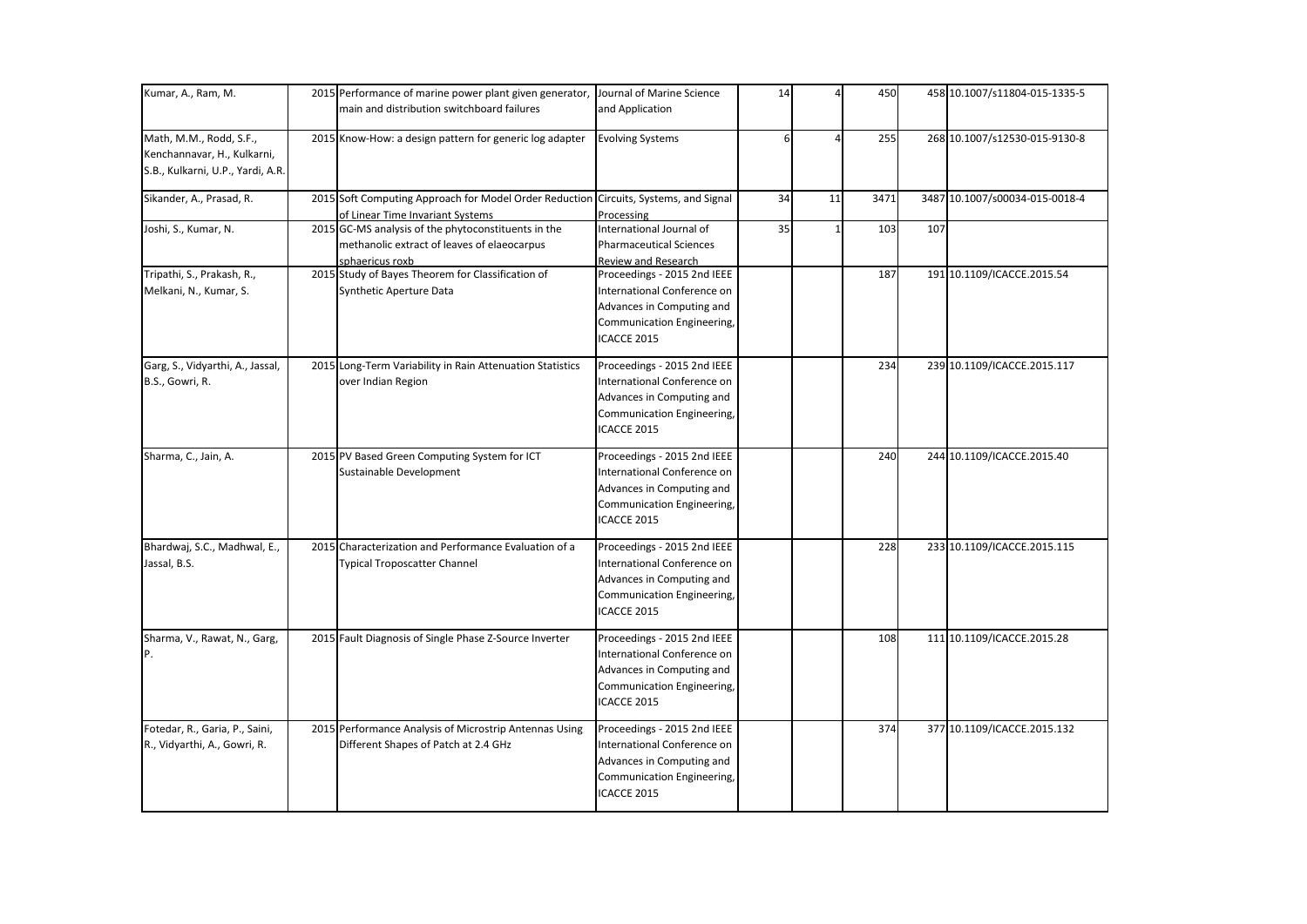| Kumar, A., Ram, M. | 2015 | Performance of marine power plant given generator, main and distribution switchboard failures | Journal of Marine Science and Application | 14 | 4 | 450 | 458 | 10.1007/s11804-015-1335-5 |
|---|---|---|---|---|---|---|---|---|
| Math, M.M., Rodd, S.F., Kenchannavar, H., Kulkarni, S.B., Kulkarni, U.P., Yardi, A.R. | 2015 | Know-How: a design pattern for generic log adapter | Evolving Systems | 6 | 4 | 255 | 268 | 10.1007/s12530-015-9130-8 |
| Sikander, A., Prasad, R. | 2015 | Soft Computing Approach for Model Order Reduction of Linear Time Invariant Systems | Circuits, Systems, and Signal Processing | 34 | 11 | 3471 | 3487 | 10.1007/s00034-015-0018-4 |
| Joshi, S., Kumar, N. | 2015 | GC-MS analysis of the phytoconstituents in the methanolic extract of leaves of elaeocarpus sphaericus roxb | International Journal of Pharmaceutical Sciences Review and Research | 35 | 1 | 103 | 107 | |
| Tripathi, S., Prakash, R., Melkani, N., Kumar, S. | 2015 | Study of Bayes Theorem for Classification of Synthetic Aperture Data | Proceedings - 2015 2nd IEEE International Conference on Advances in Computing and Communication Engineering, ICACCE 2015 | | | 187 | 191 | 10.1109/ICACCE.2015.54 |
| Garg, S., Vidyarthi, A., Jassal, B.S., Gowri, R. | 2015 | Long-Term Variability in Rain Attenuation Statistics over Indian Region | Proceedings - 2015 2nd IEEE International Conference on Advances in Computing and Communication Engineering, ICACCE 2015 | | | 234 | 239 | 10.1109/ICACCE.2015.117 |
| Sharma, C., Jain, A. | 2015 | PV Based Green Computing System for ICT Sustainable Development | Proceedings - 2015 2nd IEEE International Conference on Advances in Computing and Communication Engineering, ICACCE 2015 | | | 240 | 244 | 10.1109/ICACCE.2015.40 |
| Bhardwaj, S.C., Madhwal, E., Jassal, B.S. | 2015 | Characterization and Performance Evaluation of a Typical Troposcatter Channel | Proceedings - 2015 2nd IEEE International Conference on Advances in Computing and Communication Engineering, ICACCE 2015 | | | 228 | 233 | 10.1109/ICACCE.2015.115 |
| Sharma, V., Rawat, N., Garg, P. | 2015 | Fault Diagnosis of Single Phase Z-Source Inverter | Proceedings - 2015 2nd IEEE International Conference on Advances in Computing and Communication Engineering, ICACCE 2015 | | | 108 | 111 | 10.1109/ICACCE.2015.28 |
| Fotedar, R., Garia, P., Saini, R., Vidyarthi, A., Gowri, R. | 2015 | Performance Analysis of Microstrip Antennas Using Different Shapes of Patch at 2.4 GHz | Proceedings - 2015 2nd IEEE International Conference on Advances in Computing and Communication Engineering, ICACCE 2015 | | | 374 | 377 | 10.1109/ICACCE.2015.132 |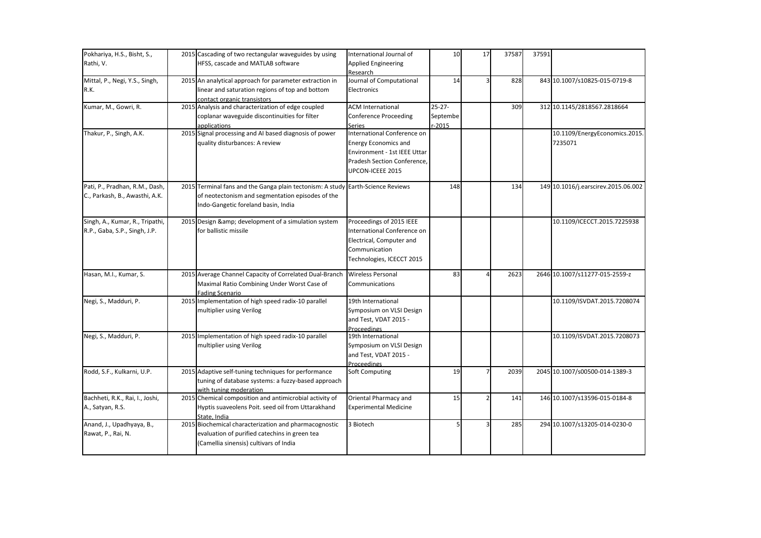| | | | | | | | | |
|---|---|---|---|---|---|---|---|---|
| Pokhariya, H.S., Bisht, S., Rathi, V. | 2015 | Cascading of two rectangular waveguides by using HFSS, cascade and MATLAB software | International Journal of Applied Engineering Research | 10 | 17 | 37587 | 37591 | |
| Mittal, P., Negi, Y.S., Singh, R.K. | 2015 | An analytical approach for parameter extraction in linear and saturation regions of top and bottom contact organic transistors | Journal of Computational Electronics | 14 | 3 | 828 | 843 | 10.1007/s10825-015-0719-8 |
| Kumar, M., Gowri, R. | 2015 | Analysis and characterization of edge coupled coplanar waveguide discontinuities for filter applications | ACM International Conference Proceeding Series | 25-27-Septembe r-2015 | | 309 | 312 | 10.1145/2818567.2818664 |
| Thakur, P., Singh, A.K. | 2015 | Signal processing and AI based diagnosis of power quality disturbances: A review | International Conference on Energy Economics and Environment - 1st IEEE Uttar Pradesh Section Conference, UPCON-ICEEE 2015 | | | | | 10.1109/EnergyEconomics.2015.7235071 |
| Pati, P., Pradhan, R.M., Dash, C., Parkash, B., Awasthi, A.K. | 2015 | Terminal fans and the Ganga plain tectonism: A study of neotectonism and segmentation episodes of the Indo-Gangetic foreland basin, India | Earth-Science Reviews | 148 | | 134 | 149 | 10.1016/j.earscirev.2015.06.002 |
| Singh, A., Kumar, R., Tripathi, R.P., Gaba, S.P., Singh, J.P. | 2015 | Design &amp; development of a simulation system for ballistic missile | Proceedings of 2015 IEEE International Conference on Electrical, Computer and Communication Technologies, ICECCT 2015 | | | | | 10.1109/ICECCT.2015.7225938 |
| Hasan, M.I., Kumar, S. | 2015 | Average Channel Capacity of Correlated Dual-Branch Maximal Ratio Combining Under Worst Case of Fading Scenario | Wireless Personal Communications | 83 | 4 | 2623 | 2646 | 10.1007/s11277-015-2559-z |
| Negi, S., Madduri, P. | 2015 | Implementation of high speed radix-10 parallel multiplier using Verilog | 19th International Symposium on VLSI Design and Test, VDAT 2015 - Proceedings | | | | | 10.1109/ISVDAT.2015.7208074 |
| Negi, S., Madduri, P. | 2015 | Implementation of high speed radix-10 parallel multiplier using Verilog | 19th International Symposium on VLSI Design and Test, VDAT 2015 - Proceedings | | | | | 10.1109/ISVDAT.2015.7208073 |
| Rodd, S.F., Kulkarni, U.P. | 2015 | Adaptive self-tuning techniques for performance tuning of database systems: a fuzzy-based approach with tuning moderation | Soft Computing | 19 | 7 | 2039 | 2045 | 10.1007/s00500-014-1389-3 |
| Bachheti, R.K., Rai, I., Joshi, A., Satyan, R.S. | 2015 | Chemical composition and antimicrobial activity of Hyptis suaveolens Poit. seed oil from Uttarakhand State, India | Oriental Pharmacy and Experimental Medicine | 15 | 2 | 141 | 146 | 10.1007/s13596-015-0184-8 |
| Anand, J., Upadhyaya, B., Rawat, P., Rai, N. | 2015 | Biochemical characterization and pharmacognostic evaluation of purified catechins in green tea (Camellia sinensis) cultivars of India | 3 Biotech | 5 | 3 | 285 | 294 | 10.1007/s13205-014-0230-0 |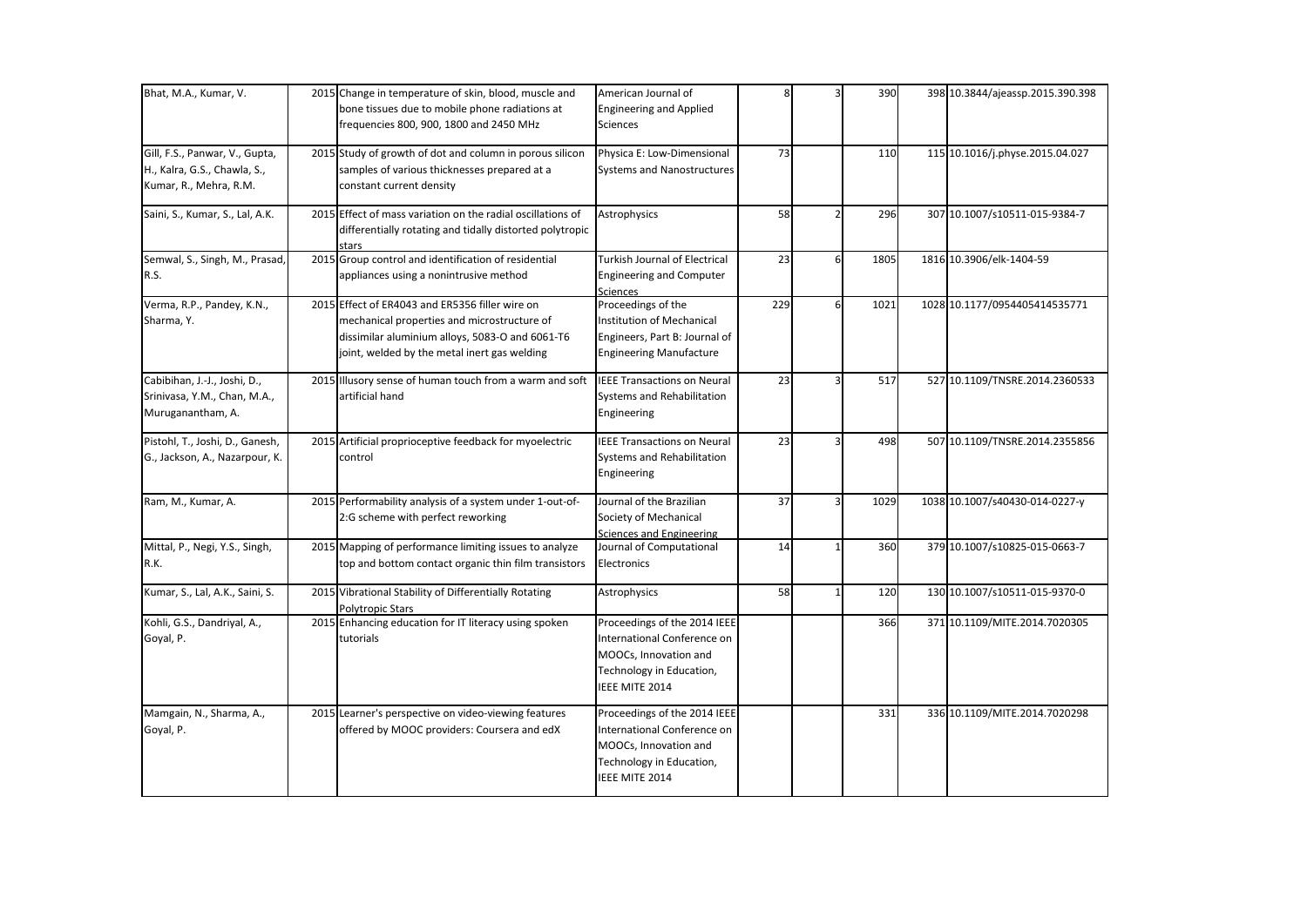| | | | | | | | | |
|---|---|---|---|---|---|---|---|---|
| Bhat, M.A., Kumar, V. | 2015 | Change in temperature of skin, blood, muscle and bone tissues due to mobile phone radiations at frequencies 800, 900, 1800 and 2450 MHz | American Journal of Engineering and Applied Sciences | 8 | 3 | 390 | 398 | 10.3844/ajeassp.2015.390.398 |
| Gill, F.S., Panwar, V., Gupta, H., Kalra, G.S., Chawla, S., Kumar, R., Mehra, R.M. | 2015 | Study of growth of dot and column in porous silicon samples of various thicknesses prepared at a constant current density | Physica E: Low-Dimensional Systems and Nanostructures | 73 | | 110 | 115 | 10.1016/j.physe.2015.04.027 |
| Saini, S., Kumar, S., Lal, A.K. | 2015 | Effect of mass variation on the radial oscillations of differentially rotating and tidally distorted polytropic stars | Astrophysics | 58 | 2 | 296 | 307 | 10.1007/s10511-015-9384-7 |
| Semwal, S., Singh, M., Prasad, R.S. | 2015 | Group control and identification of residential appliances using a nonintrusive method | Turkish Journal of Electrical Engineering and Computer Sciences | 23 | 6 | 1805 | 1816 | 10.3906/elk-1404-59 |
| Verma, R.P., Pandey, K.N., Sharma, Y. | 2015 | Effect of ER4043 and ER5356 filler wire on mechanical properties and microstructure of dissimilar aluminium alloys, 5083-O and 6061-T6 joint, welded by the metal inert gas welding | Proceedings of the Institution of Mechanical Engineers, Part B: Journal of Engineering Manufacture | 229 | 6 | 1021 | 1028 | 10.1177/0954405414535771 |
| Cabibihan, J.-J., Joshi, D., Srinivasa, Y.M., Chan, M.A., Muruganantham, A. | 2015 | Illusory sense of human touch from a warm and soft artificial hand | IEEE Transactions on Neural Systems and Rehabilitation Engineering | 23 | 3 | 517 | 527 | 10.1109/TNSRE.2014.2360533 |
| Pistohl, T., Joshi, D., Ganesh, G., Jackson, A., Nazarpour, K. | 2015 | Artificial proprioceptive feedback for myoelectric control | IEEE Transactions on Neural Systems and Rehabilitation Engineering | 23 | 3 | 498 | 507 | 10.1109/TNSRE.2014.2355856 |
| Ram, M., Kumar, A. | 2015 | Performability analysis of a system under 1-out-of-2:G scheme with perfect reworking | Journal of the Brazilian Society of Mechanical Sciences and Engineering | 37 | 3 | 1029 | 1038 | 10.1007/s40430-014-0227-y |
| Mittal, P., Negi, Y.S., Singh, R.K. | 2015 | Mapping of performance limiting issues to analyze top and bottom contact organic thin film transistors | Journal of Computational Electronics | 14 | 1 | 360 | 379 | 10.1007/s10825-015-0663-7 |
| Kumar, S., Lal, A.K., Saini, S. | 2015 | Vibrational Stability of Differentially Rotating Polytropic Stars | Astrophysics | 58 | 1 | 120 | 130 | 10.1007/s10511-015-9370-0 |
| Kohli, G.S., Dandriyal, A., Goyal, P. | 2015 | Enhancing education for IT literacy using spoken tutorials | Proceedings of the 2014 IEEE International Conference on MOOCs, Innovation and Technology in Education, IEEE MITE 2014 | | | 366 | 371 | 10.1109/MITE.2014.7020305 |
| Mamgain, N., Sharma, A., Goyal, P. | 2015 | Learner's perspective on video-viewing features offered by MOOC providers: Coursera and edX | Proceedings of the 2014 IEEE International Conference on MOOCs, Innovation and Technology in Education, IEEE MITE 2014 | | | 331 | 336 | 10.1109/MITE.2014.7020298 |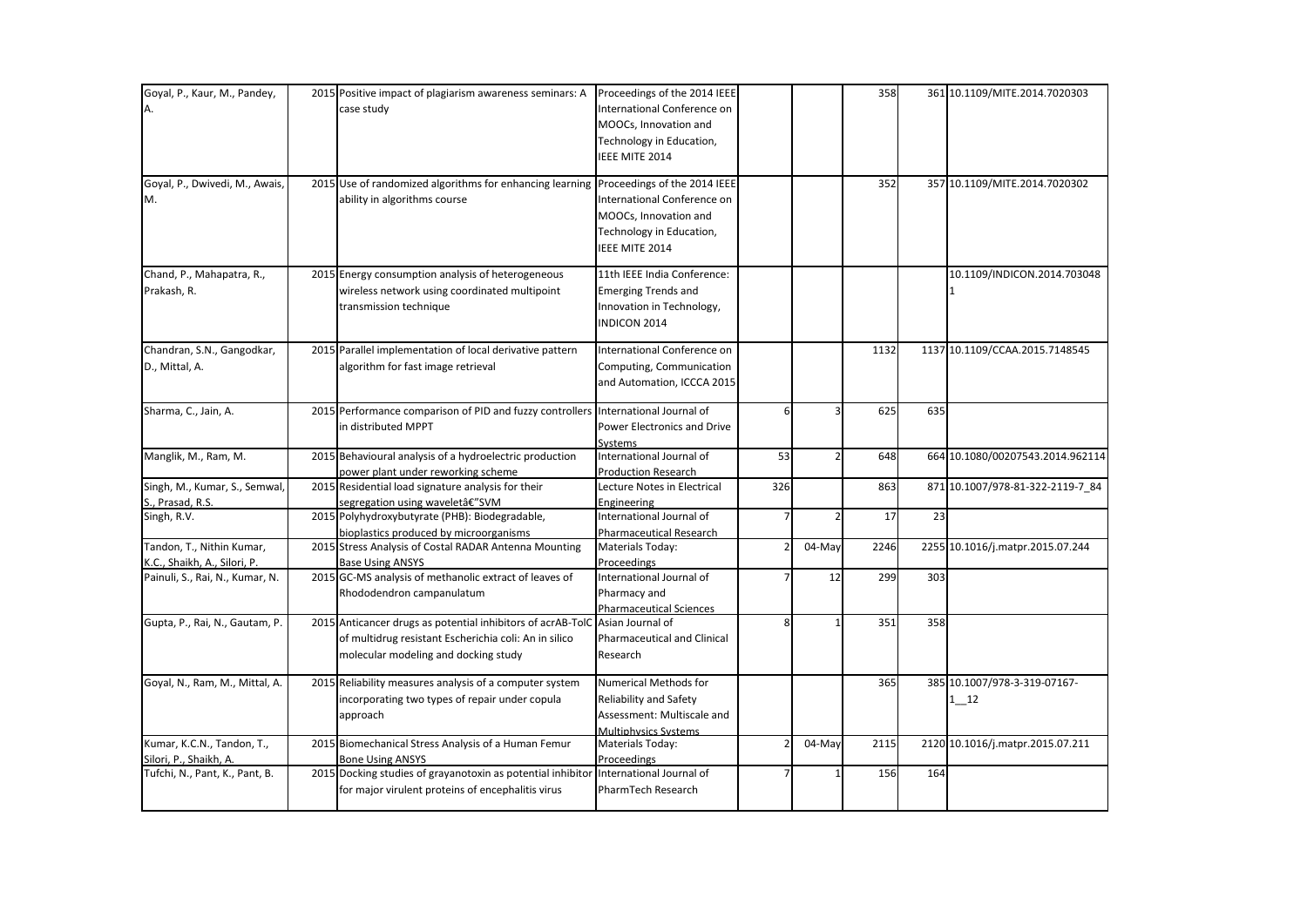| | | | | | | | | |
|---|---|---|---|---|---|---|---|---|
| Goyal, P., Kaur, M., Pandey, A. | 2015 | Positive impact of plagiarism awareness seminars: A case study | Proceedings of the 2014 IEEE International Conference on MOOCs, Innovation and Technology in Education, IEEE MITE 2014 | | | 358 | 361 | 10.1109/MITE.2014.7020303 |
| Goyal, P., Dwivedi, M., Awais, M. | 2015 | Use of randomized algorithms for enhancing learning ability in algorithms course | Proceedings of the 2014 IEEE International Conference on MOOCs, Innovation and Technology in Education, IEEE MITE 2014 | | | 352 | 357 | 10.1109/MITE.2014.7020302 |
| Chand, P., Mahapatra, R., Prakash, R. | 2015 | Energy consumption analysis of heterogeneous wireless network using coordinated multipoint transmission technique | 11th IEEE India Conference: Emerging Trends and Innovation in Technology, INDICON 2014 | | | | | 10.1109/INDICON.2014.7030481 |
| Chandran, S.N., Gangodkar, D., Mittal, A. | 2015 | Parallel implementation of local derivative pattern algorithm for fast image retrieval | International Conference on Computing, Communication and Automation, ICCCA 2015 | | | 1132 | 1137 | 10.1109/CCAA.2015.7148545 |
| Sharma, C., Jain, A. | 2015 | Performance comparison of PID and fuzzy controllers in distributed MPPT | International Journal of Power Electronics and Drive Systems | 6 | 3 | 625 | 635 | |
| Manglik, M., Ram, M. | 2015 | Behavioural analysis of a hydroelectric production power plant under reworking scheme | International Journal of Production Research | 53 | 2 | 648 | 664 | 10.1080/00207543.2014.962114 |
| Singh, M., Kumar, S., Semwal, S., Prasad, R.S. | 2015 | Residential load signature analysis for their segregation using waveletâ€"SVM | Lecture Notes in Electrical Engineering | 326 | | 863 | 871 | 10.1007/978-81-322-2119-7_84 |
| Singh, R.V. | 2015 | Polyhydroxybutyrate (PHB): Biodegradable, bioplastics produced by microorganisms | International Journal of Pharmaceutical Research | 7 | 2 | 17 | 23 | |
| Tandon, T., Nithin Kumar, K.C., Shaikh, A., Silori, P. | 2015 | Stress Analysis of Costal RADAR Antenna Mounting Base Using ANSYS | Materials Today: Proceedings | 2 | 04-May | 2246 | 2255 | 10.1016/j.matpr.2015.07.244 |
| Painuli, S., Rai, N., Kumar, N. | 2015 | GC-MS analysis of methanolic extract of leaves of Rhododendron campanulatum | International Journal of Pharmacy and Pharmaceutical Sciences | 7 | 12 | 299 | 303 | |
| Gupta, P., Rai, N., Gautam, P. | 2015 | Anticancer drugs as potential inhibitors of acrAB-TolC of multidrug resistant Escherichia coli: An in silico molecular modeling and docking study | Asian Journal of Pharmaceutical and Clinical Research | 8 | 1 | 351 | 358 | |
| Goyal, N., Ram, M., Mittal, A. | 2015 | Reliability measures analysis of a computer system incorporating two types of repair under copula approach | Numerical Methods for Reliability and Safety Assessment: Multiscale and Multiphysics Systems | | | 365 | 385 | 10.1007/978-3-319-07167-1__12 |
| Kumar, K.C.N., Tandon, T., Silori, P., Shaikh, A. | 2015 | Biomechanical Stress Analysis of a Human Femur Bone Using ANSYS | Materials Today: Proceedings | 2 | 04-May | 2115 | 2120 | 10.1016/j.matpr.2015.07.211 |
| Tufchi, N., Pant, K., Pant, B. | 2015 | Docking studies of grayanotoxin as potential inhibitor for major virulent proteins of encephalitis virus | International Journal of PharmTech Research | 7 | 1 | 156 | 164 | |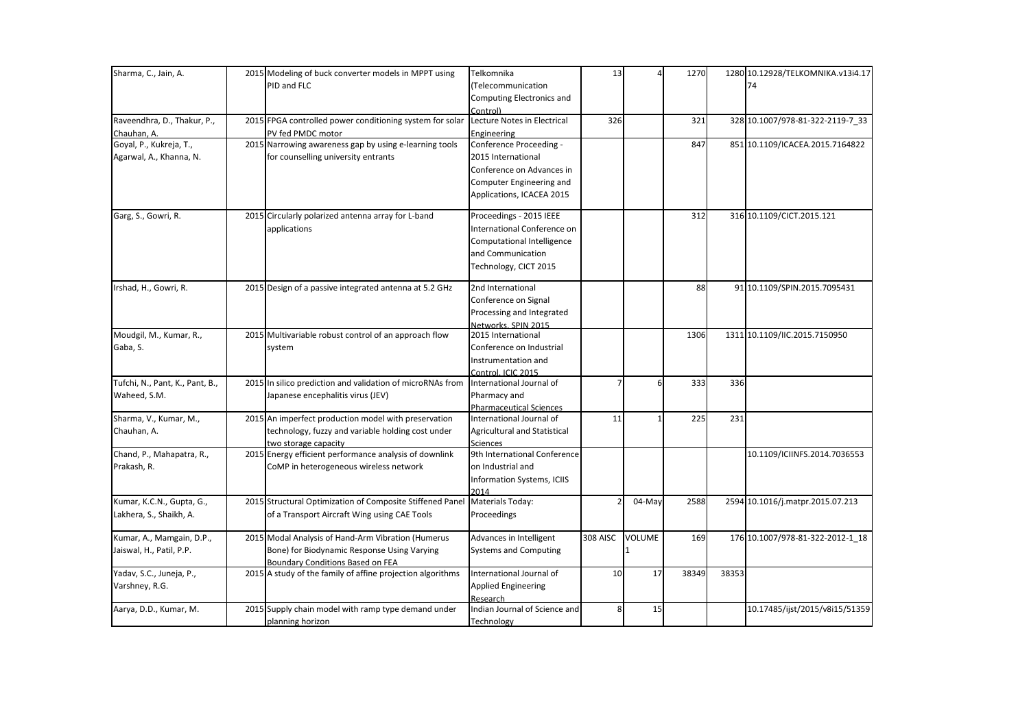| | | | | | | | | |
|---|---|---|---|---|---|---|---|---|
| Sharma, C., Jain, A. | 2015 | Modeling of buck converter models in MPPT using PID and FLC | Telkomnika (Telecommunication Computing Electronics and Control) | 13 | 4 | 1270 | 1280 | 10.12928/TELKOMNIKA.v13i4.1774 |
| Raveendhra, D., Thakur, P., Chauhan, A. | 2015 | FPGA controlled power conditioning system for solar PV fed PMDC motor | Lecture Notes in Electrical Engineering | 326 | | 321 | 328 | 10.1007/978-81-322-2119-7_33 |
| Goyal, P., Kukreja, T., Agarwal, A., Khanna, N. | 2015 | Narrowing awareness gap by using e-learning tools for counselling university entrants | Conference Proceeding - 2015 International Conference on Advances in Computer Engineering and Applications, ICACEA 2015 | | | 847 | 851 | 10.1109/ICACEA.2015.7164822 |
| Garg, S., Gowri, R. | 2015 | Circularly polarized antenna array for L-band applications | Proceedings - 2015 IEEE International Conference on Computational Intelligence and Communication Technology, CICT 2015 | | | 312 | 316 | 10.1109/CICT.2015.121 |
| Irshad, H., Gowri, R. | 2015 | Design of a passive integrated antenna at 5.2 GHz | 2nd International Conference on Signal Processing and Integrated Networks, SPIN 2015 | | | 88 | 91 | 10.1109/SPIN.2015.7095431 |
| Moudgil, M., Kumar, R., Gaba, S. | 2015 | Multivariable robust control of an approach flow system | 2015 International Conference on Industrial Instrumentation and Control, ICIC 2015 | | | 1306 | 1311 | 10.1109/IIC.2015.7150950 |
| Tufchi, N., Pant, K., Pant, B., Waheed, S.M. | 2015 | In silico prediction and validation of microRNAs from Japanese encephalitis virus (JEV) | International Journal of Pharmacy and Pharmaceutical Sciences | 7 | 6 | 333 | 336 | |
| Sharma, V., Kumar, M., Chauhan, A. | 2015 | An imperfect production model with preservation technology, fuzzy and variable holding cost under two storage capacity | International Journal of Agricultural and Statistical Sciences | 11 | 1 | 225 | 231 | |
| Chand, P., Mahapatra, R., Prakash, R. | 2015 | Energy efficient performance analysis of downlink CoMP in heterogeneous wireless network | 9th International Conference on Industrial and Information Systems, ICIIS 2014 | | | | | 10.1109/ICIINFS.2014.7036553 |
| Kumar, K.C.N., Gupta, G., Lakhera, S., Shaikh, A. | 2015 | Structural Optimization of Composite Stiffened Panel of a Transport Aircraft Wing using CAE Tools | Materials Today: Proceedings | 2 | 04-May | 2588 | 2594 | 10.1016/j.matpr.2015.07.213 |
| Kumar, A., Mamgain, D.P., Jaiswal, H., Patil, P.P. | 2015 | Modal Analysis of Hand-Arm Vibration (Humerus Bone) for Biodynamic Response Using Varying Boundary Conditions Based on FEA | Advances in Intelligent Systems and Computing | 308 AISC | VOLUME 1 | 169 | 176 | 10.1007/978-81-322-2012-1_18 |
| Yadav, S.C., Juneja, P., Varshney, R.G. | 2015 | A study of the family of affine projection algorithms | International Journal of Applied Engineering Research | 10 | 17 | 38349 | 38353 | |
| Aarya, D.D., Kumar, M. | 2015 | Supply chain model with ramp type demand under planning horizon | Indian Journal of Science and Technology | 8 | 15 | | | 10.17485/ijst/2015/v8i15/51359 |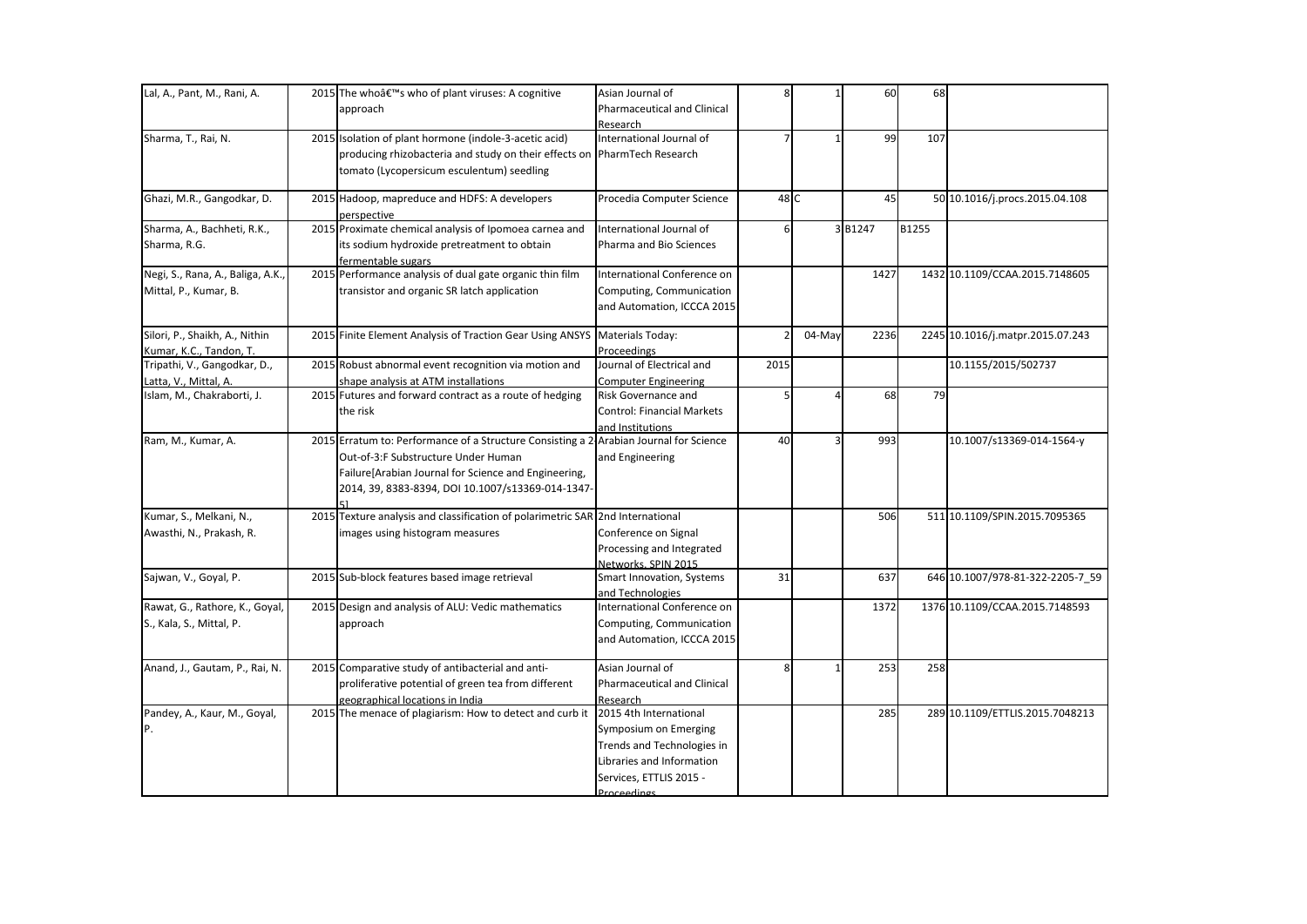| | | | | | | | | |
|---|---|---|---|---|---|---|---|---|
| Lal, A., Pant, M., Rani, A. | 2015 | The whoâ€™s who of plant viruses: A cognitive approach | Asian Journal of Pharmaceutical and Clinical Research | 8 | 1 | 60 | 68 | |
| Sharma, T., Rai, N. | 2015 | Isolation of plant hormone (indole-3-acetic acid) producing rhizobacteria and study on their effects on tomato (Lycopersicum esculentum) seedling | International Journal of PharmTech Research | 7 | 1 | 99 | 107 | |
| Ghazi, M.R., Gangodkar, D. | 2015 | Hadoop, mapreduce and HDFS: A developers perspective | Procedia Computer Science | 48 | C | 45 | 50 | 10.1016/j.procs.2015.04.108 |
| Sharma, A., Bachheti, R.K., Sharma, R.G. | 2015 | Proximate chemical analysis of Ipomoea carnea and its sodium hydroxide pretreatment to obtain fermentable sugars | International Journal of Pharma and Bio Sciences | 6 | 3 | B1247 | B1255 | |
| Negi, S., Rana, A., Baliga, A.K., Mittal, P., Kumar, B. | 2015 | Performance analysis of dual gate organic thin film transistor and organic SR latch application | International Conference on Computing, Communication and Automation, ICCCA 2015 | | | 1427 | 1432 | 10.1109/CCAA.2015.7148605 |
| Silori, P., Shaikh, A., Nithin Kumar, K.C., Tandon, T. | 2015 | Finite Element Analysis of Traction Gear Using ANSYS | Materials Today: Proceedings | 2 | 04-May | 2236 | 2245 | 10.1016/j.matpr.2015.07.243 |
| Tripathi, V., Gangodkar, D., Latta, V., Mittal, A. | 2015 | Robust abnormal event recognition via motion and shape analysis at ATM installations | Journal of Electrical and Computer Engineering | 2015 | | | | 10.1155/2015/502737 |
| Islam, M., Chakraborti, J. | 2015 | Futures and forward contract as a route of hedging the risk | Risk Governance and Control: Financial Markets and Institutions | 5 | 4 | 68 | 79 | |
| Ram, M., Kumar, A. | 2015 | Erratum to: Performance of a Structure Consisting a 2-Out-of-3:F Substructure Under Human Failure[Arabian Journal for Science and Engineering, 2014, 39, 8383-8394, DOI 10.1007/s13369-014-1347-5] | Arabian Journal for Science and Engineering | 40 | 3 | 993 | | 10.1007/s13369-014-1564-y |
| Kumar, S., Melkani, N., Awasthi, N., Prakash, R. | 2015 | Texture analysis and classification of polarimetric SAR images using histogram measures | 2nd International Conference on Signal Processing and Integrated Networks, SPIN 2015 | | | 506 | 511 | 10.1109/SPIN.2015.7095365 |
| Sajwan, V., Goyal, P. | 2015 | Sub-block features based image retrieval | Smart Innovation, Systems and Technologies | 31 | | 637 | 646 | 10.1007/978-81-322-2205-7_59 |
| Rawat, G., Rathore, K., Goyal, S., Kala, S., Mittal, P. | 2015 | Design and analysis of ALU: Vedic mathematics approach | International Conference on Computing, Communication and Automation, ICCCA 2015 | | | 1372 | 1376 | 10.1109/CCAA.2015.7148593 |
| Anand, J., Gautam, P., Rai, N. | 2015 | Comparative study of antibacterial and anti-proliferative potential of green tea from different geographical locations in India | Asian Journal of Pharmaceutical and Clinical Research | 8 | 1 | 253 | 258 | |
| Pandey, A., Kaur, M., Goyal, P. | 2015 | The menace of plagiarism: How to detect and curb it | 2015 4th International Symposium on Emerging Trends and Technologies in Libraries and Information Services, ETTLIS 2015 - Proceedings | | | 285 | 289 | 10.1109/ETTLIS.2015.7048213 |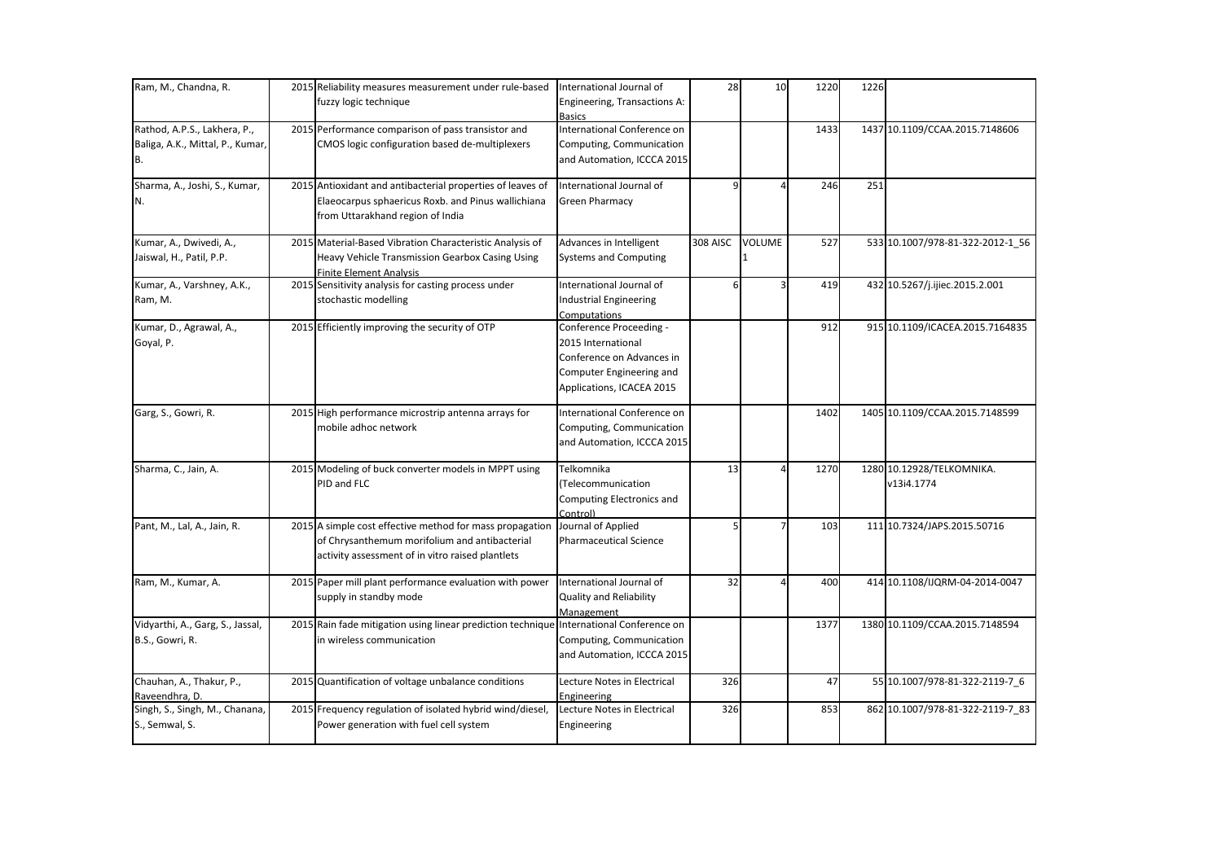| | | | | | | | | |
|---|---|---|---|---|---|---|---|---|
| Ram, M., Chandna, R. | 2015 | Reliability measures measurement under rule-based fuzzy logic technique | International Journal of Engineering, Transactions A: Basics | 28 | 10 | 1220 | 1226 | |
| Rathod, A.P.S., Lakhera, P., Baliga, A.K., Mittal, P., Kumar, B. | 2015 | Performance comparison of pass transistor and CMOS logic configuration based de-multiplexers | International Conference on Computing, Communication and Automation, ICCCA 2015 | | | 1433 | 1437 | 10.1109/CCAA.2015.7148606 |
| Sharma, A., Joshi, S., Kumar, N. | 2015 | Antioxidant and antibacterial properties of leaves of Elaeocarpus sphaericus Roxb. and Pinus wallichiana from Uttarakhand region of India | International Journal of Green Pharmacy | 9 | 4 | 246 | 251 | |
| Kumar, A., Dwivedi, A., Jaiswal, H., Patil, P.P. | 2015 | Material-Based Vibration Characteristic Analysis of Heavy Vehicle Transmission Gearbox Casing Using Finite Element Analysis | Advances in Intelligent Systems and Computing | 308 AISC | VOLUME 1 | 527 | 533 | 10.1007/978-81-322-2012-1_56 |
| Kumar, A., Varshney, A.K., Ram, M. | 2015 | Sensitivity analysis for casting process under stochastic modelling | International Journal of Industrial Engineering Computations | 6 | 3 | 419 | 432 | 10.5267/j.ijiec.2015.2.001 |
| Kumar, D., Agrawal, A., Goyal, P. | 2015 | Efficiently improving the security of OTP | Conference Proceeding - 2015 International Conference on Advances in Computer Engineering and Applications, ICACEA 2015 | | | 912 | 915 | 10.1109/ICACEA.2015.7164835 |
| Garg, S., Gowri, R. | 2015 | High performance microstrip antenna arrays for mobile adhoc network | International Conference on Computing, Communication and Automation, ICCCA 2015 | | | 1402 | 1405 | 10.1109/CCAA.2015.7148599 |
| Sharma, C., Jain, A. | 2015 | Modeling of buck converter models in MPPT using PID and FLC | Telkomnika (Telecommunication Computing Electronics and Control) | 13 | 4 | 1270 | 1280 | 10.12928/TELKOMNIKA.v13i4.1774 |
| Pant, M., Lal, A., Jain, R. | 2015 | A simple cost effective method for mass propagation of Chrysanthemum morifolium and antibacterial activity assessment of in vitro raised plantlets | Journal of Applied Pharmaceutical Science | 5 | 7 | 103 | 111 | 10.7324/JAPS.2015.50716 |
| Ram, M., Kumar, A. | 2015 | Paper mill plant performance evaluation with power supply in standby mode | International Journal of Quality and Reliability Management | 32 | 4 | 400 | 414 | 10.1108/IJQRM-04-2014-0047 |
| Vidyarthi, A., Garg, S., Jassal, B.S., Gowri, R. | 2015 | Rain fade mitigation using linear prediction technique in wireless communication | International Conference on Computing, Communication and Automation, ICCCA 2015 | | | 1377 | 1380 | 10.1109/CCAA.2015.7148594 |
| Chauhan, A., Thakur, P., Raveendhra, D. | 2015 | Quantification of voltage unbalance conditions | Lecture Notes in Electrical Engineering | 326 | | 47 | 55 | 10.1007/978-81-322-2119-7_6 |
| Singh, S., Singh, M., Chanana, S., Semwal, S. | 2015 | Frequency regulation of isolated hybrid wind/diesel, Power generation with fuel cell system | Lecture Notes in Electrical Engineering | 326 | | 853 | 862 | 10.1007/978-81-322-2119-7_83 |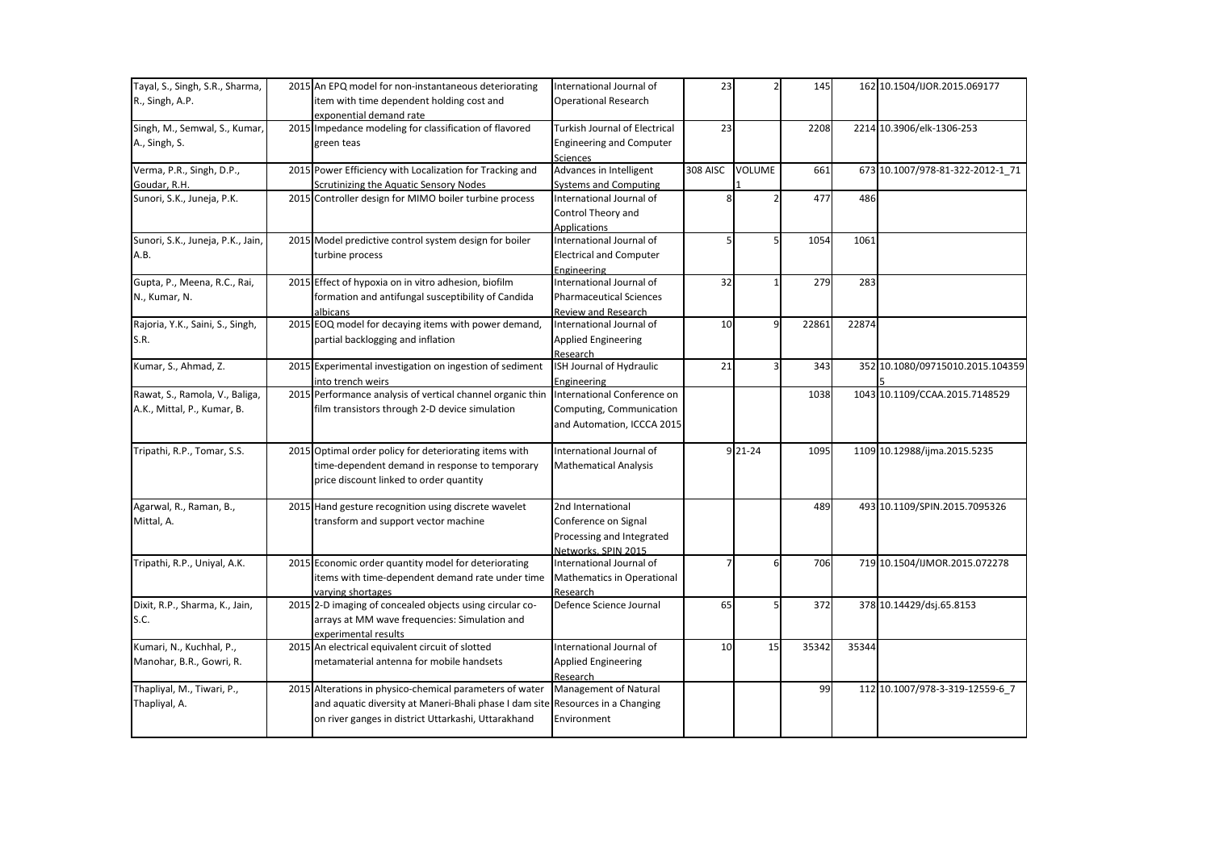| | | | | | | | | |
|---|---|---|---|---|---|---|---|---|
| Tayal, S., Singh, S.R., Sharma, R., Singh, A.P. | 2015 | An EPQ model for non-instantaneous deteriorating item with time dependent holding cost and exponential demand rate | International Journal of Operational Research | 23 | 2 | 145 | 162 | 10.1504/IJOR.2015.069177 |
| Singh, M., Semwal, S., Kumar, A., Singh, S. | 2015 | Impedance modeling for classification of flavored green teas | Turkish Journal of Electrical Engineering and Computer Sciences | 23 | | 2208 | 2214 | 10.3906/elk-1306-253 |
| Verma, P.R., Singh, D.P., Goudar, R.H. | 2015 | Power Efficiency with Localization for Tracking and Scrutinizing the Aquatic Sensory Nodes | Advances in Intelligent Systems and Computing | 308 AISC | VOLUME 1 | 661 | 673 | 10.1007/978-81-322-2012-1_71 |
| Sunori, S.K., Juneja, P.K. | 2015 | Controller design for MIMO boiler turbine process | International Journal of Control Theory and Applications | 8 | 2 | 477 | 486 | |
| Sunori, S.K., Juneja, P.K., Jain, A.B. | 2015 | Model predictive control system design for boiler turbine process | International Journal of Electrical and Computer Engineering | 5 | 5 | 1054 | 1061 | |
| Gupta, P., Meena, R.C., Rai, N., Kumar, N. | 2015 | Effect of hypoxia on in vitro adhesion, biofilm formation and antifungal susceptibility of Candida albicans | International Journal of Pharmaceutical Sciences Review and Research | 32 | 1 | 279 | 283 | |
| Rajoria, Y.K., Saini, S., Singh, S.R. | 2015 | EOQ model for decaying items with power demand, partial backlogging and inflation | International Journal of Applied Engineering Research | 10 | 9 | 22861 | 22874 | |
| Kumar, S., Ahmad, Z. | 2015 | Experimental investigation on ingestion of sediment into trench weirs | ISH Journal of Hydraulic Engineering | 21 | 3 | 343 | 352 | 10.1080/09715010.2015.1043595 |
| Rawat, S., Ramola, V., Baliga, A.K., Mittal, P., Kumar, B. | 2015 | Performance analysis of vertical channel organic thin film transistors through 2-D device simulation | International Conference on Computing, Communication and Automation, ICCCA 2015 | | | 1038 | 1043 | 10.1109/CCAA.2015.7148529 |
| Tripathi, R.P., Tomar, S.S. | 2015 | Optimal order policy for deteriorating items with time-dependent demand in response to temporary price discount linked to order quantity | International Journal of Mathematical Analysis | 9 | 21-24 | 1095 | 1109 | 10.12988/ijma.2015.5235 |
| Agarwal, R., Raman, B., Mittal, A. | 2015 | Hand gesture recognition using discrete wavelet transform and support vector machine | 2nd International Conference on Signal Processing and Integrated Networks, SPIN 2015 | | | 489 | 493 | 10.1109/SPIN.2015.7095326 |
| Tripathi, R.P., Uniyal, A.K. | 2015 | Economic order quantity model for deteriorating items with time-dependent demand rate under time varying shortages | International Journal of Mathematics in Operational Research | 7 | 6 | 706 | 719 | 10.1504/IJMOR.2015.072278 |
| Dixit, R.P., Sharma, K., Jain, S.C. | 2015 | 2-D imaging of concealed objects using circular co-arrays at MM wave frequencies: Simulation and experimental results | Defence Science Journal | 65 | 5 | 372 | 378 | 10.14429/dsj.65.8153 |
| Kumari, N., Kuchhal, P., Manohar, B.R., Gowri, R. | 2015 | An electrical equivalent circuit of slotted metamaterial antenna for mobile handsets | International Journal of Applied Engineering Research | 10 | 15 | 35342 | 35344 | |
| Thapliyal, M., Tiwari, P., Thapliyal, A. | 2015 | Alterations in physico-chemical parameters of water and aquatic diversity at Maneri-Bhali phase I dam site on river ganges in district Uttarkashi, Uttarakhand | Management of Natural Resources in a Changing Environment | | | 99 | 112 | 10.1007/978-3-319-12559-6_7 |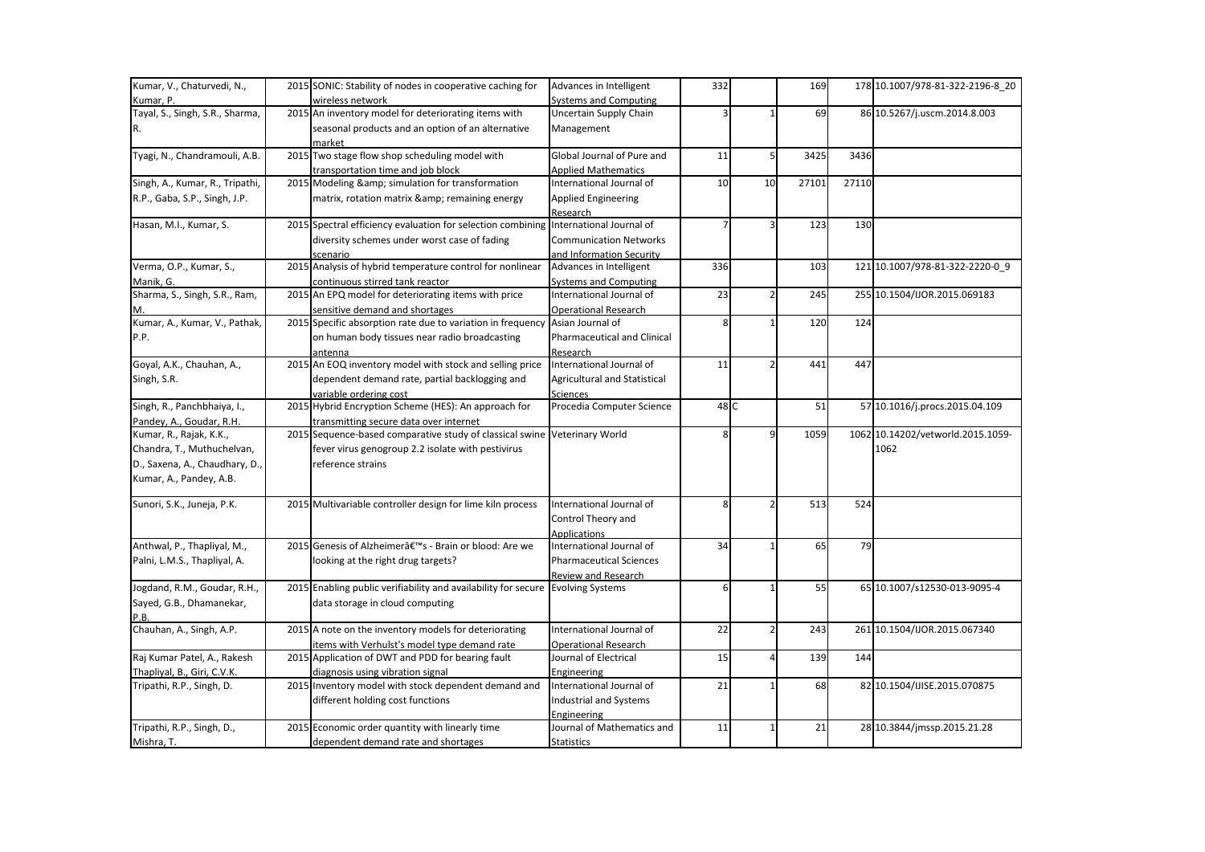| | | | | | | | | |
|---|---|---|---|---|---|---|---|---|
| Kumar, V., Chaturvedi, N., Kumar, P. | 2015 | SONIC: Stability of nodes in cooperative caching for wireless network | Advances in Intelligent Systems and Computing | 332 | | 169 | 178 | 10.1007/978-81-322-2196-8_20 |
| Tayal, S., Singh, S.R., Sharma, R. | 2015 | An inventory model for deteriorating items with seasonal products and an option of an alternative market | Uncertain Supply Chain Management | 3 | 1 | 69 | 86 | 10.5267/j.uscm.2014.8.003 |
| Tyagi, N., Chandramouli, A.B. | 2015 | Two stage flow shop scheduling model with transportation time and job block | Global Journal of Pure and Applied Mathematics | 11 | 5 | 3425 | 3436 | |
| Singh, A., Kumar, R., Tripathi, R.P., Gaba, S.P., Singh, J.P. | 2015 | Modeling &amp; simulation for transformation matrix, rotation matrix &amp; remaining energy | International Journal of Applied Engineering Research | 10 | 10 | 27101 | 27110 | |
| Hasan, M.I., Kumar, S. | 2015 | Spectral efficiency evaluation for selection combining diversity schemes under worst case of fading scenario | International Journal of Communication Networks and Information Security | 7 | 3 | 123 | 130 | |
| Verma, O.P., Kumar, S., Manik, G. | 2015 | Analysis of hybrid temperature control for nonlinear continuous stirred tank reactor | Advances in Intelligent Systems and Computing | 336 | | 103 | 121 | 10.1007/978-81-322-2220-0_9 |
| Sharma, S., Singh, S.R., Ram, M. | 2015 | An EPQ model for deteriorating items with price sensitive demand and shortages | International Journal of Operational Research | 23 | 2 | 245 | 255 | 10.1504/IJOR.2015.069183 |
| Kumar, A., Kumar, V., Pathak, P.P. | 2015 | Specific absorption rate due to variation in frequency on human body tissues near radio broadcasting antenna | Asian Journal of Pharmaceutical and Clinical Research | 8 | 1 | 120 | 124 | |
| Goyal, A.K., Chauhan, A., Singh, S.R. | 2015 | An EOQ inventory model with stock and selling price dependent demand rate, partial backlogging and variable ordering cost | International Journal of Agricultural and Statistical Sciences | 11 | 2 | 441 | 447 | |
| Singh, R., Panchbhaiya, I., Pandey, A., Goudar, R.H. | 2015 | Hybrid Encryption Scheme (HES): An approach for transmitting secure data over internet | Procedia Computer Science | 48 | C | 51 | 57 | 10.1016/j.procs.2015.04.109 |
| Kumar, R., Rajak, K.K., Chandra, T., Muthuchelvan, D., Saxena, A., Chaudhary, D., Kumar, A., Pandey, A.B. | 2015 | Sequence-based comparative study of classical swine fever virus genogroup 2.2 isolate with pestivirus reference strains | Veterinary World | 8 | 9 | 1059 | 1062 | 10.14202/vetworld.2015.1059-1062 |
| Sunori, S.K., Juneja, P.K. | 2015 | Multivariable controller design for lime kiln process | International Journal of Control Theory and Applications | 8 | 2 | 513 | 524 | |
| Anthwal, P., Thapliyal, M., Palni, L.M.S., Thapliyal, A. | 2015 | Genesis of Alzheimerâ€™s - Brain or blood: Are we looking at the right drug targets? | International Journal of Pharmaceutical Sciences Review and Research | 34 | 1 | 65 | 79 | |
| Jogdand, R.M., Goudar, R.H., Sayed, G.B., Dhamanekar, P.B. | 2015 | Enabling public verifiability and availability for secure data storage in cloud computing | Evolving Systems | 6 | 1 | 55 | 65 | 10.1007/s12530-013-9095-4 |
| Chauhan, A., Singh, A.P. | 2015 | A note on the inventory models for deteriorating items with Verhulst's model type demand rate | International Journal of Operational Research | 22 | 2 | 243 | 261 | 10.1504/IJOR.2015.067340 |
| Raj Kumar Patel, A., Rakesh Thapliyal, B., Giri, C.V.K. | 2015 | Application of DWT and PDD for bearing fault diagnosis using vibration signal | Journal of Electrical Engineering | 15 | 4 | 139 | 144 | |
| Tripathi, R.P., Singh, D. | 2015 | Inventory model with stock dependent demand and different holding cost functions | International Journal of Industrial and Systems Engineering | 21 | 1 | 68 | 82 | 10.1504/IJISE.2015.070875 |
| Tripathi, R.P., Singh, D., Mishra, T. | 2015 | Economic order quantity with linearly time dependent demand rate and shortages | Journal of Mathematics and Statistics | 11 | 1 | 21 | 28 | 10.3844/jmssp.2015.21.28 |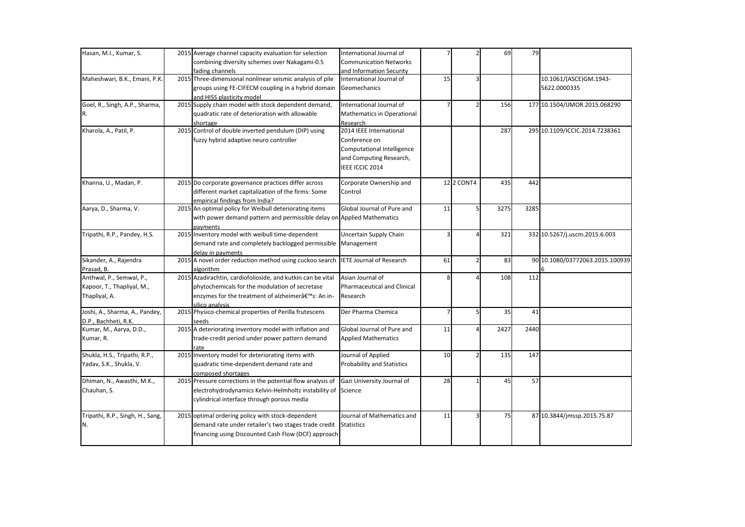| Hasan, M.I., Kumar, S. | 2015 | Average channel capacity evaluation for selection combining diversity schemes over Nakagami-0.5 fading channels | International Journal of Communication Networks and Information Security | 7 | 2 | 69 | 79 | |
|---|---|---|---|---|---|---|---|---|
| Maheshwari, B.K., Emani, P.K. | 2015 | Three-dimensional nonlinear seismic analysis of pile groups using FE-CIFECM coupling in a hybrid domain and HISS plasticity model | International Journal of Geomechanics | 15 | 3 | | | 10.1061/(ASCE)GM.1943-5622.0000335 |
| Goel, R., Singh, A.P., Sharma, R. | 2015 | Supply chain model with stock dependent demand, quadratic rate of deterioration with allowable shortage | International Journal of Mathematics in Operational Research | 7 | 2 | 156 | 177 | 10.1504/IJMOR.2015.068290 |
| Kharola, A., Patil, P. | 2015 | Control of double inverted pendulum (DIP) using fuzzy hybrid adaptive neuro controller | 2014 IEEE International Conference on Computational Intelligence and Computing Research, IEEE ICCIC 2014 | | | 287 | 295 | 10.1109/ICCIC.2014.7238361 |
| Khanna, U., Madan, P. | 2015 | Do corporate governance practices differ across different market capitalization of the firms: Some empirical findings from India? | Corporate Ownership and Control | 12 | 2 CONT4 | 435 | 442 | |
| Aarya, D., Sharma, V. | 2015 | An optimal policy for Weibull deteriorating items with power demand pattern and permissible delay on payments | Global Journal of Pure and Applied Mathematics | 11 | 5 | 3275 | 3285 | |
| Tripathi, R.P., Pandey, H.S. | 2015 | Inventory model with weibull time-dependent demand rate and completely backlogged permissible delay in payments | Uncertain Supply Chain Management | 3 | 4 | 321 | 332 | 10.5267/j.uscm.2015.6.003 |
| Sikander, A., Rajendra Prasad, B. | 2015 | A novel order reduction method using cuckoo search algorithm | IETE Journal of Research | 61 | 2 | 83 | 90 | 10.1080/03772063.2015.1009396 |
| Anthwal, P., Semwal, P., Kapoor, T., Thapliyal, M., Thapliyal, A. | 2015 | Azadirachtin, cardiofolioside, and kutkin can be vital phytochemicals for the modulation of secretase enzymes for the treatment of alzheimerâ€™s: An in-silico analysis | Asian Journal of Pharmaceutical and Clinical Research | 8 | 4 | 108 | 112 | |
| Joshi, A., Sharma, A., Pandey, D.P., Bachheti, R.K. | 2015 | Physico-chemical properties of Perilla frutescens seeds | Der Pharma Chemica | 7 | 5 | 35 | 41 | |
| Kumar, M., Aarya, D.D., Kumar, R. | 2015 | A deteriorating inventory model with inflation and trade-credit period under power pattern demand rate | Global Journal of Pure and Applied Mathematics | 11 | 4 | 2427 | 2440 | |
| Shukla, H.S., Tripathi, R.P., Yadav, S.K., Shukla, V. | 2015 | Inventory model for deteriorating items with quadratic time-dependent demand rate and composed shortages | Journal of Applied Probability and Statistics | 10 | 2 | 135 | 147 | |
| Dhiman, N., Awasthi, M.K., Chauhan, S. | 2015 | Pressure corrections in the potential flow analysis of electrohydrodynamics Kelvin-Helmholtz instability of cylindrical interface through porous media | Gazi University Journal of Science | 28 | 1 | 45 | 57 | |
| Tripathi, R.P., Singh, H., Sang, N. | 2015 | optimal ordering policy with stock-dependent demand rate under retailer's two stages trade credit financing using Discounted Cash Flow (DCF) approach | Journal of Mathematics and Statistics | 11 | 3 | 75 | 87 | 10.3844/jmssp.2015.75.87 |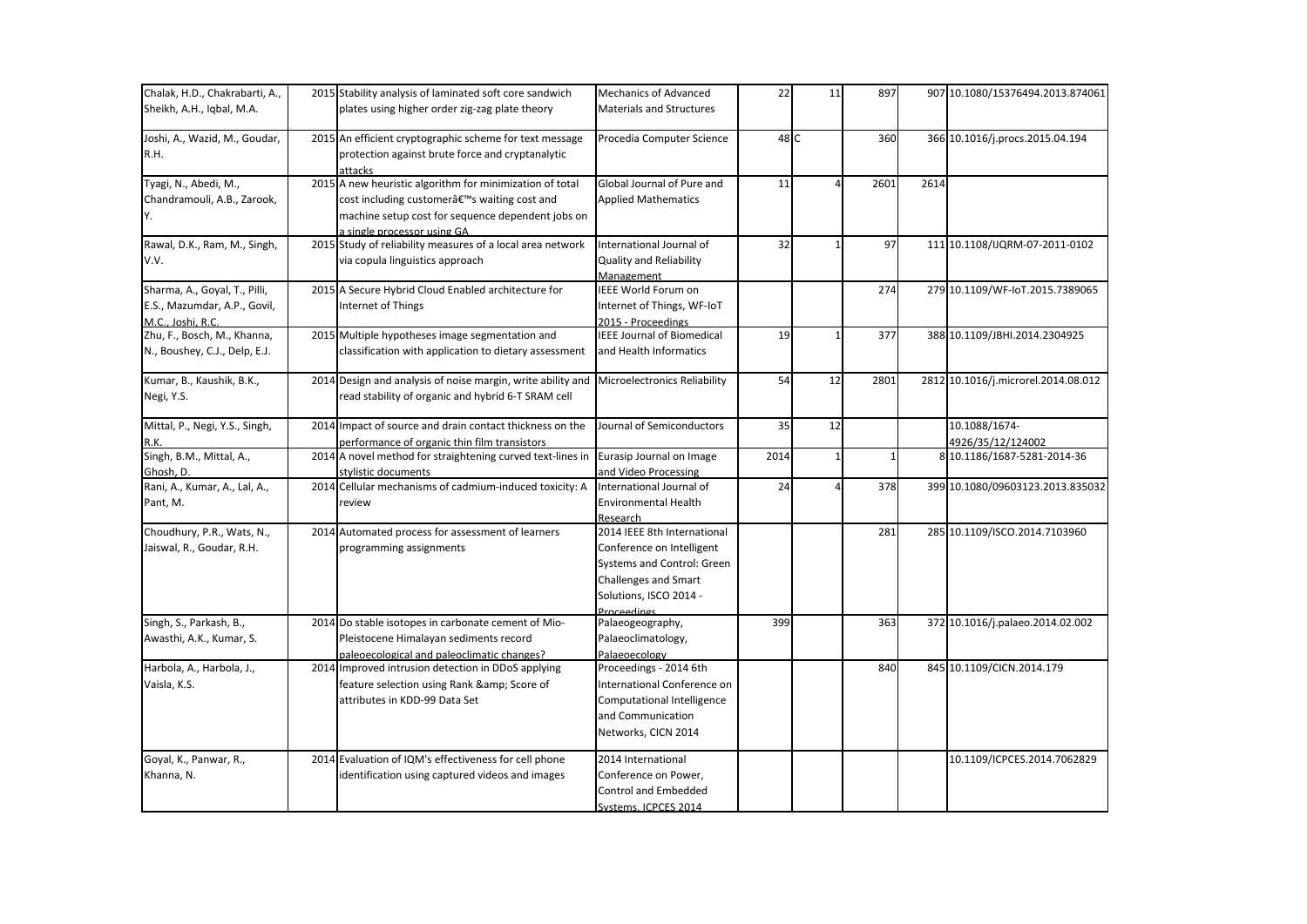| | | | | | | | | |
|---|---|---|---|---|---|---|---|---|
| Chalak, H.D., Chakrabarti, A., Sheikh, A.H., Iqbal, M.A. | 2015 | Stability analysis of laminated soft core sandwich plates using higher order zig-zag plate theory | Mechanics of Advanced Materials and Structures | 22 | 11 | 897 | 907 | 10.1080/15376494.2013.874061 |
| Joshi, A., Wazid, M., Goudar, R.H. | 2015 | An efficient cryptographic scheme for text message protection against brute force and cryptanalytic attacks | Procedia Computer Science | 48 | C | 360 | 366 | 10.1016/j.procs.2015.04.194 |
| Tyagi, N., Abedi, M., Chandramouli, A.B., Zarook, Y. | 2015 | A new heuristic algorithm for minimization of total cost including customerâ€™s waiting cost and machine setup cost for sequence dependent jobs on a single processor using GA | Global Journal of Pure and Applied Mathematics | 11 | 4 | 2601 | 2614 | |
| Rawal, D.K., Ram, M., Singh, V.V. | 2015 | Study of reliability measures of a local area network via copula linguistics approach | International Journal of Quality and Reliability Management | 32 | 1 | 97 | 111 | 10.1108/IJQRM-07-2011-0102 |
| Sharma, A., Goyal, T., Pilli, E.S., Mazumdar, A.P., Govil, M.C., Joshi, R.C. | 2015 | A Secure Hybrid Cloud Enabled architecture for Internet of Things | IEEE World Forum on Internet of Things, WF-IoT 2015 - Proceedings | | | 274 | 279 | 10.1109/WF-IoT.2015.7389065 |
| Zhu, F., Bosch, M., Khanna, N., Boushey, C.J., Delp, E.J. | 2015 | Multiple hypotheses image segmentation and classification with application to dietary assessment | IEEE Journal of Biomedical and Health Informatics | 19 | 1 | 377 | 388 | 10.1109/JBHI.2014.2304925 |
| Kumar, B., Kaushik, B.K., Negi, Y.S. | 2014 | Design and analysis of noise margin, write ability and read stability of organic and hybrid 6-T SRAM cell | Microelectronics Reliability | 54 | 12 | 2801 | 2812 | 10.1016/j.microrel.2014.08.012 |
| Mittal, P., Negi, Y.S., Singh, R.K. | 2014 | Impact of source and drain contact thickness on the performance of organic thin film transistors | Journal of Semiconductors | 35 | 12 | | | 10.1088/1674-4926/35/12/124002 |
| Singh, B.M., Mittal, A., Ghosh, D. | 2014 | A novel method for straightening curved text-lines in stylistic documents | Eurasip Journal on Image and Video Processing | 2014 | 1 | 1 | 8 | 10.1186/1687-5281-2014-36 |
| Rani, A., Kumar, A., Lal, A., Pant, M. | 2014 | Cellular mechanisms of cadmium-induced toxicity: A review | International Journal of Environmental Health Research | 24 | 4 | 378 | 399 | 10.1080/09603123.2013.835032 |
| Choudhury, P.R., Wats, N., Jaiswal, R., Goudar, R.H. | 2014 | Automated process for assessment of learners programming assignments | 2014 IEEE 8th International Conference on Intelligent Systems and Control: Green Challenges and Smart Solutions, ISCO 2014 - Proceedings | | | 281 | 285 | 10.1109/ISCO.2014.7103960 |
| Singh, S., Parkash, B., Awasthi, A.K., Kumar, S. | 2014 | Do stable isotopes in carbonate cement of Mio-Pleistocene Himalayan sediments record paleoecological and paleoclimatic changes? | Palaeogeography, Palaeoclimatology, Palaeoecology | 399 | | 363 | 372 | 10.1016/j.palaeo.2014.02.002 |
| Harbola, A., Harbola, J., Vaisla, K.S. | 2014 | Improved intrusion detection in DDoS applying feature selection using Rank &amp; Score of attributes in KDD-99 Data Set | Proceedings - 2014 6th International Conference on Computational Intelligence and Communication Networks, CICN 2014 | | | 840 | 845 | 10.1109/CICN.2014.179 |
| Goyal, K., Panwar, R., Khanna, N. | 2014 | Evaluation of IQM's effectiveness for cell phone identification using captured videos and images | 2014 International Conference on Power, Control and Embedded Systems, ICPCES 2014 | | | | | 10.1109/ICPCES.2014.7062829 |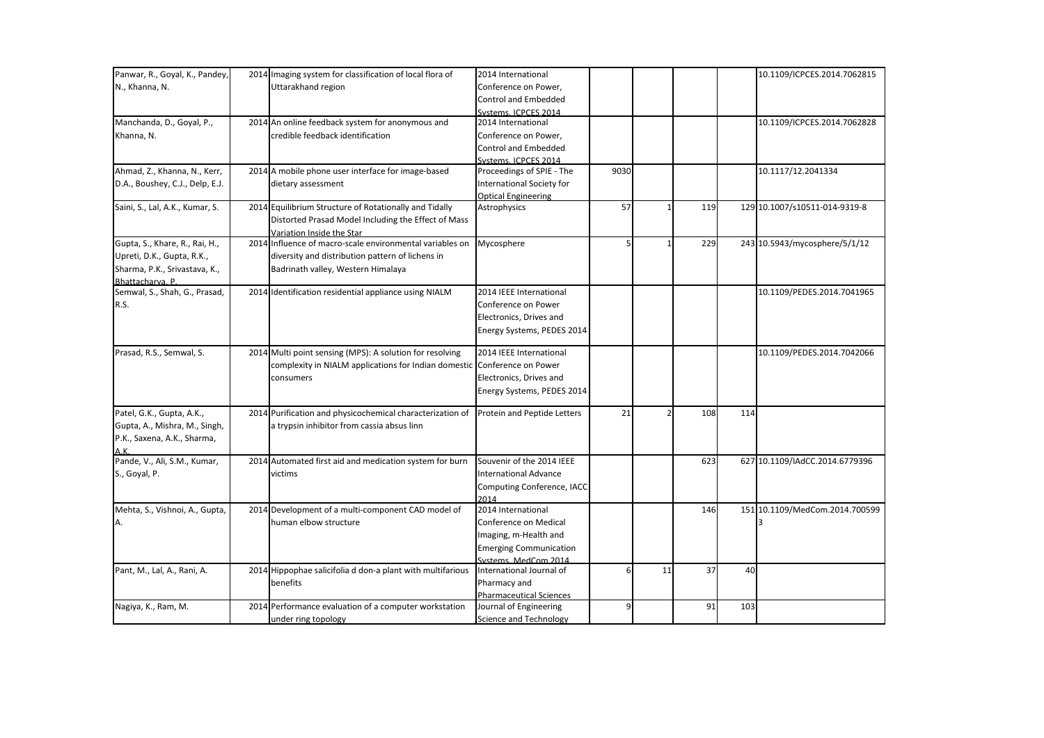| | | | | | | | | |
|---|---|---|---|---|---|---|---|---|
| Panwar, R., Goyal, K., Pandey, N., Khanna, N. | 2014 | Imaging system for classification of local flora of Uttarakhand region | 2014 International Conference on Power, Control and Embedded Systems, ICPCES 2014 | | | | | 10.1109/ICPCES.2014.7062815 |
| Manchanda, D., Goyal, P., Khanna, N. | 2014 | An online feedback system for anonymous and credible feedback identification | 2014 International Conference on Power, Control and Embedded Systems, ICPCES 2014 | | | | | 10.1109/ICPCES.2014.7062828 |
| Ahmad, Z., Khanna, N., Kerr, D.A., Boushey, C.J., Delp, E.J. | 2014 | A mobile phone user interface for image-based dietary assessment | Proceedings of SPIE - The International Society for Optical Engineering | 9030 | | | | 10.1117/12.2041334 |
| Saini, S., Lal, A.K., Kumar, S. | 2014 | Equilibrium Structure of Rotationally and Tidally Distorted Prasad Model Including the Effect of Mass Variation Inside the Star | Astrophysics | 57 | 1 | 119 | 129 | 10.1007/s10511-014-9319-8 |
| Gupta, S., Khare, R., Rai, H., Upreti, D.K., Gupta, R.K., Sharma, P.K., Srivastava, K., Bhattacharya, P. | 2014 | Influence of macro-scale environmental variables on diversity and distribution pattern of lichens in Badrinath valley, Western Himalaya | Mycosphere | 5 | 1 | 229 | 243 | 10.5943/mycosphere/5/1/12 |
| Semwal, S., Shah, G., Prasad, R.S. | 2014 | Identification residential appliance using NIALM | 2014 IEEE International Conference on Power Electronics, Drives and Energy Systems, PEDES 2014 | | | | | 10.1109/PEDES.2014.7041965 |
| Prasad, R.S., Semwal, S. | 2014 | Multi point sensing (MPS): A solution for resolving complexity in NIALM applications for Indian domestic consumers | 2014 IEEE International Conference on Power Electronics, Drives and Energy Systems, PEDES 2014 | | | | | 10.1109/PEDES.2014.7042066 |
| Patel, G.K., Gupta, A.K., Gupta, A., Mishra, M., Singh, P.K., Saxena, A.K., Sharma, A.K. | 2014 | Purification and physicochemical characterization of a trypsin inhibitor from cassia absus linn | Protein and Peptide Letters | 21 | 2 | 108 | 114 | |
| Pande, V., Ali, S.M., Kumar, S., Goyal, P. | 2014 | Automated first aid and medication system for burn victims | Souvenir of the 2014 IEEE International Advance Computing Conference, IACC 2014 | | | 623 | 627 | 10.1109/IAdCC.2014.6779396 |
| Mehta, S., Vishnoi, A., Gupta, A. | 2014 | Development of a multi-component CAD model of human elbow structure | 2014 International Conference on Medical Imaging, m-Health and Emerging Communication Systems, MedCom 2014 | | | 146 | 151 | 10.1109/MedCom.2014.7005993 |
| Pant, M., Lal, A., Rani, A. | 2014 | Hippophae salicifolia d don-a plant with multifarious benefits | International Journal of Pharmacy and Pharmaceutical Sciences | 6 | 11 | 37 | 40 | |
| Nagiya, K., Ram, M. | 2014 | Performance evaluation of a computer workstation under ring topology | Journal of Engineering Science and Technology | 9 | | 91 | 103 | |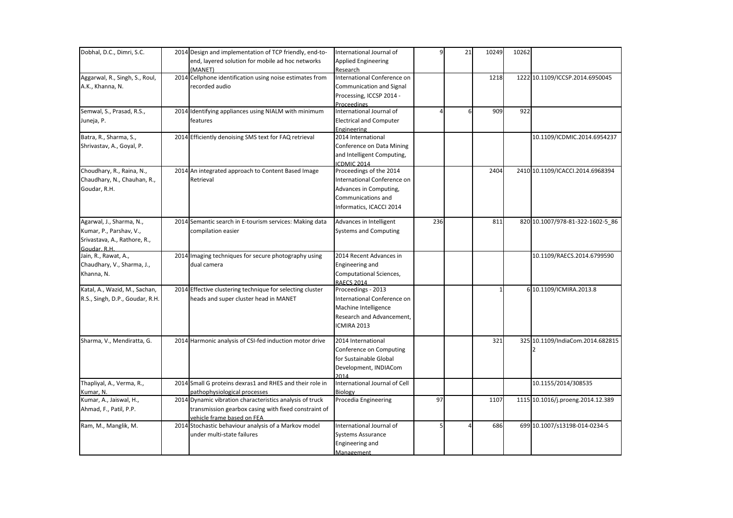| | | | | | | | | |
|---|---|---|---|---|---|---|---|---|
| Dobhal, D.C., Dimri, S.C. | 2014 | Design and implementation of TCP friendly, end-to-end, layered solution for mobile ad hoc networks (MANET) | International Journal of Applied Engineering Research | 9 | 21 | 10249 | 10262 | |
| Aggarwal, R., Singh, S., Roul, A.K., Khanna, N. | 2014 | Cellphone identification using noise estimates from recorded audio | International Conference on Communication and Signal Processing, ICCSP 2014 - Proceedings | | | 1218 | 1222 | 10.1109/ICCSP.2014.6950045 |
| Semwal, S., Prasad, R.S., Juneja, P. | 2014 | Identifying appliances using NIALM with minimum features | International Journal of Electrical and Computer Engineering | 4 | 6 | 909 | 922 | |
| Batra, R., Sharma, S., Shrivastav, A., Goyal, P. | 2014 | Efficiently denoising SMS text for FAQ retrieval | 2014 International Conference on Data Mining and Intelligent Computing, ICDMIC 2014 | | | | | 10.1109/ICDMIC.2014.6954237 |
| Choudhary, R., Raina, N., Chaudhary, N., Chauhan, R., Goudar, R.H. | 2014 | An integrated approach to Content Based Image Retrieval | Proceedings of the 2014 International Conference on Advances in Computing, Communications and Informatics, ICACCI 2014 | | | 2404 | 2410 | 10.1109/ICACCI.2014.6968394 |
| Agarwal, J., Sharma, N., Kumar, P., Parshav, V., Srivastava, A., Rathore, R., Goudar, R.H. | 2014 | Semantic search in E-tourism services: Making data compilation easier | Advances in Intelligent Systems and Computing | 236 | | 811 | 820 | 10.1007/978-81-322-1602-5_86 |
| Jain, R., Rawat, A., Chaudhary, V., Sharma, J., Khanna, N. | 2014 | Imaging techniques for secure photography using dual camera | 2014 Recent Advances in Engineering and Computational Sciences, RAECS 2014 | | | | | 10.1109/RAECS.2014.6799590 |
| Katal, A., Wazid, M., Sachan, R.S., Singh, D.P., Goudar, R.H. | 2014 | Effective clustering technique for selecting cluster heads and super cluster head in MANET | Proceedings - 2013 International Conference on Machine Intelligence Research and Advancement, ICMIRA 2013 | | | 1 | 6 | 10.1109/ICMIRA.2013.8 |
| Sharma, V., Mendiratta, G. | 2014 | Harmonic analysis of CSI-fed induction motor drive | 2014 International Conference on Computing for Sustainable Global Development, INDIACom 2014 | | | 321 | 325 | 10.1109/IndiaCom.2014.6828152 |
| Thapliyal, A., Verma, R., Kumar, N. | 2014 | Small G proteins dexras1 and RHES and their role in pathophysiological processes | International Journal of Cell Biology | | | | | 10.1155/2014/308535 |
| Kumar, A., Jaiswal, H., Ahmad, F., Patil, P.P. | 2014 | Dynamic vibration characteristics analysis of truck transmission gearbox casing with fixed constraint of vehicle frame based on FEA | Procedia Engineering | 97 | | 1107 | 1115 | 10.1016/j.proeng.2014.12.389 |
| Ram, M., Manglik, M. | 2014 | Stochastic behaviour analysis of a Markov model under multi-state failures | International Journal of Systems Assurance Engineering and Management | 5 | 4 | 686 | 699 | 10.1007/s13198-014-0234-5 |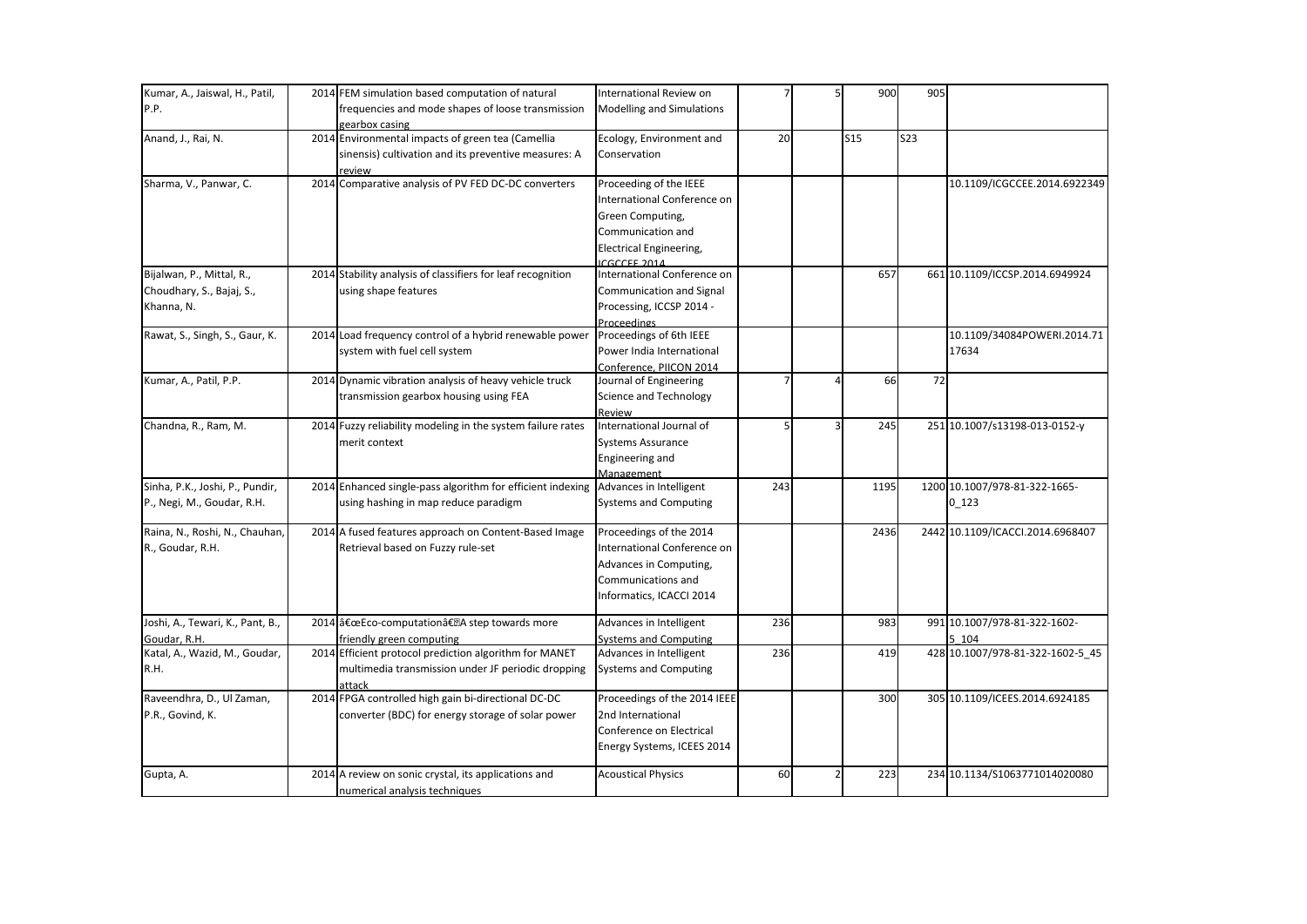| | | | | | | | | |
|---|---|---|---|---|---|---|---|---|
| Kumar, A., Jaiswal, H., Patil, P.P. | 2014 | FEM simulation based computation of natural frequencies and mode shapes of loose transmission gearbox casing | International Review on Modelling and Simulations | 7 | 5 | 900 | 905 | |
| Anand, J., Rai, N. | 2014 | Environmental impacts of green tea (Camellia sinensis) cultivation and its preventive measures: A review | Ecology, Environment and Conservation | 20 | | S15 | S23 | |
| Sharma, V., Panwar, C. | 2014 | Comparative analysis of PV FED DC-DC converters | Proceeding of the IEEE International Conference on Green Computing, Communication and Electrical Engineering, ICGCCEE 2014 | | | | | 10.1109/ICGCCEE.2014.6922349 |
| Bijalwan, P., Mittal, R., Choudhary, S., Bajaj, S., Khanna, N. | 2014 | Stability analysis of classifiers for leaf recognition using shape features | International Conference on Communication and Signal Processing, ICCSP 2014 - Proceedings | | | 657 | 661 | 10.1109/ICCSP.2014.6949924 |
| Rawat, S., Singh, S., Gaur, K. | 2014 | Load frequency control of a hybrid renewable power system with fuel cell system | Proceedings of 6th IEEE Power India International Conference, PIICON 2014 | | | | | 10.1109/34084POWERI.2014.7117634 |
| Kumar, A., Patil, P.P. | 2014 | Dynamic vibration analysis of heavy vehicle truck transmission gearbox housing using FEA | Journal of Engineering Science and Technology Review | 7 | 4 | 66 | 72 | |
| Chandna, R., Ram, M. | 2014 | Fuzzy reliability modeling in the system failure rates merit context | International Journal of Systems Assurance Engineering and Management | 5 | 3 | 245 | 251 | 10.1007/s13198-013-0152-y |
| Sinha, P.K., Joshi, P., Pundir, P., Negi, M., Goudar, R.H. | 2014 | Enhanced single-pass algorithm for efficient indexing using hashing in map reduce paradigm | Advances in Intelligent Systems and Computing | 243 | | 1195 | 1200 | 10.1007/978-81-322-1665-0_123 |
| Raina, N., Roshi, N., Chauhan, R., Goudar, R.H. | 2014 | A fused features approach on Content-Based Image Retrieval based on Fuzzy rule-set | Proceedings of the 2014 International Conference on Advances in Computing, Communications and Informatics, ICACCI 2014 | | | 2436 | 2442 | 10.1109/ICACCI.2014.6968407 |
| Joshi, A., Tewari, K., Pant, B., Goudar, R.H. | 2014 | â€œEco-computationâ€A step towards more friendly green computing | Advances in Intelligent Systems and Computing | 236 | | 983 | 991 | 10.1007/978-81-322-1602-5_104 |
| Katal, A., Wazid, M., Goudar, R.H. | 2014 | Efficient protocol prediction algorithm for MANET multimedia transmission under JF periodic dropping attack | Advances in Intelligent Systems and Computing | 236 | | 419 | 428 | 10.1007/978-81-322-1602-5_45 |
| Raveendhra, D., Ul Zaman, P.R., Govind, K. | 2014 | FPGA controlled high gain bi-directional DC-DC converter (BDC) for energy storage of solar power | Proceedings of the 2014 IEEE 2nd International Conference on Electrical Energy Systems, ICEES 2014 | | | 300 | 305 | 10.1109/ICEES.2014.6924185 |
| Gupta, A. | 2014 | A review on sonic crystal, its applications and numerical analysis techniques | Acoustical Physics | 60 | 2 | 223 | 234 | 10.1134/S1063771014020080 |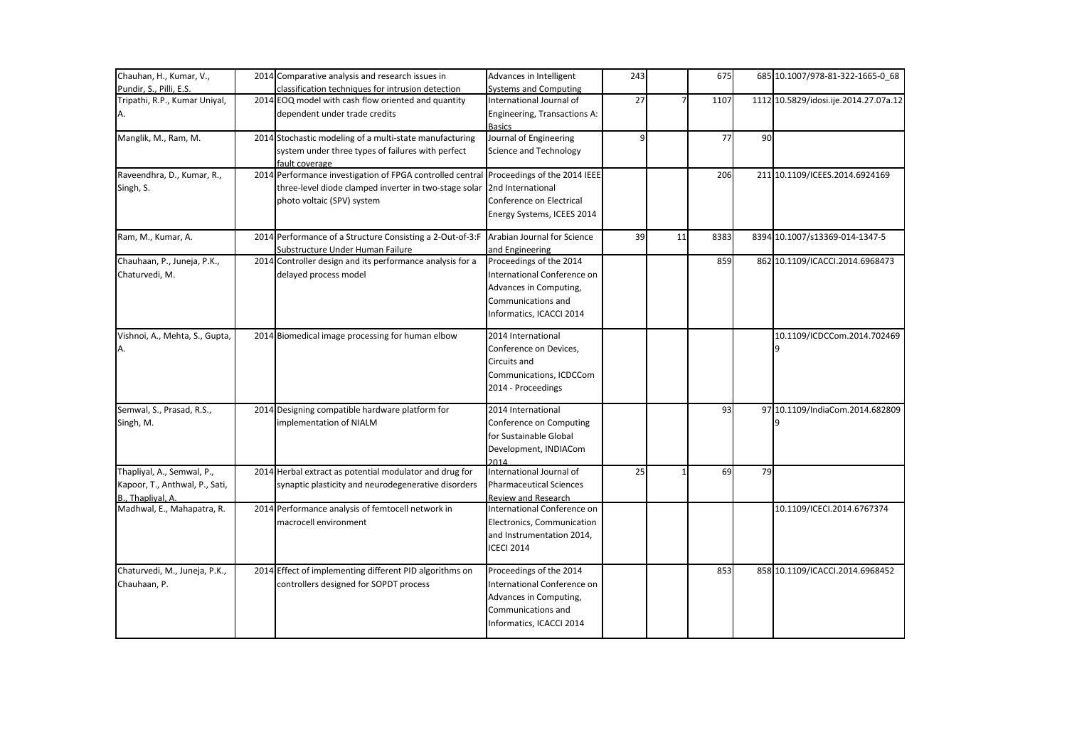| Chauhan, H., Kumar, V., Pundir, S., Pilli, E.S. | 2014 | Comparative analysis and research issues in classification techniques for intrusion detection | Advances in Intelligent Systems and Computing | 243 | | 675 | 685 | 10.1007/978-81-322-1665-0_68 |
|---|---|---|---|---|---|---|---|---|
| Tripathi, R.P., Kumar Uniyal, A. | 2014 | EOQ model with cash flow oriented and quantity dependent under trade credits | International Journal of Engineering, Transactions A: Basics | 27 | 7 | 1107 | 1112 | 10.5829/idosi.ije.2014.27.07a.12 |
| Manglik, M., Ram, M. | 2014 | Stochastic modeling of a multi-state manufacturing system under three types of failures with perfect fault coverage | Journal of Engineering Science and Technology | 9 | | 77 | 90 | |
| Raveendhra, D., Kumar, R., Singh, S. | 2014 | Performance investigation of FPGA controlled central three-level diode clamped inverter in two-stage solar photo voltaic (SPV) system | Proceedings of the 2014 IEEE 2nd International Conference on Electrical Energy Systems, ICEES 2014 | | | 206 | 211 | 10.1109/ICEES.2014.6924169 |
| Ram, M., Kumar, A. | 2014 | Performance of a Structure Consisting a 2-Out-of-3:F Substructure Under Human Failure | Arabian Journal for Science and Engineering | 39 | 11 | 8383 | 8394 | 10.1007/s13369-014-1347-5 |
| Chauhaan, P., Juneja, P.K., Chaturvedi, M. | 2014 | Controller design and its performance analysis for a delayed process model | Proceedings of the 2014 International Conference on Advances in Computing, Communications and Informatics, ICACCI 2014 | | | 859 | 862 | 10.1109/ICACCI.2014.6968473 |
| Vishnoi, A., Mehta, S., Gupta, A. | 2014 | Biomedical image processing for human elbow | 2014 International Conference on Devices, Circuits and Communications, ICDCCom 2014 - Proceedings | | | | | 10.1109/ICDCCom.2014.7024699 |
| Semwal, S., Prasad, R.S., Singh, M. | 2014 | Designing compatible hardware platform for implementation of NIALM | 2014 International Conference on Computing for Sustainable Global Development, INDIACom 2014 | | | 93 | 97 | 10.1109/IndiaCom.2014.6828099 |
| Thapliyal, A., Semwal, P., Kapoor, T., Anthwal, P., Sati, B., Thapliyal, A. | 2014 | Herbal extract as potential modulator and drug for synaptic plasticity and neurodegenerative disorders | International Journal of Pharmaceutical Sciences Review and Research | 25 | 1 | 69 | 79 | |
| Madhwal, E., Mahapatra, R. | 2014 | Performance analysis of femtocell network in macrocell environment | International Conference on Electronics, Communication and Instrumentation 2014, ICECI 2014 | | | | | 10.1109/ICECI.2014.6767374 |
| Chaturvedi, M., Juneja, P.K., Chauhaan, P. | 2014 | Effect of implementing different PID algorithms on controllers designed for SOPDT process | Proceedings of the 2014 International Conference on Advances in Computing, Communications and Informatics, ICACCI 2014 | | | 853 | 858 | 10.1109/ICACCI.2014.6968452 |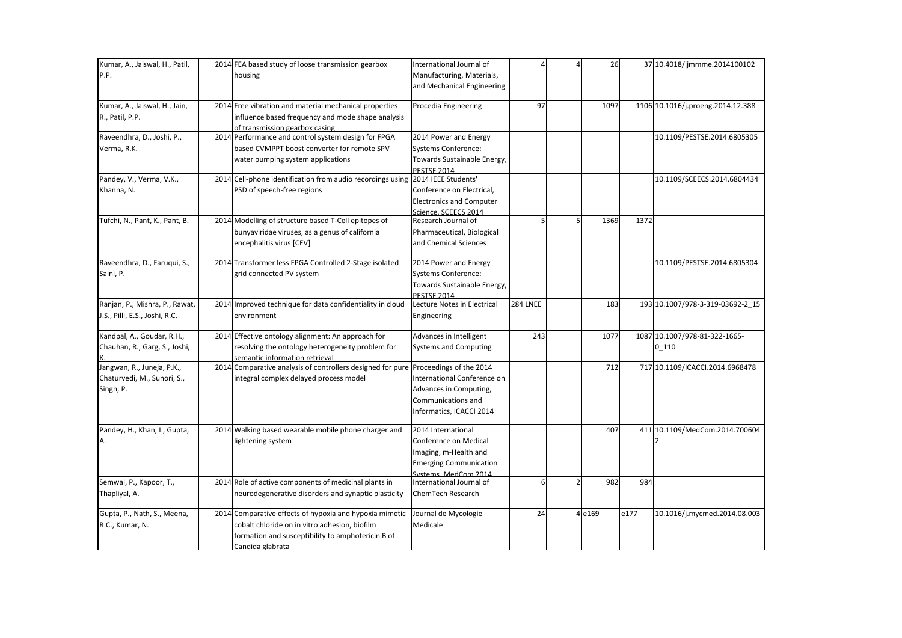| | | | | | | | | |
|---|---|---|---|---|---|---|---|---|
| Kumar, A., Jaiswal, H., Patil, P.P. | 2014 | FEA based study of loose transmission gearbox housing | International Journal of Manufacturing, Materials, and Mechanical Engineering | 4 | 4 | 26 | 37 | 10.4018/ijmmme.2014100102 |
| Kumar, A., Jaiswal, H., Jain, R., Patil, P.P. | 2014 | Free vibration and material mechanical properties influence based frequency and mode shape analysis of transmission gearbox casing | Procedia Engineering | 97 | | 1097 | 1106 | 10.1016/j.proeng.2014.12.388 |
| Raveendhra, D., Joshi, P., Verma, R.K. | 2014 | Performance and control system design for FPGA based CVMPPT boost converter for remote SPV water pumping system applications | 2014 Power and Energy Systems Conference: Towards Sustainable Energy, PESTSE 2014 | | | | | 10.1109/PESTSE.2014.6805305 |
| Pandey, V., Verma, V.K., Khanna, N. | 2014 | Cell-phone identification from audio recordings using PSD of speech-free regions | 2014 IEEE Students' Conference on Electrical, Electronics and Computer Science, SCEECS 2014 | | | | | 10.1109/SCEECS.2014.6804434 |
| Tufchi, N., Pant, K., Pant, B. | 2014 | Modelling of structure based T-Cell epitopes of bunyaviridae viruses, as a genus of california encephalitis virus [CEV] | Research Journal of Pharmaceutical, Biological and Chemical Sciences | 5 | 5 | 1369 | 1372 | |
| Raveendhra, D., Faruqui, S., Saini, P. | 2014 | Transformer less FPGA Controlled 2-Stage isolated grid connected PV system | 2014 Power and Energy Systems Conference: Towards Sustainable Energy, PESTSE 2014 | | | | | 10.1109/PESTSE.2014.6805304 |
| Ranjan, P., Mishra, P., Rawat, J.S., Pilli, E.S., Joshi, R.C. | 2014 | Improved technique for data confidentiality in cloud environment | Lecture Notes in Electrical Engineering | 284 LNEE | | 183 | 193 | 10.1007/978-3-319-03692-2_15 |
| Kandpal, A., Goudar, R.H., Chauhan, R., Garg, S., Joshi, K. | 2014 | Effective ontology alignment: An approach for resolving the ontology heterogeneity problem for semantic information retrieval | Advances in Intelligent Systems and Computing | 243 | | 1077 | 1087 | 10.1007/978-81-322-1665-0_110 |
| Jangwan, R., Juneja, P.K., Chaturvedi, M., Sunori, S., Singh, P. | 2014 | Comparative analysis of controllers designed for pure integral complex delayed process model | Proceedings of the 2014 International Conference on Advances in Computing, Communications and Informatics, ICACCI 2014 | | | 712 | 717 | 10.1109/ICACCI.2014.6968478 |
| Pandey, H., Khan, I., Gupta, A. | 2014 | Walking based wearable mobile phone charger and lightening system | 2014 International Conference on Medical Imaging, m-Health and Emerging Communication Systems, MedCom 2014 | | | 407 | 411 | 10.1109/MedCom.2014.7006042 |
| Semwal, P., Kapoor, T., Thapliyal, A. | 2014 | Role of active components of medicinal plants in neurodegenerative disorders and synaptic plasticity | International Journal of ChemTech Research | 6 | 2 | 982 | 984 | |
| Gupta, P., Nath, S., Meena, R.C., Kumar, N. | 2014 | Comparative effects of hypoxia and hypoxia mimetic cobalt chloride on in vitro adhesion, biofilm formation and susceptibility to amphotericin B of Candida glabrata | Journal de Mycologie Medicale | 24 | 4 | e169 | e177 | 10.1016/j.mycmed.2014.08.003 |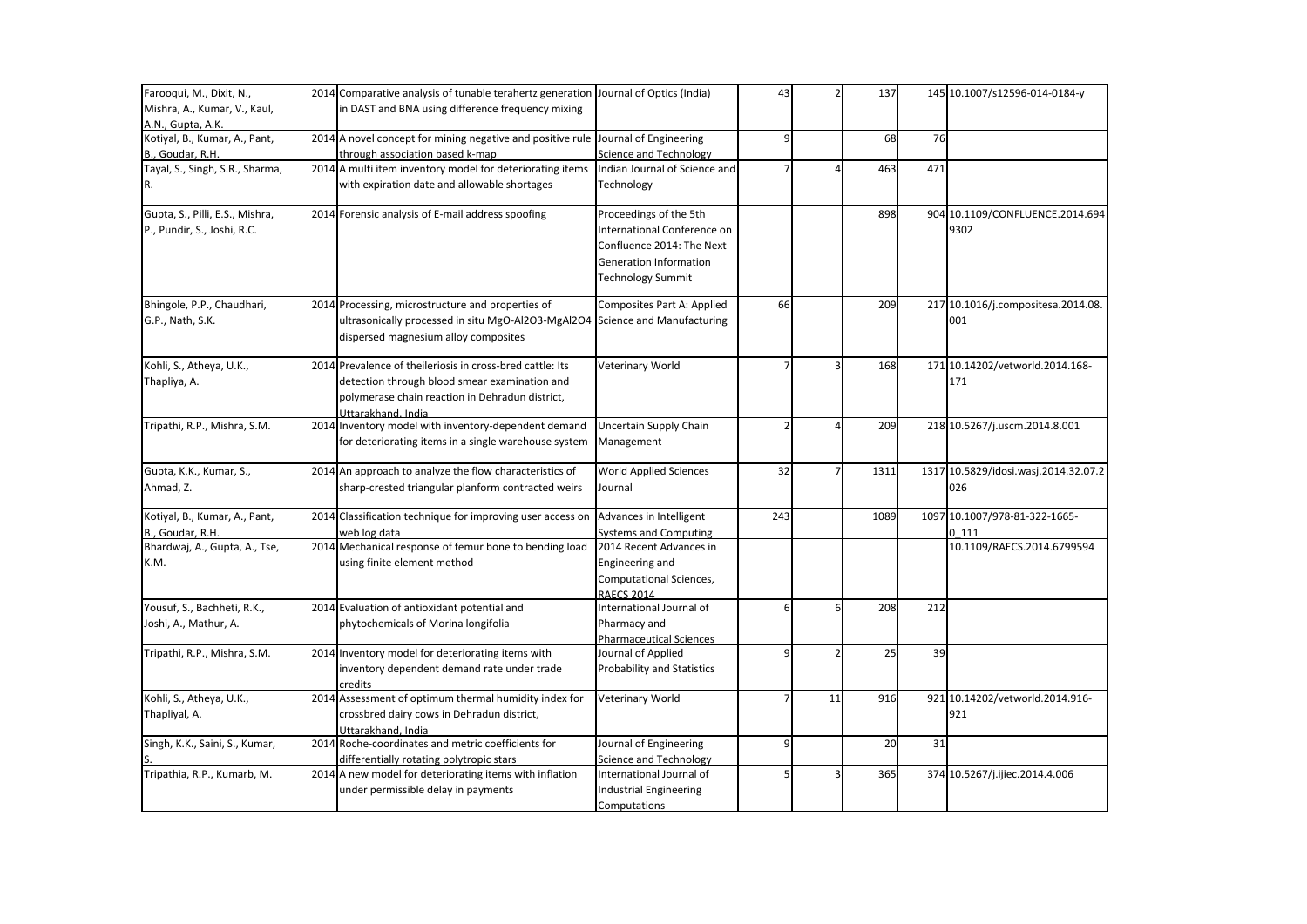| | | | | | | | | |
|---|---|---|---|---|---|---|---|---|
| Farooqui, M., Dixit, N., Mishra, A., Kumar, V., Kaul, A.N., Gupta, A.K. | 2014 | Comparative analysis of tunable terahertz generation in DAST and BNA using difference frequency mixing | Journal of Optics (India) | 43 | 2 | 137 | 145 | 10.1007/s12596-014-0184-y |
| Kotiyal, B., Kumar, A., Pant, B., Goudar, R.H. | 2014 | A novel concept for mining negative and positive rule through association based k-map | Journal of Engineering Science and Technology | 9 | | 68 | 76 | |
| Tayal, S., Singh, S.R., Sharma, R. | 2014 | A multi item inventory model for deteriorating items with expiration date and allowable shortages | Indian Journal of Science and Technology | 7 | 4 | 463 | 471 | |
| Gupta, S., Pilli, E.S., Mishra, P., Pundir, S., Joshi, R.C. | 2014 | Forensic analysis of E-mail address spoofing | Proceedings of the 5th International Conference on Confluence 2014: The Next Generation Information Technology Summit | | | 898 | 904 | 10.1109/CONFLUENCE.2014.6949302 |
| Bhingole, P.P., Chaudhari, G.P., Nath, S.K. | 2014 | Processing, microstructure and properties of ultrasonically processed in situ MgO-Al2O3-MgAl2O4 dispersed magnesium alloy composites | Composites Part A: Applied Science and Manufacturing | 66 | | 209 | 217 | 10.1016/j.compositesa.2014.08.001 |
| Kohli, S., Atheya, U.K., Thapliya, A. | 2014 | Prevalence of theileriosis in cross-bred cattle: Its detection through blood smear examination and polymerase chain reaction in Dehradun district, Uttarakhand, India | Veterinary World | 7 | 3 | 168 | 171 | 10.14202/vetworld.2014.168-171 |
| Tripathi, R.P., Mishra, S.M. | 2014 | Inventory model with inventory-dependent demand for deteriorating items in a single warehouse system | Uncertain Supply Chain Management | 2 | 4 | 209 | 218 | 10.5267/j.uscm.2014.8.001 |
| Gupta, K.K., Kumar, S., Ahmad, Z. | 2014 | An approach to analyze the flow characteristics of sharp-crested triangular planform contracted weirs | World Applied Sciences Journal | 32 | 7 | 1311 | 1317 | 10.5829/idosi.wasj.2014.32.07.2026 |
| Kotiyal, B., Kumar, A., Pant, B., Goudar, R.H. | 2014 | Classification technique for improving user access on web log data | Advances in Intelligent Systems and Computing | 243 | | 1089 | 1097 | 10.1007/978-81-322-1665-0_111 |
| Bhardwaj, A., Gupta, A., Tse, K.M. | 2014 | Mechanical response of femur bone to bending load using finite element method | 2014 Recent Advances in Engineering and Computational Sciences, RAECS 2014 | | | | | 10.1109/RAECS.2014.6799594 |
| Yousuf, S., Bachheti, R.K., Joshi, A., Mathur, A. | 2014 | Evaluation of antioxidant potential and phytochemicals of Morina longifolia | International Journal of Pharmacy and Pharmaceutical Sciences | 6 | 6 | 208 | 212 | |
| Tripathi, R.P., Mishra, S.M. | 2014 | Inventory model for deteriorating items with inventory dependent demand rate under trade credits | Journal of Applied Probability and Statistics | 9 | 2 | 25 | 39 | |
| Kohli, S., Atheya, U.K., Thapliyal, A. | 2014 | Assessment of optimum thermal humidity index for crossbred dairy cows in Dehradun district, Uttarakhand, India | Veterinary World | 7 | 11 | 916 | 921 | 10.14202/vetworld.2014.916-921 |
| Singh, K.K., Saini, S., Kumar, S. | 2014 | Roche-coordinates and metric coefficients for differentially rotating polytropic stars | Journal of Engineering Science and Technology | 9 | | 20 | 31 | |
| Tripathia, R.P., Kumarb, M. | 2014 | A new model for deteriorating items with inflation under permissible delay in payments | International Journal of Industrial Engineering Computations | 5 | 3 | 365 | 374 | 10.5267/j.ijiec.2014.4.006 |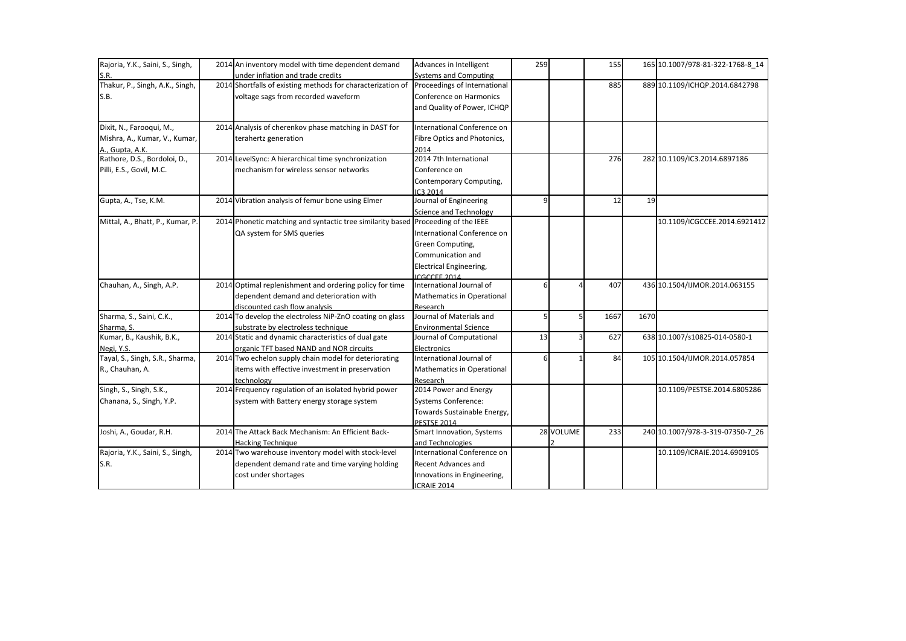| | | | | | | | | |
|---|---|---|---|---|---|---|---|---|
| Rajoria, Y.K., Saini, S., Singh, S.R. | 2014 | An inventory model with time dependent demand under inflation and trade credits | Advances in Intelligent Systems and Computing | 259 | | 155 | 165 | 10.1007/978-81-322-1768-8_14 |
| Thakur, P., Singh, A.K., Singh, S.B. | 2014 | Shortfalls of existing methods for characterization of voltage sags from recorded waveform | Proceedings of International Conference on Harmonics and Quality of Power, ICHQP | | | 885 | 889 | 10.1109/ICHQP.2014.6842798 |
| Dixit, N., Farooqui, M., Mishra, A., Kumar, V., Kumar, A., Gupta, A.K. | 2014 | Analysis of cherenkov phase matching in DAST for terahertz generation | International Conference on Fibre Optics and Photonics, 2014 | | | | | |
| Rathore, D.S., Bordoloi, D., Pilli, E.S., Govil, M.C. | 2014 | LevelSync: A hierarchical time synchronization mechanism for wireless sensor networks | 2014 7th International Conference on Contemporary Computing, IC3 2014 | | | 276 | 282 | 10.1109/IC3.2014.6897186 |
| Gupta, A., Tse, K.M. | 2014 | Vibration analysis of femur bone using Elmer | Journal of Engineering Science and Technology | 9 | | 12 | 19 | |
| Mittal, A., Bhatt, P., Kumar, P. | 2014 | Phonetic matching and syntactic tree similarity based QA system for SMS queries | Proceeding of the IEEE International Conference on Green Computing, Communication and Electrical Engineering, ICGCCEE 2014 | | | | | 10.1109/ICGCCEE.2014.6921412 |
| Chauhan, A., Singh, A.P. | 2014 | Optimal replenishment and ordering policy for time dependent demand and deterioration with discounted cash flow analysis | International Journal of Mathematics in Operational Research | 6 | 4 | 407 | 436 | 10.1504/IJMOR.2014.063155 |
| Sharma, S., Saini, C.K., Sharma, S. | 2014 | To develop the electroless NiP-ZnO coating on glass substrate by electroless technique | Journal of Materials and Environmental Science | 5 | 5 | 1667 | 1670 | |
| Kumar, B., Kaushik, B.K., Negi, Y.S. | 2014 | Static and dynamic characteristics of dual gate organic TFT based NAND and NOR circuits | Journal of Computational Electronics | 13 | 3 | 627 | 638 | 10.1007/s10825-014-0580-1 |
| Tayal, S., Singh, S.R., Sharma, R., Chauhan, A. | 2014 | Two echelon supply chain model for deteriorating items with effective investment in preservation technology | International Journal of Mathematics in Operational Research | 6 | 1 | 84 | 105 | 10.1504/IJMOR.2014.057854 |
| Singh, S., Singh, S.K., Chanana, S., Singh, Y.P. | 2014 | Frequency regulation of an isolated hybrid power system with Battery energy storage system | 2014 Power and Energy Systems Conference: Towards Sustainable Energy, PESTSE 2014 | | | | | 10.1109/PESTSE.2014.6805286 |
| Joshi, A., Goudar, R.H. | 2014 | The Attack Back Mechanism: An Efficient Back-Hacking Technique | Smart Innovation, Systems and Technologies | 28 | VOLUME 2 | 233 | 240 | 10.1007/978-3-319-07350-7_26 |
| Rajoria, Y.K., Saini, S., Singh, S.R. | 2014 | Two warehouse inventory model with stock-level dependent demand rate and time varying holding cost under shortages | International Conference on Recent Advances and Innovations in Engineering, ICRAIE 2014 | | | | | 10.1109/ICRAIE.2014.6909105 |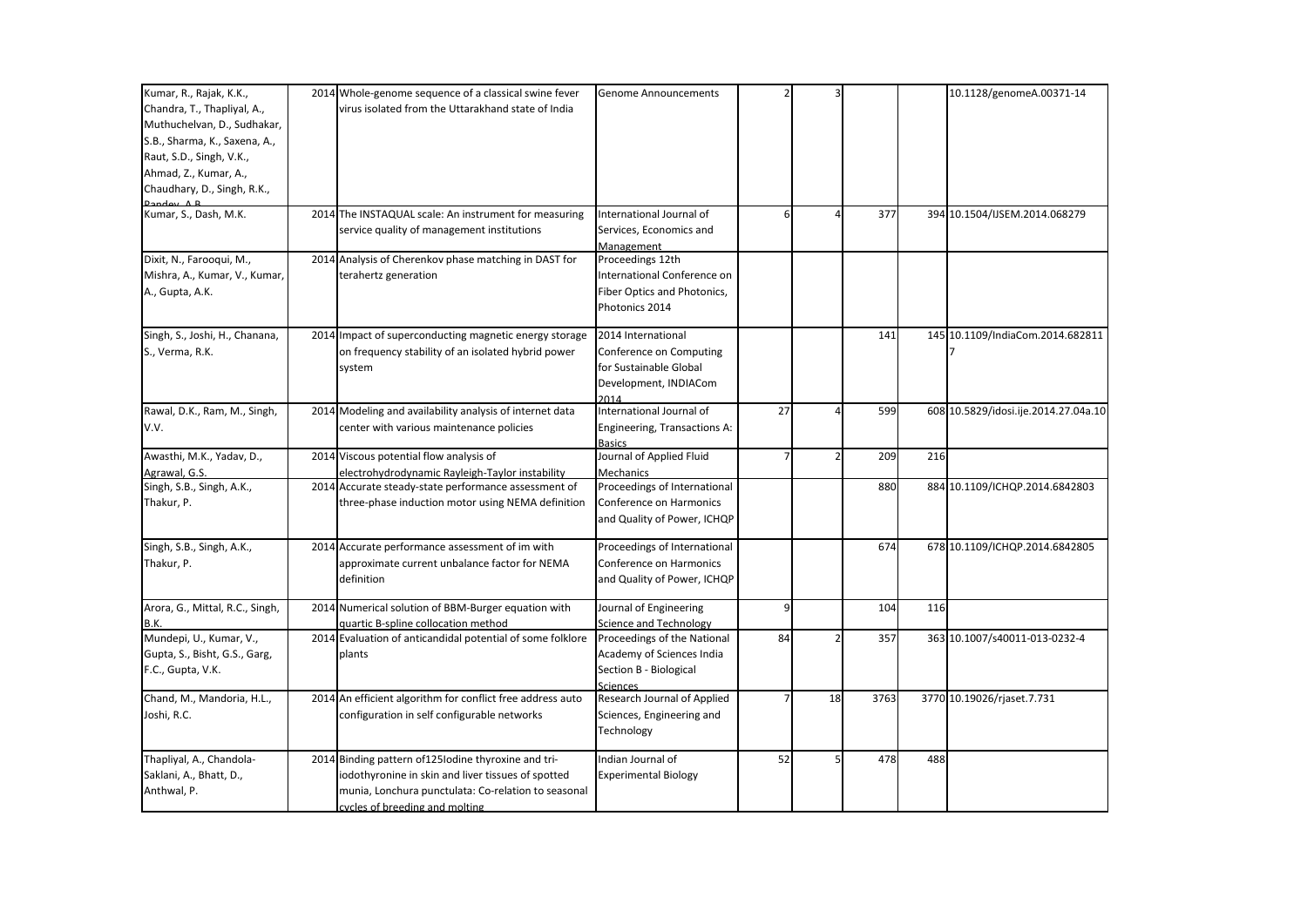| | | | | | | | | |
|---|---|---|---|---|---|---|---|---|
| Kumar, R., Rajak, K.K., Chandra, T., Thapliyal, A., Muthuchelvan, D., Sudhakar, S.B., Sharma, K., Saxena, A., Raut, S.D., Singh, V.K., Ahmad, Z., Kumar, A., Chaudhary, D., Singh, R.K., Pandey, A.B. | 2014 | Whole-genome sequence of a classical swine fever virus isolated from the Uttarakhand state of India | Genome Announcements | 2 | 3 | | | 10.1128/genomeA.00371-14 |
| Kumar, S., Dash, M.K. | 2014 | The INSTAQUAL scale: An instrument for measuring service quality of management institutions | International Journal of Services, Economics and Management | 6 | 4 | 377 | 394 | 10.1504/IJSEM.2014.068279 |
| Dixit, N., Farooqui, M., Mishra, A., Kumar, V., Kumar, A., Gupta, A.K. | 2014 | Analysis of Cherenkov phase matching in DAST for terahertz generation | Proceedings 12th International Conference on Fiber Optics and Photonics, Photonics 2014 | | | | | |
| Singh, S., Joshi, H., Chanana, S., Verma, R.K. | 2014 | Impact of superconducting magnetic energy storage on frequency stability of an isolated hybrid power system | 2014 International Conference on Computing for Sustainable Global Development, INDIACom 2014 | | | 141 | 145 | 10.1109/IndiaCom.2014.6828117 |
| Rawal, D.K., Ram, M., Singh, V.V. | 2014 | Modeling and availability analysis of internet data center with various maintenance policies | International Journal of Engineering, Transactions A: Basics | 27 | 4 | 599 | 608 | 10.5829/idosi.ije.2014.27.04a.10 |
| Awasthi, M.K., Yadav, D., Agrawal, G.S. | 2014 | Viscous potential flow analysis of electrohydrodynamic Rayleigh-Taylor instability | Journal of Applied Fluid Mechanics | 7 | 2 | 209 | 216 | |
| Singh, S.B., Singh, A.K., Thakur, P. | 2014 | Accurate steady-state performance assessment of three-phase induction motor using NEMA definition | Proceedings of International Conference on Harmonics and Quality of Power, ICHQP | | | 880 | 884 | 10.1109/ICHQP.2014.6842803 |
| Singh, S.B., Singh, A.K., Thakur, P. | 2014 | Accurate performance assessment of im with approximate current unbalance factor for NEMA definition | Proceedings of International Conference on Harmonics and Quality of Power, ICHQP | | | 674 | 678 | 10.1109/ICHQP.2014.6842805 |
| Arora, G., Mittal, R.C., Singh, B.K. | 2014 | Numerical solution of BBM-Burger equation with quartic B-spline collocation method | Journal of Engineering Science and Technology | 9 | | 104 | 116 | |
| Mundepi, U., Kumar, V., Gupta, S., Bisht, G.S., Garg, F.C., Gupta, V.K. | 2014 | Evaluation of anticandidal potential of some folklore plants | Proceedings of the National Academy of Sciences India Section B - Biological Sciences | 84 | 2 | 357 | 363 | 10.1007/s40011-013-0232-4 |
| Chand, M., Mandoria, H.L., Joshi, R.C. | 2014 | An efficient algorithm for conflict free address auto configuration in self configurable networks | Research Journal of Applied Sciences, Engineering and Technology | 7 | 18 | 3763 | 3770 | 10.19026/rjaset.7.731 |
| Thapliyal, A., Chandola-Saklani, A., Bhatt, D., Anthwal, P. | 2014 | Binding pattern of125Iodine thyroxine and tri-iodothyronine in skin and liver tissues of spotted munia, Lonchura punctulata: Co-relation to seasonal cycles of breeding and molting | Indian Journal of Experimental Biology | 52 | 5 | 478 | 488 | |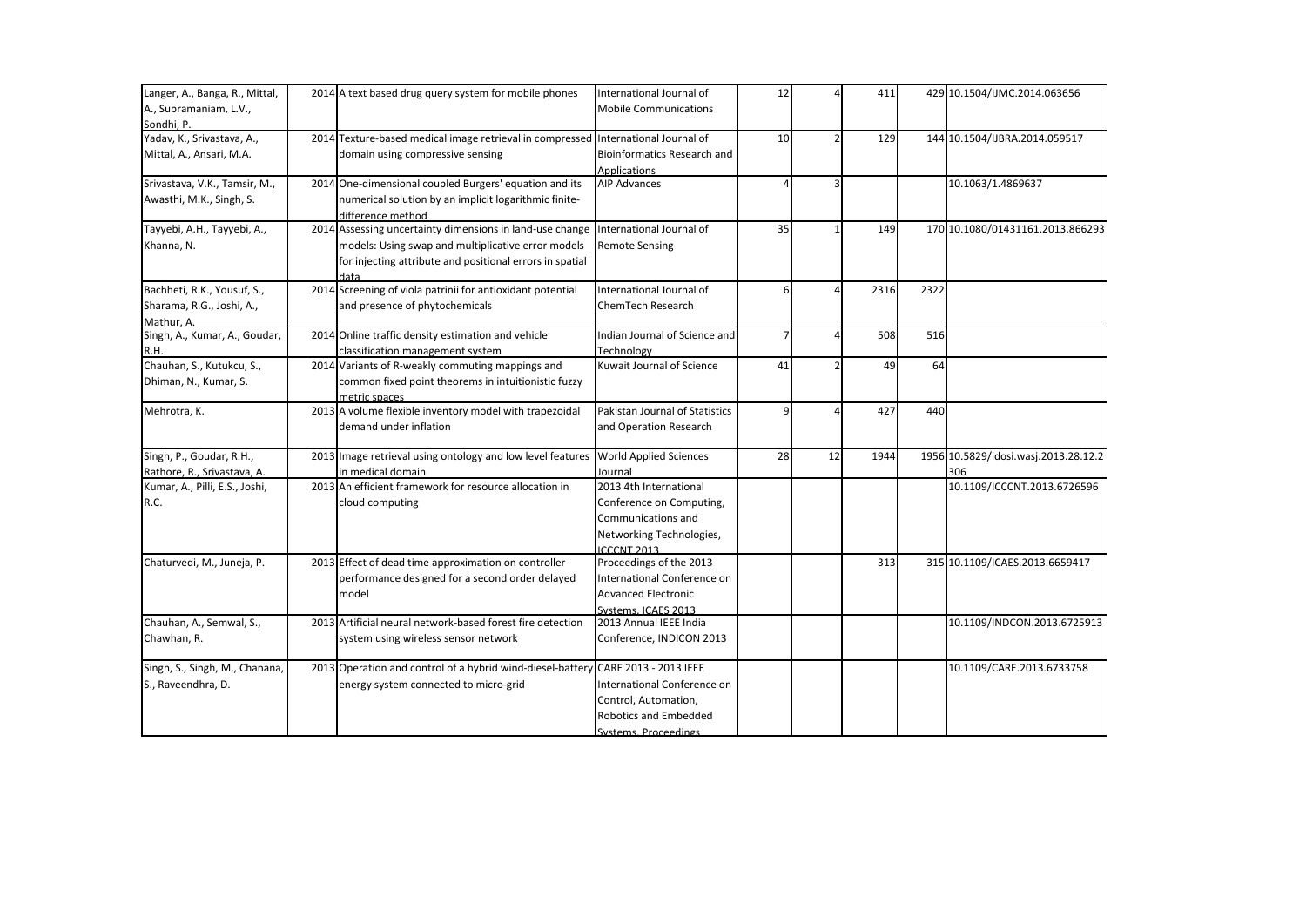| | | | | | | | | |
|---|---|---|---|---|---|---|---|---|
| Langer, A., Banga, R., Mittal, A., Subramaniam, L.V., Sondhi, P. | 2014 | A text based drug query system for mobile phones | International Journal of Mobile Communications | 12 | 4 | 411 | 429 | 10.1504/IJMC.2014.063656 |
| Yadav, K., Srivastava, A., Mittal, A., Ansari, M.A. | 2014 | Texture-based medical image retrieval in compressed domain using compressive sensing | International Journal of Bioinformatics Research and Applications | 10 | 2 | 129 | 144 | 10.1504/IJBRA.2014.059517 |
| Srivastava, V.K., Tamsir, M., Awasthi, M.K., Singh, S. | 2014 | One-dimensional coupled Burgers' equation and its numerical solution by an implicit logarithmic finite-difference method | AIP Advances | 4 | 3 | | | 10.1063/1.4869637 |
| Tayyebi, A.H., Tayyebi, A., Khanna, N. | 2014 | Assessing uncertainty dimensions in land-use change models: Using swap and multiplicative error models for injecting attribute and positional errors in spatial data | International Journal of Remote Sensing | 35 | 1 | 149 | 170 | 10.1080/01431161.2013.866293 |
| Bachheti, R.K., Yousuf, S., Sharama, R.G., Joshi, A., Mathur, A. | 2014 | Screening of viola patrinii for antioxidant potential and presence of phytochemicals | International Journal of ChemTech Research | 6 | 4 | 2316 | 2322 | |
| Singh, A., Kumar, A., Goudar, R.H. | 2014 | Online traffic density estimation and vehicle classification management system | Indian Journal of Science and Technology | 7 | 4 | 508 | 516 | |
| Chauhan, S., Kutukcu, S., Dhiman, N., Kumar, S. | 2014 | Variants of R-weakly commuting mappings and common fixed point theorems in intuitionistic fuzzy metric spaces | Kuwait Journal of Science | 41 | 2 | 49 | 64 | |
| Mehrotra, K. | 2013 | A volume flexible inventory model with trapezoidal demand under inflation | Pakistan Journal of Statistics and Operation Research | 9 | 4 | 427 | 440 | |
| Singh, P., Goudar, R.H., Rathore, R., Srivastava, A. | 2013 | Image retrieval using ontology and low level features in medical domain | World Applied Sciences Journal | 28 | 12 | 1944 | 1956 | 10.5829/idosi.wasj.2013.28.12.2306 |
| Kumar, A., Pilli, E.S., Joshi, R.C. | 2013 | An efficient framework for resource allocation in cloud computing | 2013 4th International Conference on Computing, Communications and Networking Technologies, ICCCNT 2013 | | | | | 10.1109/ICCCNT.2013.6726596 |
| Chaturvedi, M., Juneja, P. | 2013 | Effect of dead time approximation on controller performance designed for a second order delayed model | Proceedings of the 2013 International Conference on Advanced Electronic Systems, ICAES 2013 | | | 313 | 315 | 10.1109/ICAES.2013.6659417 |
| Chauhan, A., Semwal, S., Chawhan, R. | 2013 | Artificial neural network-based forest fire detection system using wireless sensor network | 2013 Annual IEEE India Conference, INDICON 2013 | | | | | 10.1109/INDCON.2013.6725913 |
| Singh, S., Singh, M., Chanana, S., Raveendhra, D. | 2013 | Operation and control of a hybrid wind-diesel-battery energy system connected to micro-grid | CARE 2013 - 2013 IEEE International Conference on Control, Automation, Robotics and Embedded Systems, Proceedings | | | | | 10.1109/CARE.2013.6733758 |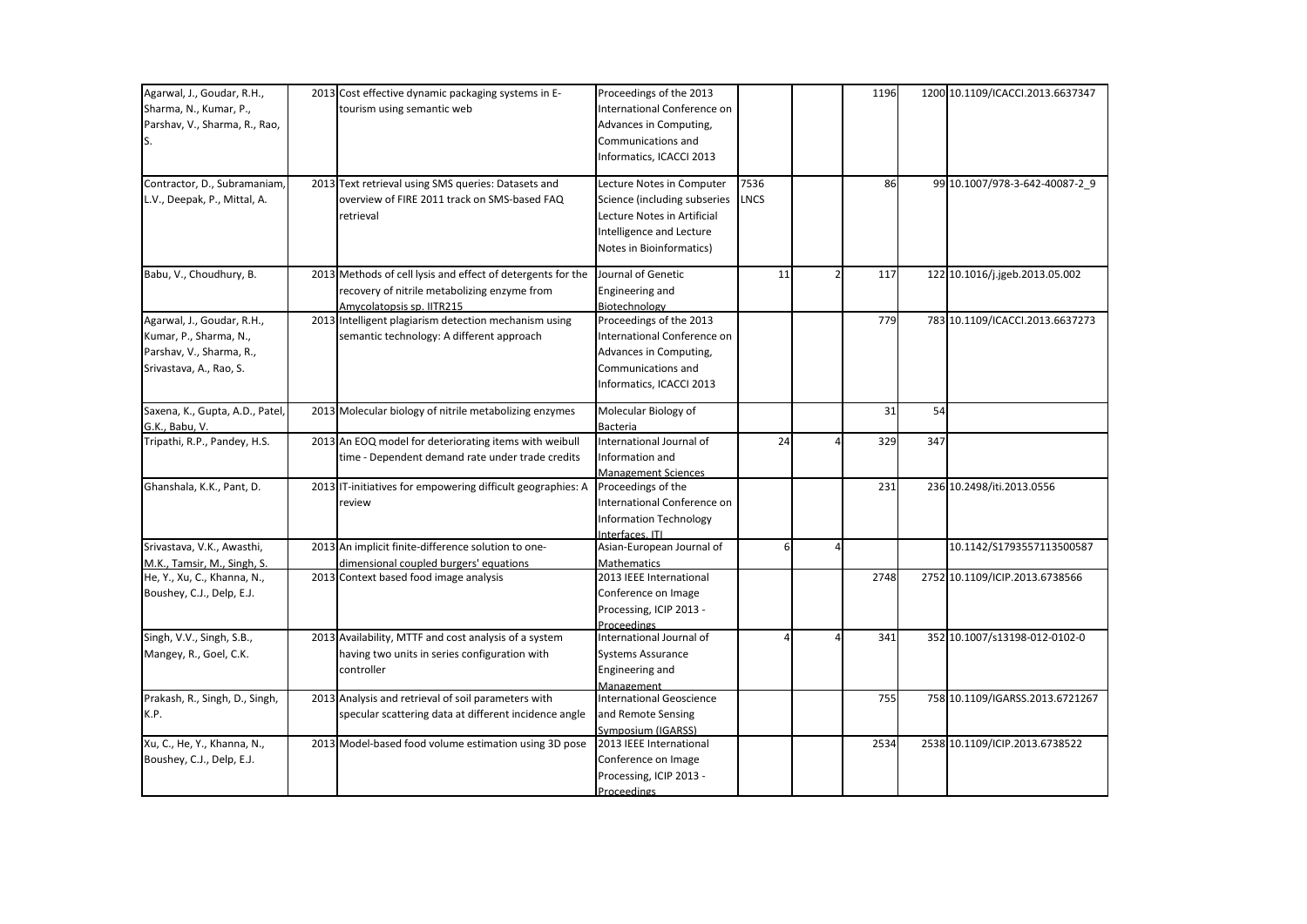| | | | | | | | | |
|---|---|---|---|---|---|---|---|---|
| Agarwal, J., Goudar, R.H., Sharma, N., Kumar, P., Parshav, V., Sharma, R., Rao, S. | 2013 | Cost effective dynamic packaging systems in E-tourism using semantic web | Proceedings of the 2013 International Conference on Advances in Computing, Communications and Informatics, ICACCI 2013 | | | 1196 | 1200 | 10.1109/ICACCI.2013.6637347 |
| Contractor, D., Subramaniam, L.V., Deepak, P., Mittal, A. | 2013 | Text retrieval using SMS queries: Datasets and overview of FIRE 2011 track on SMS-based FAQ retrieval | Lecture Notes in Computer Science (including subseries Lecture Notes in Artificial Intelligence and Lecture Notes in Bioinformatics) | 7536 LNCS | | 86 | 99 | 10.1007/978-3-642-40087-2_9 |
| Babu, V., Choudhury, B. | 2013 | Methods of cell lysis and effect of detergents for the recovery of nitrile metabolizing enzyme from Amycolatopsis sp. IITR215 | Journal of Genetic Engineering and Biotechnology | 11 | 2 | 117 | 122 | 10.1016/j.jgeb.2013.05.002 |
| Agarwal, J., Goudar, R.H., Kumar, P., Sharma, N., Parshav, V., Sharma, R., Srivastava, A., Rao, S. | 2013 | Intelligent plagiarism detection mechanism using semantic technology: A different approach | Proceedings of the 2013 International Conference on Advances in Computing, Communications and Informatics, ICACCI 2013 | | | 779 | 783 | 10.1109/ICACCI.2013.6637273 |
| Saxena, K., Gupta, A.D., Patel, G.K., Babu, V. | 2013 | Molecular biology of nitrile metabolizing enzymes | Molecular Biology of Bacteria | | | 31 | 54 | |
| Tripathi, R.P., Pandey, H.S. | 2013 | An EOQ model for deteriorating items with weibull time - Dependent demand rate under trade credits | International Journal of Information and Management Sciences | 24 | 4 | 329 | 347 | |
| Ghanshala, K.K., Pant, D. | 2013 | IT-initiatives for empowering difficult geographies: A review | Proceedings of the International Conference on Information Technology Interfaces, ITI | | | 231 | 236 | 10.2498/iti.2013.0556 |
| Srivastava, V.K., Awasthi, M.K., Tamsir, M., Singh, S. | 2013 | An implicit finite-difference solution to one-dimensional coupled burgers' equations | Asian-European Journal of Mathematics | 6 | 4 | | | 10.1142/S1793557113500587 |
| He, Y., Xu, C., Khanna, N., Boushey, C.J., Delp, E.J. | 2013 | Context based food image analysis | 2013 IEEE International Conference on Image Processing, ICIP 2013 - Proceedings | | | 2748 | 2752 | 10.1109/ICIP.2013.6738566 |
| Singh, V.V., Singh, S.B., Mangey, R., Goel, C.K. | 2013 | Availability, MTTF and cost analysis of a system having two units in series configuration with controller | International Journal of Systems Assurance Engineering and Management | 4 | 4 | 341 | 352 | 10.1007/s13198-012-0102-0 |
| Prakash, R., Singh, D., Singh, K.P. | 2013 | Analysis and retrieval of soil parameters with specular scattering data at different incidence angle | International Geoscience and Remote Sensing Symposium (IGARSS) | | | 755 | 758 | 10.1109/IGARSS.2013.6721267 |
| Xu, C., He, Y., Khanna, N., Boushey, C.J., Delp, E.J. | 2013 | Model-based food volume estimation using 3D pose | 2013 IEEE International Conference on Image Processing, ICIP 2013 - Proceedings | | | 2534 | 2538 | 10.1109/ICIP.2013.6738522 |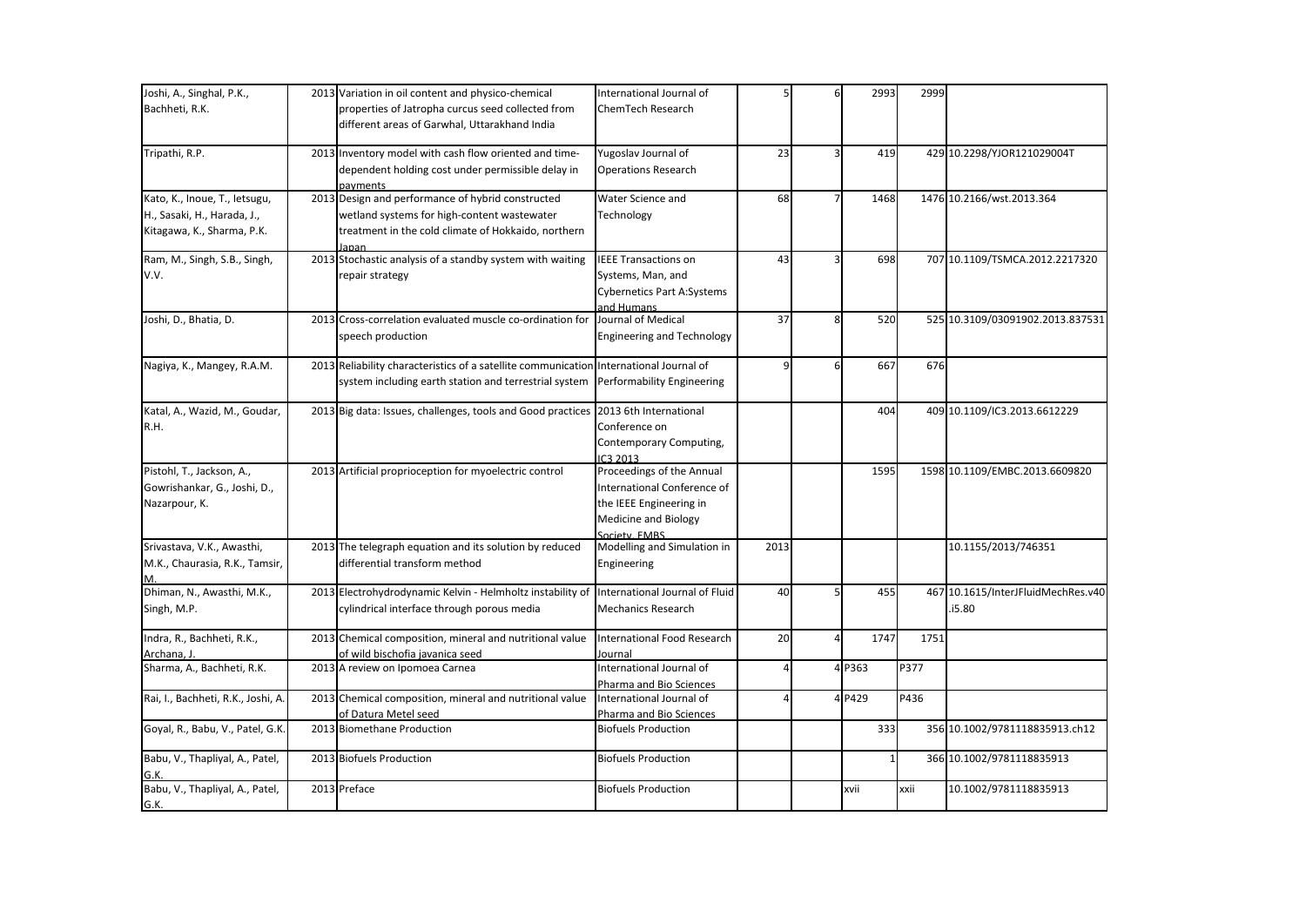| | | | | | | | | |
|---|---|---|---|---|---|---|---|---|
| Joshi, A., Singhal, P.K., Bachheti, R.K. | 2013 | Variation in oil content and physico-chemical properties of Jatropha curcus seed collected from different areas of Garwhal, Uttarakhand India | International Journal of ChemTech Research | 5 | 6 | 2993 | 2999 | |
| Tripathi, R.P. | 2013 | Inventory model with cash flow oriented and time-dependent holding cost under permissible delay in payments | Yugoslav Journal of Operations Research | 23 | 3 | 419 | 429 | 10.2298/YJOR121029004T |
| Kato, K., Inoue, T., Ietsugu, H., Sasaki, H., Harada, J., Kitagawa, K., Sharma, P.K. | 2013 | Design and performance of hybrid constructed wetland systems for high-content wastewater treatment in the cold climate of Hokkaido, northern Japan | Water Science and Technology | 68 | 7 | 1468 | 1476 | 10.2166/wst.2013.364 |
| Ram, M., Singh, S.B., Singh, V.V. | 2013 | Stochastic analysis of a standby system with waiting repair strategy | IEEE Transactions on Systems, Man, and Cybernetics Part A:Systems and Humans | 43 | 3 | 698 | 707 | 10.1109/TSMCA.2012.2217320 |
| Joshi, D., Bhatia, D. | 2013 | Cross-correlation evaluated muscle co-ordination for speech production | Journal of Medical Engineering and Technology | 37 | 8 | 520 | 525 | 10.3109/03091902.2013.837531 |
| Nagiya, K., Mangey, R.A.M. | 2013 | Reliability characteristics of a satellite communication system including earth station and terrestrial system | International Journal of Performability Engineering | 9 | 6 | 667 | 676 | |
| Katal, A., Wazid, M., Goudar, R.H. | 2013 | Big data: Issues, challenges, tools and Good practices | 2013 6th International Conference on Contemporary Computing, IC3 2013 | | | 404 | 409 | 10.1109/IC3.2013.6612229 |
| Pistohl, T., Jackson, A., Gowrishankar, G., Joshi, D., Nazarpour, K. | 2013 | Artificial proprioception for myoelectric control | Proceedings of the Annual International Conference of the IEEE Engineering in Medicine and Biology Society, EMBS | | | 1595 | 1598 | 10.1109/EMBC.2013.6609820 |
| Srivastava, V.K., Awasthi, M.K., Chaurasia, R.K., Tamsir, M. | 2013 | The telegraph equation and its solution by reduced differential transform method | Modelling and Simulation in Engineering | 2013 | | | | 10.1155/2013/746351 |
| Dhiman, N., Awasthi, M.K., Singh, M.P. | 2013 | Electrohydrodynamic Kelvin - Helmholtz instability of cylindrical interface through porous media | International Journal of Fluid Mechanics Research | 40 | 5 | 455 | 467 | 10.1615/InterJFluidMechRes.v40.i5.80 |
| Indra, R., Bachheti, R.K., Archana, J. | 2013 | Chemical composition, mineral and nutritional value of wild bischofia javanica seed | International Food Research Journal | 20 | 4 | 1747 | 1751 | |
| Sharma, A., Bachheti, R.K. | 2013 | A review on Ipomoea Carnea | International Journal of Pharma and Bio Sciences | 4 | 4 | P363 | P377 | |
| Rai, I., Bachheti, R.K., Joshi, A. | 2013 | Chemical composition, mineral and nutritional value of Datura Metel seed | International Journal of Pharma and Bio Sciences | 4 | 4 | P429 | P436 | |
| Goyal, R., Babu, V., Patel, G.K. | 2013 | Biomethane Production | Biofuels Production | | | 333 | 356 | 10.1002/9781118835913.ch12 |
| Babu, V., Thapliyal, A., Patel, G.K. | 2013 | Biofuels Production | Biofuels Production | | | 1 | 366 | 10.1002/9781118835913 |
| Babu, V., Thapliyal, A., Patel, G.K. | 2013 | Preface | Biofuels Production | | | xvii | xxii | 10.1002/9781118835913 |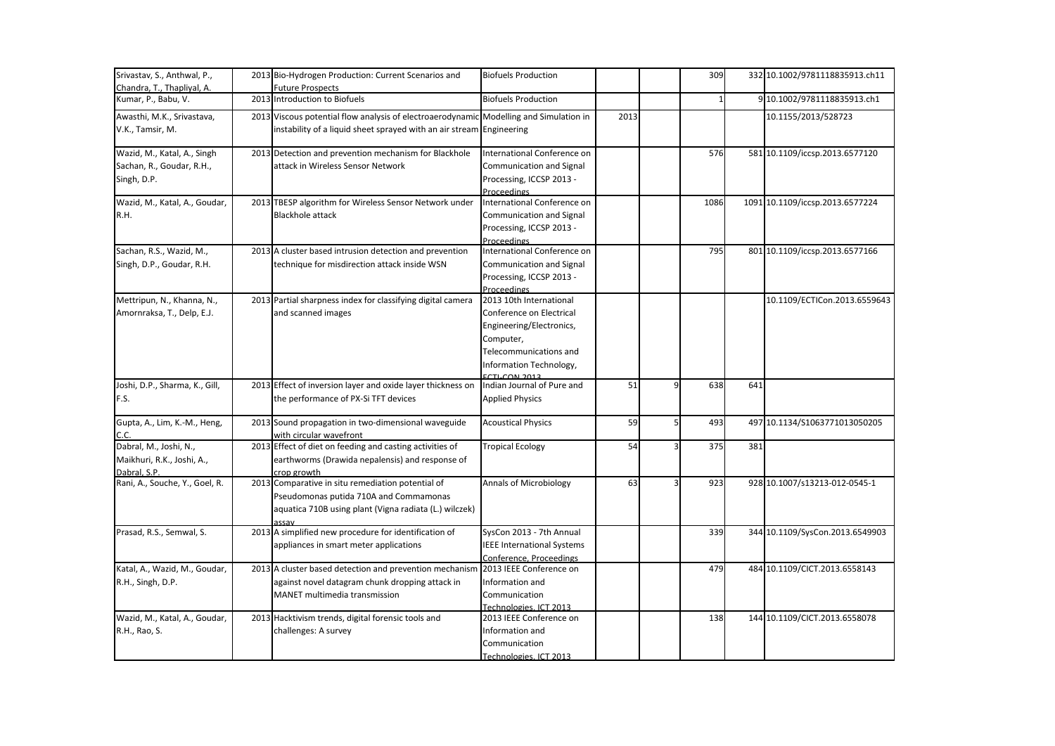| Srivastav, S., Anthwal, P., Chandra, T., Thapliyal, A. | 2013 | Bio-Hydrogen Production: Current Scenarios and Future Prospects | Biofuels Production | | | 309 | 332 | 10.1002/9781118835913.ch11 |
|---|---|---|---|---|---|---|---|---|
| Kumar, P., Babu, V. | 2013 | Introduction to Biofuels | Biofuels Production | | | 1 | 9 | 10.1002/9781118835913.ch1 |
| Awasthi, M.K., Srivastava, V.K., Tamsir, M. | 2013 | Viscous potential flow analysis of electroaerodynamic instability of a liquid sheet sprayed with an air stream | Modelling and Simulation in Engineering | 2013 | | | | 10.1155/2013/528723 |
| Wazid, M., Katal, A., Singh Sachan, R., Goudar, R.H., Singh, D.P. | 2013 | Detection and prevention mechanism for Blackhole attack in Wireless Sensor Network | International Conference on Communication and Signal Processing, ICCSP 2013 - Proceedings | | | 576 | 581 | 10.1109/iccsp.2013.6577120 |
| Wazid, M., Katal, A., Goudar, R.H. | 2013 | TBESP algorithm for Wireless Sensor Network under Blackhole attack | International Conference on Communication and Signal Processing, ICCSP 2013 - Proceedings | | | 1086 | 1091 | 10.1109/iccsp.2013.6577224 |
| Sachan, R.S., Wazid, M., Singh, D.P., Goudar, R.H. | 2013 | A cluster based intrusion detection and prevention technique for misdirection attack inside WSN | International Conference on Communication and Signal Processing, ICCSP 2013 - Proceedings | | | 795 | 801 | 10.1109/iccsp.2013.6577166 |
| Mettripun, N., Khanna, N., Amornraksa, T., Delp, E.J. | 2013 | Partial sharpness index for classifying digital camera and scanned images | 2013 10th International Conference on Electrical Engineering/Electronics, Computer, Telecommunications and Information Technology, ECTI-CON 2013 | | | | | 10.1109/ECTICon.2013.6559643 |
| Joshi, D.P., Sharma, K., Gill, F.S. | 2013 | Effect of inversion layer and oxide layer thickness on the performance of PX-Si TFT devices | Indian Journal of Pure and Applied Physics | 51 | 9 | 638 | 641 | |
| Gupta, A., Lim, K.-M., Heng, C.C. | 2013 | Sound propagation in two-dimensional waveguide with circular wavefront | Acoustical Physics | 59 | 5 | 493 | 497 | 10.1134/S1063771013050205 |
| Dabral, M., Joshi, N., Maikhuri, R.K., Joshi, A., Dabral, S.P. | 2013 | Effect of diet on feeding and casting activities of earthworms (Drawida nepalensis) and response of crop growth | Tropical Ecology | 54 | 3 | 375 | 381 | |
| Rani, A., Souche, Y., Goel, R. | 2013 | Comparative in situ remediation potential of Pseudomonas putida 710A and Commamonas aquatica 710B using plant (Vigna radiata (L.) wilczek) assay | Annals of Microbiology | 63 | 3 | 923 | 928 | 10.1007/s13213-012-0545-1 |
| Prasad, R.S., Semwal, S. | 2013 | A simplified new procedure for identification of appliances in smart meter applications | SysCon 2013 - 7th Annual IEEE International Systems Conference, Proceedings | | | 339 | 344 | 10.1109/SysCon.2013.6549903 |
| Katal, A., Wazid, M., Goudar, R.H., Singh, D.P. | 2013 | A cluster based detection and prevention mechanism against novel datagram chunk dropping attack in MANET multimedia transmission | 2013 IEEE Conference on Information and Communication Technologies, ICT 2013 | | | 479 | 484 | 10.1109/CICT.2013.6558143 |
| Wazid, M., Katal, A., Goudar, R.H., Rao, S. | 2013 | Hacktivism trends, digital forensic tools and challenges: A survey | 2013 IEEE Conference on Information and Communication Technologies, ICT 2013 | | | 138 | 144 | 10.1109/CICT.2013.6558078 |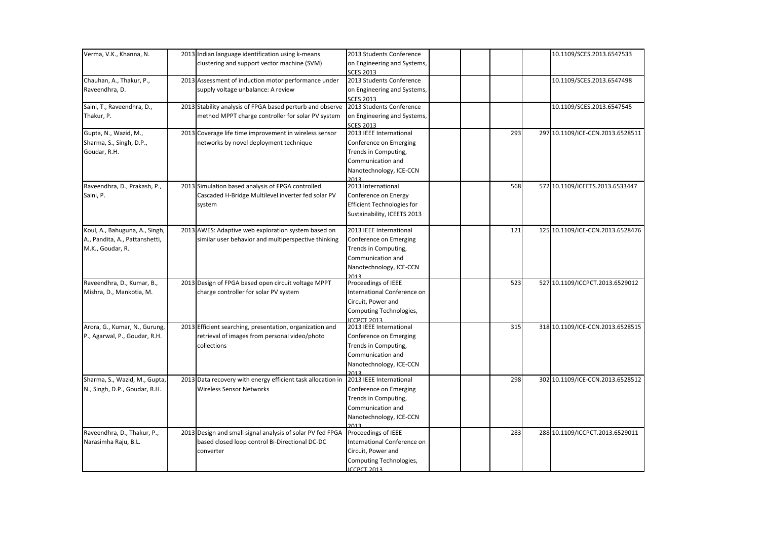| | | | | | | | | | |
|---|---|---|---|---|---|---|---|---|---|
| Verma, V.K., Khanna, N. | 2013 | Indian language identification using k-means clustering and support vector machine (SVM) | 2013 Students Conference on Engineering and Systems, SCES 2013 | | | | | | 10.1109/SCES.2013.6547533 |
| Chauhan, A., Thakur, P., Raveendhra, D. | 2013 | Assessment of induction motor performance under supply voltage unbalance: A review | 2013 Students Conference on Engineering and Systems, SCES 2013 | | | | | | 10.1109/SCES.2013.6547498 |
| Saini, T., Raveendhra, D., Thakur, P. | 2013 | Stability analysis of FPGA based perturb and observe method MPPT charge controller for solar PV system | 2013 Students Conference on Engineering and Systems, SCES 2013 | | | | | | 10.1109/SCES.2013.6547545 |
| Gupta, N., Wazid, M., Sharma, S., Singh, D.P., Goudar, R.H. | 2013 | Coverage life time improvement in wireless sensor networks by novel deployment technique | 2013 IEEE International Conference on Emerging Trends in Computing, Communication and Nanotechnology, ICE-CCN 2013 | | | | 293 | 297 | 10.1109/ICE-CCN.2013.6528511 |
| Raveendhra, D., Prakash, P., Saini, P. | 2013 | Simulation based analysis of FPGA controlled Cascaded H-Bridge Multilevel inverter fed solar PV system | 2013 International Conference on Energy Efficient Technologies for Sustainability, ICEETS 2013 | | | | 568 | 572 | 10.1109/ICEETS.2013.6533447 |
| Koul, A., Bahuguna, A., Singh, A., Pandita, A., Pattanshetti, M.K., Goudar, R. | 2013 | AWES: Adaptive web exploration system based on similar user behavior and multiperspective thinking | 2013 IEEE International Conference on Emerging Trends in Computing, Communication and Nanotechnology, ICE-CCN 2013 | | | | 121 | 125 | 10.1109/ICE-CCN.2013.6528476 |
| Raveendhra, D., Kumar, B., Mishra, D., Mankotia, M. | 2013 | Design of FPGA based open circuit voltage MPPT charge controller for solar PV system | Proceedings of IEEE International Conference on Circuit, Power and Computing Technologies, ICCPCT 2013 | | | | 523 | 527 | 10.1109/ICCPCT.2013.6529012 |
| Arora, G., Kumar, N., Gurung, P., Agarwal, P., Goudar, R.H. | 2013 | Efficient searching, presentation, organization and retrieval of images from personal video/photo collections | 2013 IEEE International Conference on Emerging Trends in Computing, Communication and Nanotechnology, ICE-CCN 2013 | | | | 315 | 318 | 10.1109/ICE-CCN.2013.6528515 |
| Sharma, S., Wazid, M., Gupta, N., Singh, D.P., Goudar, R.H. | 2013 | Data recovery with energy efficient task allocation in Wireless Sensor Networks | 2013 IEEE International Conference on Emerging Trends in Computing, Communication and Nanotechnology, ICE-CCN 2013 | | | | 298 | 302 | 10.1109/ICE-CCN.2013.6528512 |
| Raveendhra, D., Thakur, P., Narasimha Raju, B.L. | 2013 | Design and small signal analysis of solar PV fed FPGA based closed loop control Bi-Directional DC-DC converter | Proceedings of IEEE International Conference on Circuit, Power and Computing Technologies, ICCPCT 2013 | | | | 283 | 288 | 10.1109/ICCPCT.2013.6529011 |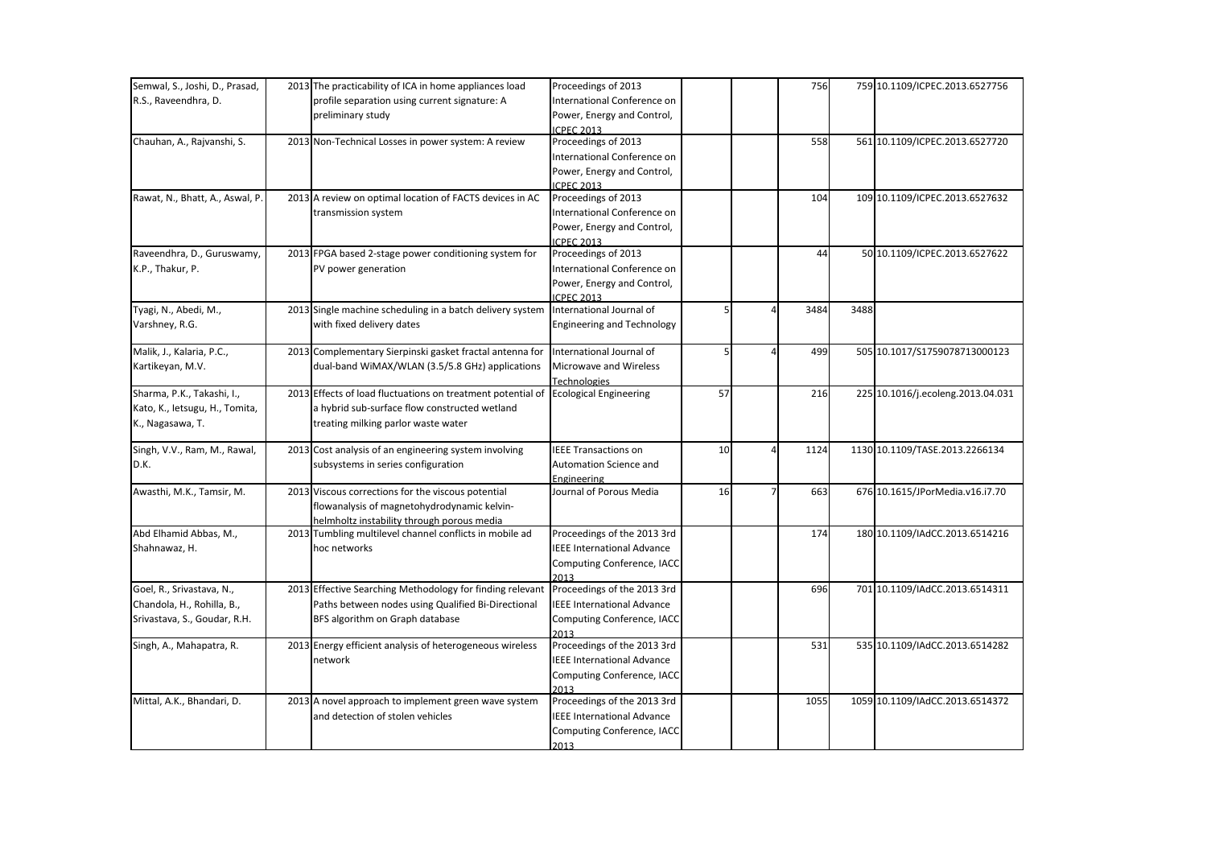| | | | | | | | | |
|---|---|---|---|---|---|---|---|---|
| Semwal, S., Joshi, D., Prasad, R.S., Raveendhra, D. | 2013 | The practicability of ICA in home appliances load profile separation using current signature: A preliminary study | Proceedings of 2013 International Conference on Power, Energy and Control, ICPEC 2013 | | | 756 | 759 | 10.1109/ICPEC.2013.6527756 |
| Chauhan, A., Rajvanshi, S. | 2013 | Non-Technical Losses in power system: A review | Proceedings of 2013 International Conference on Power, Energy and Control, ICPEC 2013 | | | 558 | 561 | 10.1109/ICPEC.2013.6527720 |
| Rawat, N., Bhatt, A., Aswal, P. | 2013 | A review on optimal location of FACTS devices in AC transmission system | Proceedings of 2013 International Conference on Power, Energy and Control, ICPEC 2013 | | | 104 | 109 | 10.1109/ICPEC.2013.6527632 |
| Raveendhra, D., Guruswamy, K.P., Thakur, P. | 2013 | FPGA based 2-stage power conditioning system for PV power generation | Proceedings of 2013 International Conference on Power, Energy and Control, ICPEC 2013 | | | 44 | 50 | 10.1109/ICPEC.2013.6527622 |
| Tyagi, N., Abedi, M., Varshney, R.G. | 2013 | Single machine scheduling in a batch delivery system with fixed delivery dates | International Journal of Engineering and Technology | 5 | 4 | 3484 | 3488 | |
| Malik, J., Kalaria, P.C., Kartikeyan, M.V. | 2013 | Complementary Sierpinski gasket fractal antenna for dual-band WiMAX/WLAN (3.5/5.8 GHz) applications | International Journal of Microwave and Wireless Technologies | 5 | 4 | 499 | 505 | 10.1017/S1759078713000123 |
| Sharma, P.K., Takashi, I., Kato, K., Ietsugu, H., Tomita, K., Nagasawa, T. | 2013 | Effects of load fluctuations on treatment potential of a hybrid sub-surface flow constructed wetland treating milking parlor waste water | Ecological Engineering | 57 | | 216 | 225 | 10.1016/j.ecoleng.2013.04.031 |
| Singh, V.V., Ram, M., Rawal, D.K. | 2013 | Cost analysis of an engineering system involving subsystems in series configuration | IEEE Transactions on Automation Science and Engineering | 10 | 4 | 1124 | 1130 | 10.1109/TASE.2013.2266134 |
| Awasthi, M.K., Tamsir, M. | 2013 | Viscous corrections for the viscous potential flowanalysis of magnetohydrodynamic kelvin-helmholtz instability through porous media | Journal of Porous Media | 16 | 7 | 663 | 676 | 10.1615/JPorMedia.v16.i7.70 |
| Abd Elhamid Abbas, M., Shahnawaz, H. | 2013 | Tumbling multilevel channel conflicts in mobile ad hoc networks | Proceedings of the 2013 3rd IEEE International Advance Computing Conference, IACC 2013 | | | 174 | 180 | 10.1109/IAdCC.2013.6514216 |
| Goel, R., Srivastava, N., Chandola, H., Rohilla, B., Srivastava, S., Goudar, R.H. | 2013 | Effective Searching Methodology for finding relevant Paths between nodes using Qualified Bi-Directional BFS algorithm on Graph database | Proceedings of the 2013 3rd IEEE International Advance Computing Conference, IACC 2013 | | | 696 | 701 | 10.1109/IAdCC.2013.6514311 |
| Singh, A., Mahapatra, R. | 2013 | Energy efficient analysis of heterogeneous wireless network | Proceedings of the 2013 3rd IEEE International Advance Computing Conference, IACC 2013 | | | 531 | 535 | 10.1109/IAdCC.2013.6514282 |
| Mittal, A.K., Bhandari, D. | 2013 | A novel approach to implement green wave system and detection of stolen vehicles | Proceedings of the 2013 3rd IEEE International Advance Computing Conference, IACC 2013 | | | 1055 | 1059 | 10.1109/IAdCC.2013.6514372 |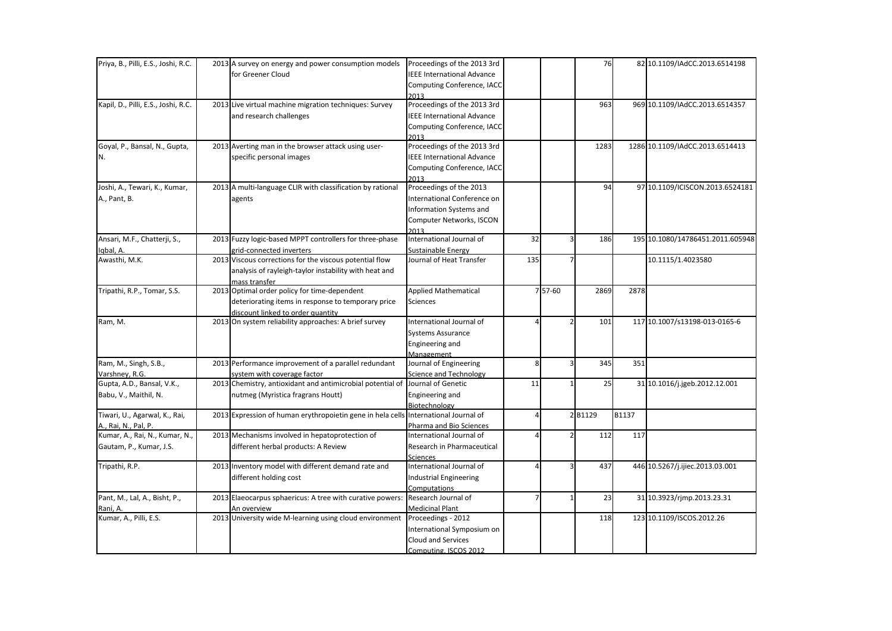| Priya, B., Pilli, E.S., Joshi, R.C. | 2013 | A survey on energy and power consumption models for Greener Cloud | Proceedings of the 2013 3rd IEEE International Advance Computing Conference, IACC 2013 | | | 76 | 82 | 10.1109/IAdCC.2013.6514198 |
|---|---|---|---|---|---|---|---|---|
| Kapil, D., Pilli, E.S., Joshi, R.C. | 2013 | Live virtual machine migration techniques: Survey and research challenges | Proceedings of the 2013 3rd IEEE International Advance Computing Conference, IACC 2013 | | | 963 | 969 | 10.1109/IAdCC.2013.6514357 |
| Goyal, P., Bansal, N., Gupta, N. | 2013 | Averting man in the browser attack using user-specific personal images | Proceedings of the 2013 3rd IEEE International Advance Computing Conference, IACC 2013 | | | 1283 | 1286 | 10.1109/IAdCC.2013.6514413 |
| Joshi, A., Tewari, K., Kumar, A., Pant, B. | 2013 | A multi-language CLIR with classification by rational agents | Proceedings of the 2013 International Conference on Information Systems and Computer Networks, ISCON 2013 | | | 94 | 97 | 10.1109/ICISCON.2013.6524181 |
| Ansari, M.F., Chatterji, S., Iqbal, A. | 2013 | Fuzzy logic-based MPPT controllers for three-phase grid-connected inverters | International Journal of Sustainable Energy | 32 | 3 | 186 | 195 | 10.1080/14786451.2011.605948 |
| Awasthi, M.K. | 2013 | Viscous corrections for the viscous potential flow analysis of rayleigh-taylor instability with heat and mass transfer | Journal of Heat Transfer | 135 | 7 | | | 10.1115/1.4023580 |
| Tripathi, R.P., Tomar, S.S. | 2013 | Optimal order policy for time-dependent deteriorating items in response to temporary price discount linked to order quantity | Applied Mathematical Sciences | 7 | 57-60 | 2869 | 2878 | |
| Ram, M. | 2013 | On system reliability approaches: A brief survey | International Journal of Systems Assurance Engineering and Management | 4 | 2 | 101 | 117 | 10.1007/s13198-013-0165-6 |
| Ram, M., Singh, S.B., Varshney, R.G. | 2013 | Performance improvement of a parallel redundant system with coverage factor | Journal of Engineering Science and Technology | 8 | 3 | 345 | 351 | |
| Gupta, A.D., Bansal, V.K., Babu, V., Maithil, N. | 2013 | Chemistry, antioxidant and antimicrobial potential of nutmeg (Myristica fragrans Houtt) | Journal of Genetic Engineering and Biotechnology | 11 | 1 | 25 | 31 | 10.1016/j.jgeb.2012.12.001 |
| Tiwari, U., Agarwal, K., Rai, A., Rai, N., Pal, P. | 2013 | Expression of human erythropoietin gene in hela cells | International Journal of Pharma and Bio Sciences | 4 | 2 | B1129 | B1137 | |
| Kumar, A., Rai, N., Kumar, N., Gautam, P., Kumar, J.S. | 2013 | Mechanisms involved in hepatoprotection of different herbal products: A Review | International Journal of Research in Pharmaceutical Sciences | 4 | 2 | 112 | 117 | |
| Tripathi, R.P. | 2013 | Inventory model with different demand rate and different holding cost | International Journal of Industrial Engineering Computations | 4 | 3 | 437 | 446 | 10.5267/j.ijiec.2013.03.001 |
| Pant, M., Lal, A., Bisht, P., Rani, A. | 2013 | Elaeocarpus sphaericus: A tree with curative powers: An overview | Research Journal of Medicinal Plant | 7 | 1 | 23 | 31 | 10.3923/rjmp.2013.23.31 |
| Kumar, A., Pilli, E.S. | 2013 | University wide M-learning using cloud environment | Proceedings - 2012 International Symposium on Cloud and Services Computing, ISCOS 2012 | | | 118 | 123 | 10.1109/ISCOS.2012.26 |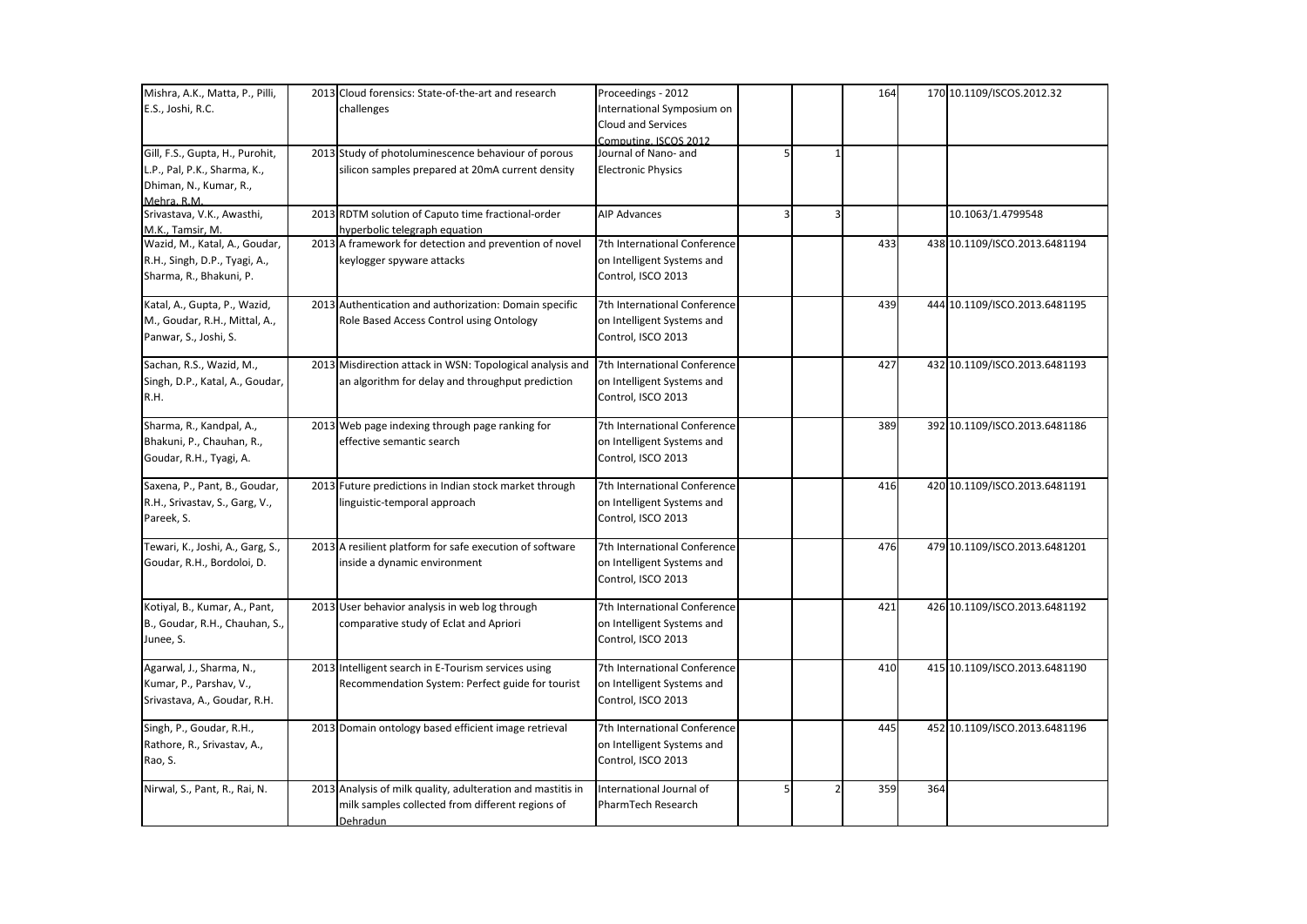| | | | | | | | | |
|---|---|---|---|---|---|---|---|---|
| Mishra, A.K., Matta, P., Pilli, E.S., Joshi, R.C. | 2013 | Cloud forensics: State-of-the-art and research challenges | Proceedings - 2012 International Symposium on Cloud and Services Computing, ISCOS 2012 | | | 164 | 170 | 10.1109/ISCOS.2012.32 |
| Gill, F.S., Gupta, H., Purohit, L.P., Pal, P.K., Sharma, K., Dhiman, N., Kumar, R., Mehra, R.M. | 2013 | Study of photoluminescence behaviour of porous silicon samples prepared at 20mA current density | Journal of Nano- and Electronic Physics | 5 | 1 | | | |
| Srivastava, V.K., Awasthi, M.K., Tamsir, M. | 2013 | RDTM solution of Caputo time fractional-order hyperbolic telegraph equation | AIP Advances | 3 | 3 | | | 10.1063/1.4799548 |
| Wazid, M., Katal, A., Goudar, R.H., Singh, D.P., Tyagi, A., Sharma, R., Bhakuni, P. | 2013 | A framework for detection and prevention of novel keylogger spyware attacks | 7th International Conference on Intelligent Systems and Control, ISCO 2013 | | | 433 | 438 | 10.1109/ISCO.2013.6481194 |
| Katal, A., Gupta, P., Wazid, M., Goudar, R.H., Mittal, A., Panwar, S., Joshi, S. | 2013 | Authentication and authorization: Domain specific Role Based Access Control using Ontology | 7th International Conference on Intelligent Systems and Control, ISCO 2013 | | | 439 | 444 | 10.1109/ISCO.2013.6481195 |
| Sachan, R.S., Wazid, M., Singh, D.P., Katal, A., Goudar, R.H. | 2013 | Misdirection attack in WSN: Topological analysis and an algorithm for delay and throughput prediction | 7th International Conference on Intelligent Systems and Control, ISCO 2013 | | | 427 | 432 | 10.1109/ISCO.2013.6481193 |
| Sharma, R., Kandpal, A., Bhakuni, P., Chauhan, R., Goudar, R.H., Tyagi, A. | 2013 | Web page indexing through page ranking for effective semantic search | 7th International Conference on Intelligent Systems and Control, ISCO 2013 | | | 389 | 392 | 10.1109/ISCO.2013.6481186 |
| Saxena, P., Pant, B., Goudar, R.H., Srivastav, S., Garg, V., Pareek, S. | 2013 | Future predictions in Indian stock market through linguistic-temporal approach | 7th International Conference on Intelligent Systems and Control, ISCO 2013 | | | 416 | 420 | 10.1109/ISCO.2013.6481191 |
| Tewari, K., Joshi, A., Garg, S., Goudar, R.H., Bordoloi, D. | 2013 | A resilient platform for safe execution of software inside a dynamic environment | 7th International Conference on Intelligent Systems and Control, ISCO 2013 | | | 476 | 479 | 10.1109/ISCO.2013.6481201 |
| Kotiyal, B., Kumar, A., Pant, B., Goudar, R.H., Chauhan, S., Junee, S. | 2013 | User behavior analysis in web log through comparative study of Eclat and Apriori | 7th International Conference on Intelligent Systems and Control, ISCO 2013 | | | 421 | 426 | 10.1109/ISCO.2013.6481192 |
| Agarwal, J., Sharma, N., Kumar, P., Parshav, V., Srivastava, A., Goudar, R.H. | 2013 | Intelligent search in E-Tourism services using Recommendation System: Perfect guide for tourist | 7th International Conference on Intelligent Systems and Control, ISCO 2013 | | | 410 | 415 | 10.1109/ISCO.2013.6481190 |
| Singh, P., Goudar, R.H., Rathore, R., Srivastav, A., Rao, S. | 2013 | Domain ontology based efficient image retrieval | 7th International Conference on Intelligent Systems and Control, ISCO 2013 | | | 445 | 452 | 10.1109/ISCO.2013.6481196 |
| Nirwal, S., Pant, R., Rai, N. | 2013 | Analysis of milk quality, adulteration and mastitis in milk samples collected from different regions of Dehradun | International Journal of PharmTech Research | 5 | 2 | 359 | 364 | |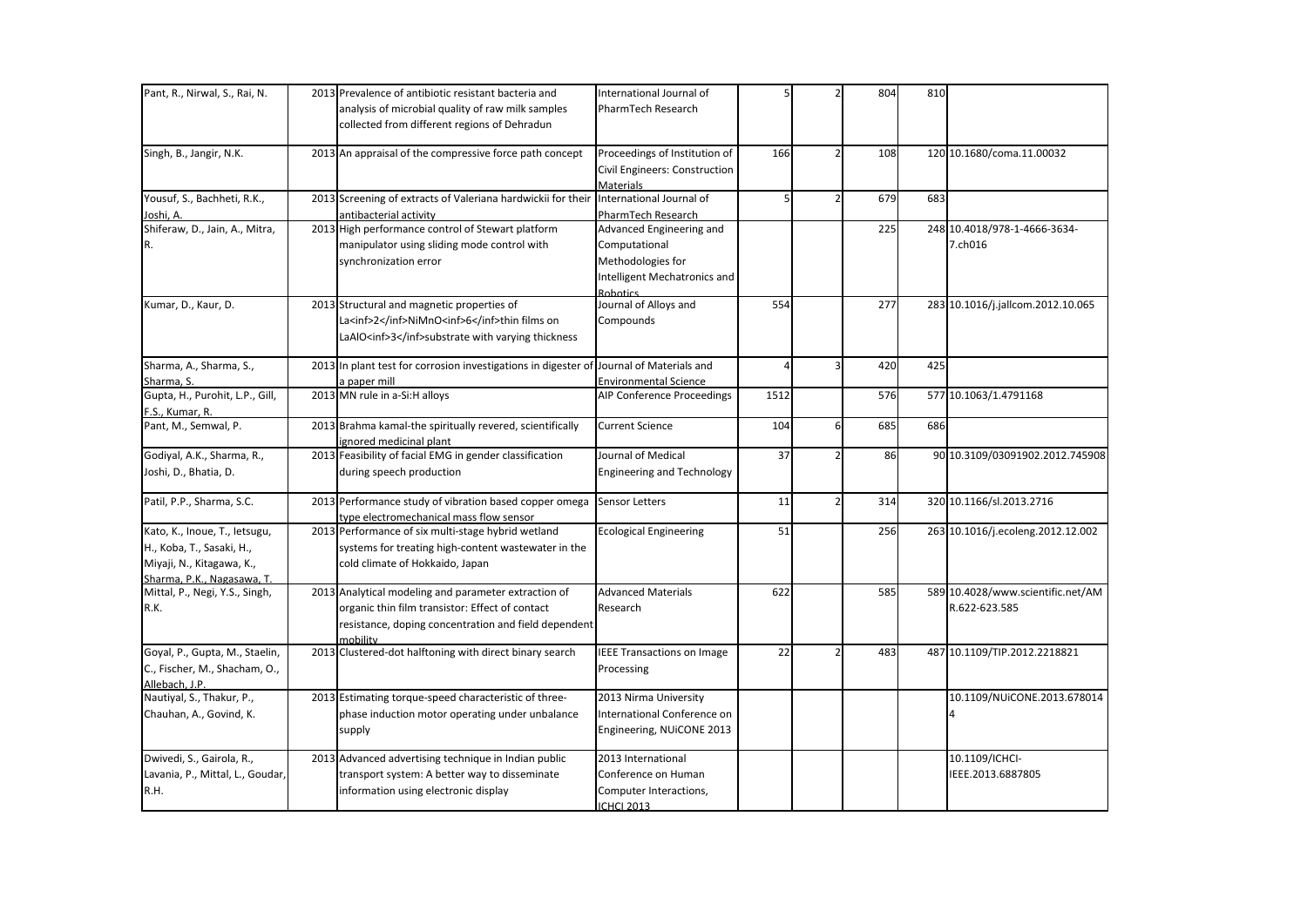| | | | | | | | | |
|---|---|---|---|---|---|---|---|---|
| Pant, R., Nirwal, S., Rai, N. | 2013 | Prevalence of antibiotic resistant bacteria and analysis of microbial quality of raw milk samples collected from different regions of Dehradun | International Journal of PharmTech Research | 5 | 2 | 804 | 810 | |
| Singh, B., Jangir, N.K. | 2013 | An appraisal of the compressive force path concept | Proceedings of Institution of Civil Engineers: Construction Materials | 166 | 2 | 108 | 120 | 10.1680/coma.11.00032 |
| Yousuf, S., Bachheti, R.K., Joshi, A. | 2013 | Screening of extracts of Valeriana hardwickii for their antibacterial activity | International Journal of PharmTech Research | 5 | 2 | 679 | 683 | |
| Shiferaw, D., Jain, A., Mitra, R. | 2013 | High performance control of Stewart platform manipulator using sliding mode control with synchronization error | Advanced Engineering and Computational Methodologies for Intelligent Mechatronics and Robotics | | | 225 | 248 | 10.4018/978-1-4666-3634-7.ch016 |
| Kumar, D., Kaur, D. | 2013 | Structural and magnetic properties of La<inf>2</inf>NiMnO<inf>6</inf>thin films on LaAlO<inf>3</inf>substrate with varying thickness | Journal of Alloys and Compounds | 554 | | 277 | 283 | 10.1016/j.jallcom.2012.10.065 |
| Sharma, A., Sharma, S., Sharma, S. | 2013 | In plant test for corrosion investigations in digester of a paper mill | Journal of Materials and Environmental Science | 4 | 3 | 420 | 425 | |
| Gupta, H., Purohit, L.P., Gill, F.S., Kumar, R. | 2013 | MN rule in a-Si:H alloys | AIP Conference Proceedings | 1512 | | 576 | 577 | 10.1063/1.4791168 |
| Pant, M., Semwal, P. | 2013 | Brahma kamal-the spiritually revered, scientifically ignored medicinal plant | Current Science | 104 | 6 | 685 | 686 | |
| Godiyal, A.K., Sharma, R., Joshi, D., Bhatia, D. | 2013 | Feasibility of facial EMG in gender classification during speech production | Journal of Medical Engineering and Technology | 37 | 2 | 86 | 90 | 10.3109/03091902.2012.745908 |
| Patil, P.P., Sharma, S.C. | 2013 | Performance study of vibration based copper omega type electromechanical mass flow sensor | Sensor Letters | 11 | 2 | 314 | 320 | 10.1166/sl.2013.2716 |
| Kato, K., Inoue, T., Ietsugu, H., Koba, T., Sasaki, H., Miyaji, N., Kitagawa, K., Sharma, P.K., Nagasawa, T. | 2013 | Performance of six multi-stage hybrid wetland systems for treating high-content wastewater in the cold climate of Hokkaido, Japan | Ecological Engineering | 51 | | 256 | 263 | 10.1016/j.ecoleng.2012.12.002 |
| Mittal, P., Negi, Y.S., Singh, R.K. | 2013 | Analytical modeling and parameter extraction of organic thin film transistor: Effect of contact resistance, doping concentration and field dependent mobility | Advanced Materials Research | 622 | | 585 | 589 | 10.4028/www.scientific.net/AMR.622-623.585 |
| Goyal, P., Gupta, M., Staelin, C., Fischer, M., Shacham, O., Allebach, J.P. | 2013 | Clustered-dot halftoning with direct binary search | IEEE Transactions on Image Processing | 22 | 2 | 483 | 487 | 10.1109/TIP.2012.2218821 |
| Nautiyal, S., Thakur, P., Chauhan, A., Govind, K. | 2013 | Estimating torque-speed characteristic of three-phase induction motor operating under unbalance supply | 2013 Nirma University International Conference on Engineering, NUiCONE 2013 | | | | | 10.1109/NUiCONE.2013.6780144 |
| Dwivedi, S., Gairola, R., Lavania, P., Mittal, L., Goudar, R.H. | 2013 | Advanced advertising technique in Indian public transport system: A better way to disseminate information using electronic display | 2013 International Conference on Human Computer Interactions, ICHCI 2013 | | | | | 10.1109/ICHCI-IEEE.2013.6887805 |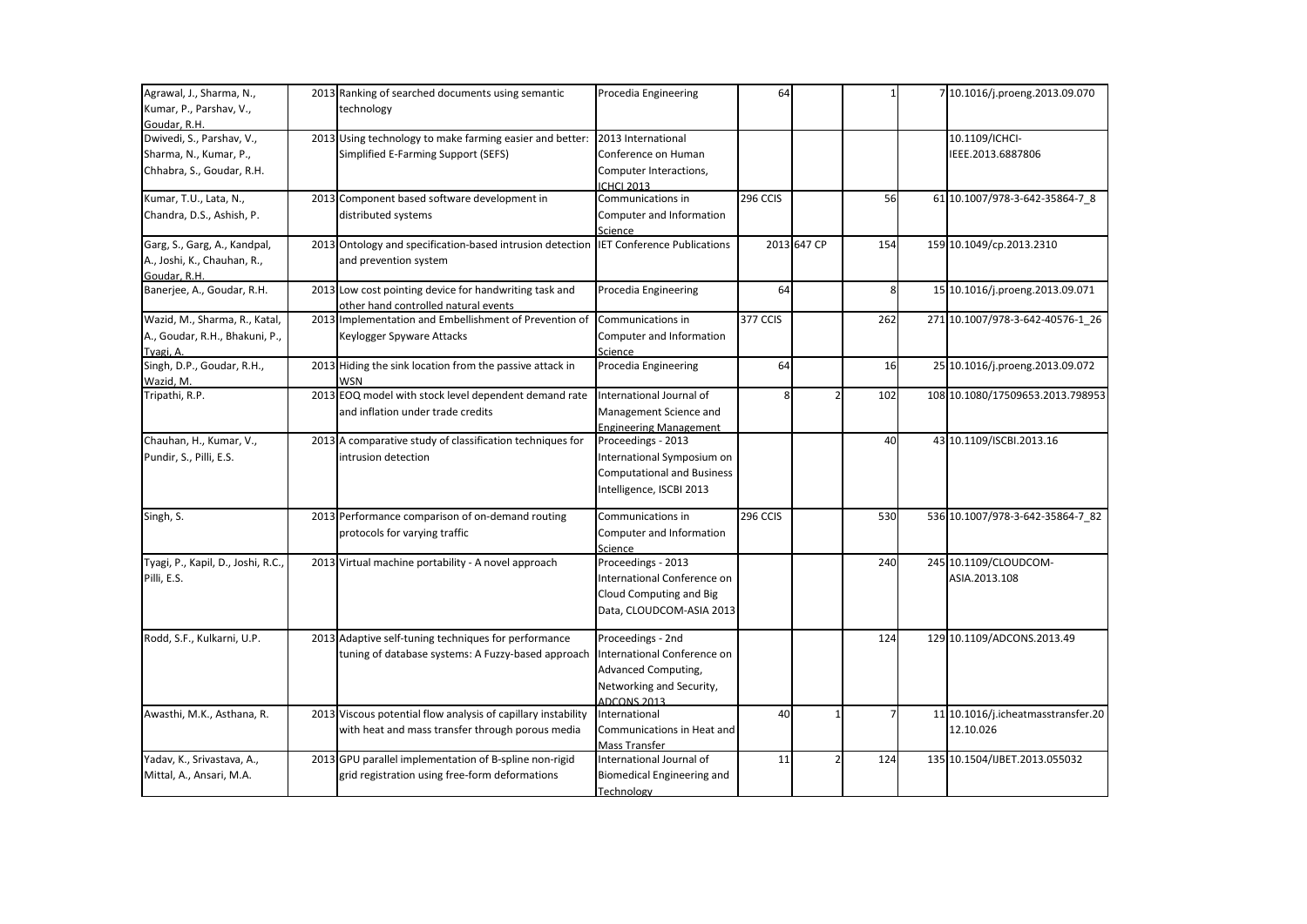| | | | | | | | | | |
|---|---|---|---|---|---|---|---|---|---|
| Agrawal, J., Sharma, N., Kumar, P., Parshav, V., Goudar, R.H. | 2013 | Ranking of searched documents using semantic technology | Procedia Engineering | 64 | | | 1 | 7 | 10.1016/j.proeng.2013.09.070 |
| Dwivedi, S., Parshav, V., Sharma, N., Kumar, P., Chhabra, S., Goudar, R.H. | 2013 | Using technology to make farming easier and better: Simplified E-Farming Support (SEFS) | 2013 International Conference on Human Computer Interactions, ICHCI 2013 | | | | | | 10.1109/ICHCI-IEEE.2013.6887806 |
| Kumar, T.U., Lata, N., Chandra, D.S., Ashish, P. | 2013 | Component based software development in distributed systems | Communications in Computer and Information Science | 296 CCIS | | | 56 | 61 | 10.1007/978-3-642-35864-7_8 |
| Garg, S., Garg, A., Kandpal, A., Joshi, K., Chauhan, R., Goudar, R.H. | 2013 | Ontology and specification-based intrusion detection and prevention system | IET Conference Publications | | 2013 | 647 CP | 154 | 159 | 10.1049/cp.2013.2310 |
| Banerjee, A., Goudar, R.H. | 2013 | Low cost pointing device for handwriting task and other hand controlled natural events | Procedia Engineering | 64 | | | 8 | 15 | 10.1016/j.proeng.2013.09.071 |
| Wazid, M., Sharma, R., Katal, A., Goudar, R.H., Bhakuni, P., Tyagi, A. | 2013 | Implementation and Embellishment of Prevention of Keylogger Spyware Attacks | Communications in Computer and Information Science | 377 CCIS | | | 262 | 271 | 10.1007/978-3-642-40576-1_26 |
| Singh, D.P., Goudar, R.H., Wazid, M. | 2013 | Hiding the sink location from the passive attack in WSN | Procedia Engineering | 64 | | | 16 | 25 | 10.1016/j.proeng.2013.09.072 |
| Tripathi, R.P. | 2013 | EOQ model with stock level dependent demand rate and inflation under trade credits | International Journal of Management Science and Engineering Management | 8 | 2 | | 102 | 108 | 10.1080/17509653.2013.798953 |
| Chauhan, H., Kumar, V., Pundir, S., Pilli, E.S. | 2013 | A comparative study of classification techniques for intrusion detection | Proceedings - 2013 International Symposium on Computational and Business Intelligence, ISCBI 2013 | | | | 40 | 43 | 10.1109/ISCBI.2013.16 |
| Singh, S. | 2013 | Performance comparison of on-demand routing protocols for varying traffic | Communications in Computer and Information Science | 296 CCIS | | | 530 | 536 | 10.1007/978-3-642-35864-7_82 |
| Tyagi, P., Kapil, D., Joshi, R.C., Pilli, E.S. | 2013 | Virtual machine portability - A novel approach | Proceedings - 2013 International Conference on Cloud Computing and Big Data, CLOUDCOM-ASIA 2013 | | | | 240 | 245 | 10.1109/CLOUDCOM-ASIA.2013.108 |
| Rodd, S.F., Kulkarni, U.P. | 2013 | Adaptive self-tuning techniques for performance tuning of database systems: A Fuzzy-based approach | Proceedings - 2nd International Conference on Advanced Computing, Networking and Security, ADCONS 2013 | | | | 124 | 129 | 10.1109/ADCONS.2013.49 |
| Awasthi, M.K., Asthana, R. | 2013 | Viscous potential flow analysis of capillary instability with heat and mass transfer through porous media | International Communications in Heat and Mass Transfer | 40 | 1 | | 7 | 11 | 10.1016/j.icheatmasstransfer.2012.10.026 |
| Yadav, K., Srivastava, A., Mittal, A., Ansari, M.A. | 2013 | GPU parallel implementation of B-spline non-rigid grid registration using free-form deformations | International Journal of Biomedical Engineering and Technology | 11 | 2 | | 124 | 135 | 10.1504/IJBET.2013.055032 |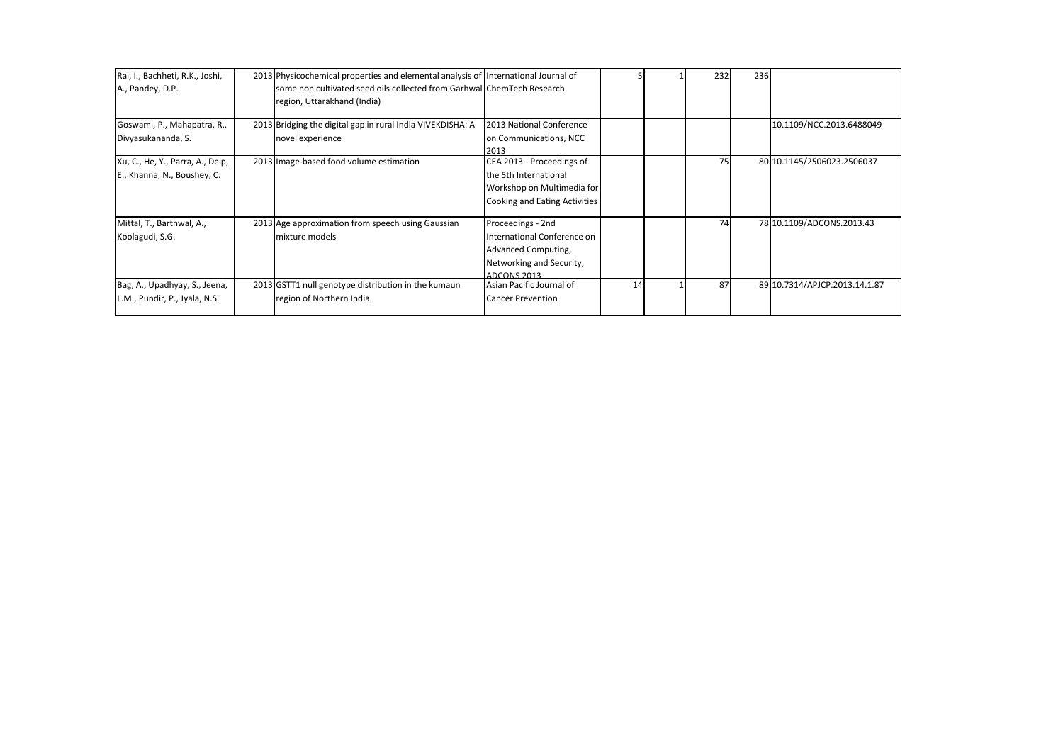| | | | | | | | | |
|---|---|---|---|---|---|---|---|---|
| Rai, I., Bachheti, R.K., Joshi, A., Pandey, D.P. | 2013 | Physicochemical properties and elemental analysis of some non cultivated seed oils collected from Garhwal region, Uttarakhand (India) | International Journal of ChemTech Research | 5 | 1 | 232 | 236 | |
| Goswami, P., Mahapatra, R., Divyasukananda, S. | 2013 | Bridging the digital gap in rural India VIVEKDISHA: A novel experience | 2013 National Conference on Communications, NCC 2013 | | | | | 10.1109/NCC.2013.6488049 |
| Xu, C., He, Y., Parra, A., Delp, E., Khanna, N., Boushey, C. | 2013 | Image-based food volume estimation | CEA 2013 - Proceedings of the 5th International Workshop on Multimedia for Cooking and Eating Activities | | | 75 | 80 | 10.1145/2506023.2506037 |
| Mittal, T., Barthwal, A., Koolagudi, S.G. | 2013 | Age approximation from speech using Gaussian mixture models | Proceedings - 2nd International Conference on Advanced Computing, Networking and Security, ADCONS 2013 | | | 74 | 78 | 10.1109/ADCONS.2013.43 |
| Bag, A., Upadhyay, S., Jeena, L.M., Pundir, P., Jyala, N.S. | 2013 | GSTT1 null genotype distribution in the kumaun region of Northern India | Asian Pacific Journal of Cancer Prevention | 14 | 1 | 87 | 89 | 10.7314/APJCP.2013.14.1.87 |